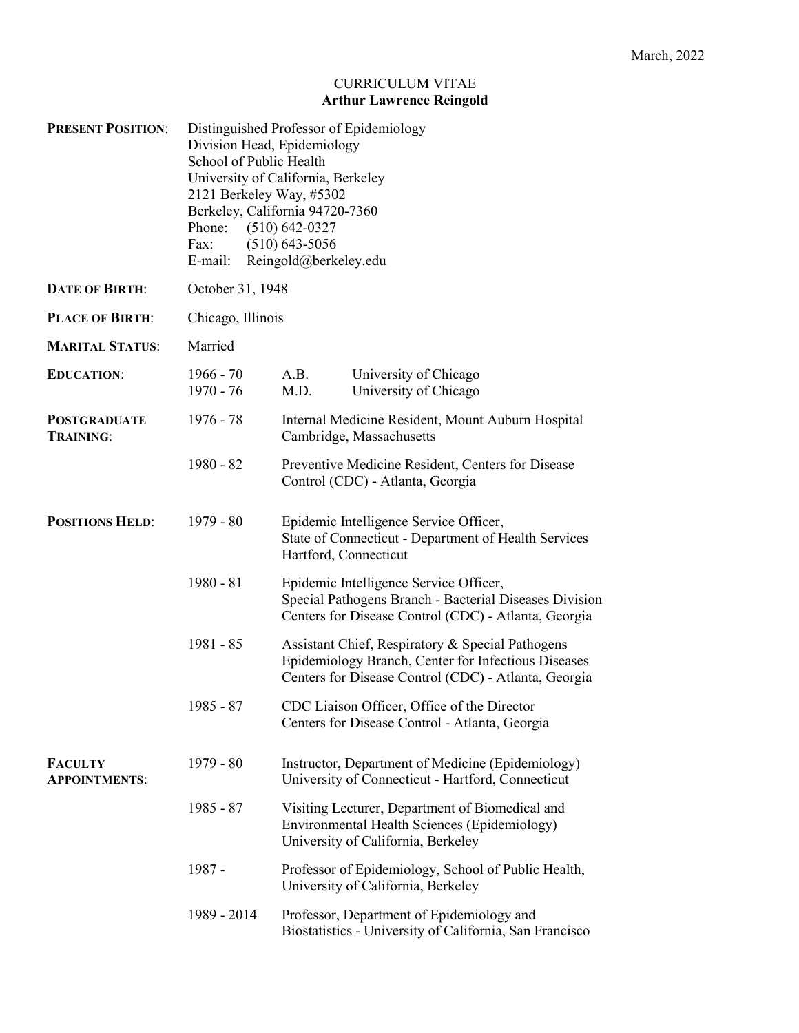March, 2022

# CURRICULUM VITAE
## Arthur Lawrence Reingold

**PRESENT POSITION**:

Distinguished Professor of Epidemiology
Division Head, Epidemiology
School of Public Health
University of California, Berkeley
2121 Berkeley Way, #5302
Berkeley, California 94720-7360
Phone: (510) 642-0327
Fax: (510) 643-5056
E-mail: Reingold@berkeley.edu

**DATE OF BIRTH**: October 31, 1948

**PLACE OF BIRTH**: Chicago, Illinois

**MARITAL STATUS**: Married

**EDUCATION**:

| | | |
|---|---|---|
| 1966 - 70 | A.B. | University of Chicago |
| 1970 - 76 | M.D. | University of Chicago |

**POSTGRADUATE TRAINING**:

| | |
|---|---|
| 1976 - 78 | Internal Medicine Resident, Mount Auburn Hospital Cambridge, Massachusetts |
| 1980 - 82 | Preventive Medicine Resident, Centers for Disease Control (CDC) - Atlanta, Georgia |

**POSITIONS HELD**:

| | |
|---|---|
| 1979 - 80 | Epidemic Intelligence Service Officer, State of Connecticut - Department of Health Services Hartford, Connecticut |
| 1980 - 81 | Epidemic Intelligence Service Officer, Special Pathogens Branch - Bacterial Diseases Division Centers for Disease Control (CDC) - Atlanta, Georgia |
| 1981 - 85 | Assistant Chief, Respiratory & Special Pathogens Epidemiology Branch, Center for Infectious Diseases Centers for Disease Control (CDC) - Atlanta, Georgia |
| 1985 - 87 | CDC Liaison Officer, Office of the Director Centers for Disease Control - Atlanta, Georgia |

**FACULTY APPOINTMENTS**:

| | |
|---|---|
| 1979 - 80 | Instructor, Department of Medicine (Epidemiology) University of Connecticut - Hartford, Connecticut |
| 1985 - 87 | Visiting Lecturer, Department of Biomedical and Environmental Health Sciences (Epidemiology) University of California, Berkeley |
| 1987 - | Professor of Epidemiology, School of Public Health, University of California, Berkeley |
| 1989 - 2014 | Professor, Department of Epidemiology and Biostatistics - University of California, San Francisco |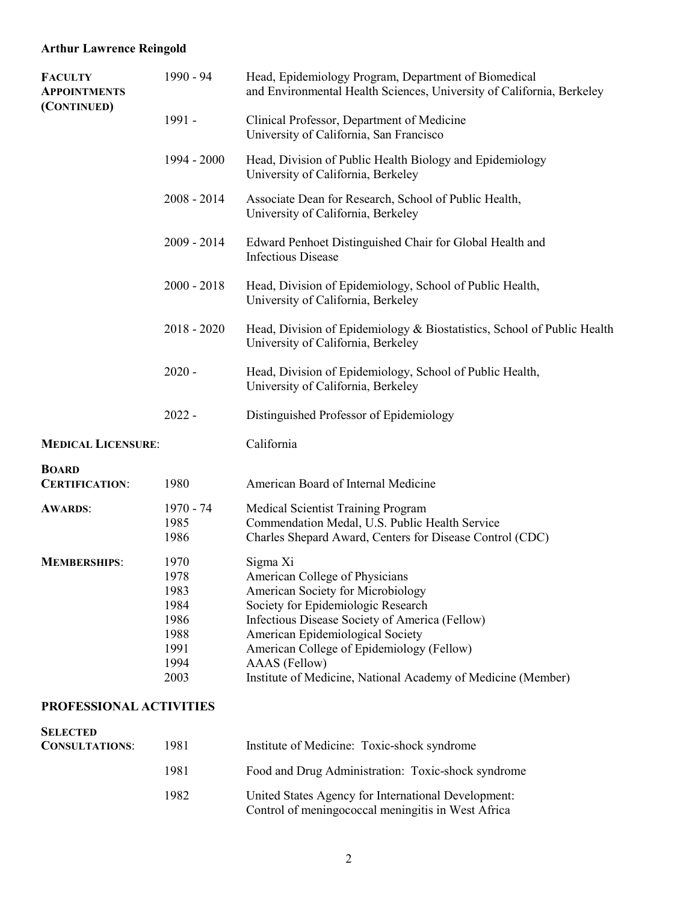**Arthur Lawrence Reingold**

| | | |
|---|---|---|
| **FACULTY APPOINTMENTS (CONTINUED)** | 1990 - 94 | Head, Epidemiology Program, Department of Biomedical and Environmental Health Sciences, University of California, Berkeley |
| | 1991 - | Clinical Professor, Department of Medicine University of California, San Francisco |
| | 1994 - 2000 | Head, Division of Public Health Biology and Epidemiology University of California, Berkeley |
| | 2008 - 2014 | Associate Dean for Research, School of Public Health, University of California, Berkeley |
| | 2009 - 2014 | Edward Penhoet Distinguished Chair for Global Health and Infectious Disease |
| | 2000 - 2018 | Head, Division of Epidemiology, School of Public Health, University of California, Berkeley |
| | 2018 - 2020 | Head, Division of Epidemiology & Biostatistics, School of Public Health University of California, Berkeley |
| | 2020 - | Head, Division of Epidemiology, School of Public Health, University of California, Berkeley |
| | 2022 - | Distinguished Professor of Epidemiology |
| **MEDICAL LICENSURE**: | | California |
| **BOARD CERTIFICATION**: | 1980 | American Board of Internal Medicine |
| **AWARDS**: | 1970 - 74 | Medical Scientist Training Program |
| | 1985 | Commendation Medal, U.S. Public Health Service |
| | 1986 | Charles Shepard Award, Centers for Disease Control (CDC) |
| **MEMBERSHIPS**: | 1970 | Sigma Xi |
| | 1978 | American College of Physicians |
| | 1983 | American Society for Microbiology |
| | 1984 | Society for Epidemiologic Research |
| | 1986 | Infectious Disease Society of America (Fellow) |
| | 1988 | American Epidemiological Society |
| | 1991 | American College of Epidemiology (Fellow) |
| | 1994 | AAAS (Fellow) |
| | 2003 | Institute of Medicine, National Academy of Medicine (Member) |

## PROFESSIONAL ACTIVITIES

| | | |
|---|---|---|
| **SELECTED CONSULTATIONS**: | 1981 | Institute of Medicine: Toxic-shock syndrome |
| | 1981 | Food and Drug Administration: Toxic-shock syndrome |
| | 1982 | United States Agency for International Development: Control of meningococcal meningitis in West Africa |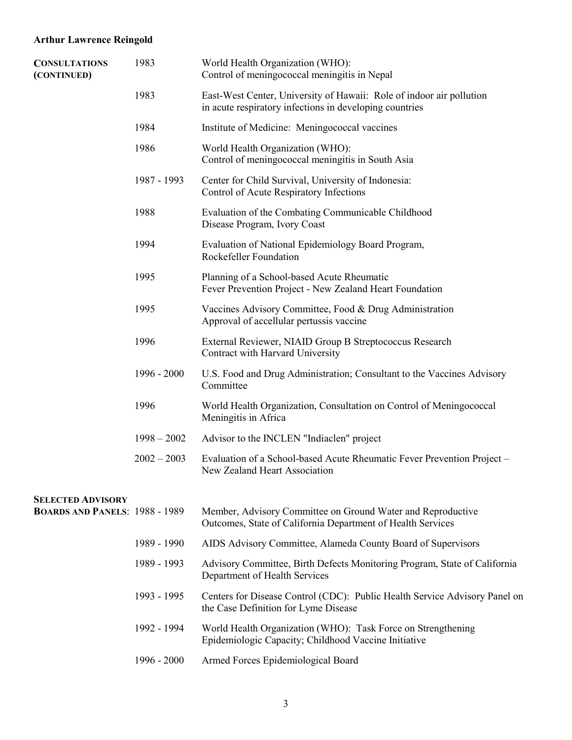**Arthur Lawrence Reingold**

**CONSULTATIONS (CONTINUED)**

| | |
|---|---|
| 1983 | World Health Organization (WHO): Control of meningococcal meningitis in Nepal |
| 1983 | East-West Center, University of Hawaii: Role of indoor air pollution in acute respiratory infections in developing countries |
| 1984 | Institute of Medicine: Meningococcal vaccines |
| 1986 | World Health Organization (WHO): Control of meningococcal meningitis in South Asia |
| 1987 - 1993 | Center for Child Survival, University of Indonesia: Control of Acute Respiratory Infections |
| 1988 | Evaluation of the Combating Communicable Childhood Disease Program, Ivory Coast |
| 1994 | Evaluation of National Epidemiology Board Program, Rockefeller Foundation |
| 1995 | Planning of a School-based Acute Rheumatic Fever Prevention Project - New Zealand Heart Foundation |
| 1995 | Vaccines Advisory Committee, Food & Drug Administration Approval of accellular pertussis vaccine |
| 1996 | External Reviewer, NIAID Group B Streptococcus Research Contract with Harvard University |
| 1996 - 2000 | U.S. Food and Drug Administration; Consultant to the Vaccines Advisory Committee |
| 1996 | World Health Organization, Consultation on Control of Meningococcal Meningitis in Africa |
| 1998 – 2002 | Advisor to the INCLEN "Indiaclen" project |
| 2002 – 2003 | Evaluation of a School-based Acute Rheumatic Fever Prevention Project – New Zealand Heart Association |

**SELECTED ADVISORY BOARDS AND PANELS**:

| | |
|---|---|
| 1988 - 1989 | Member, Advisory Committee on Ground Water and Reproductive Outcomes, State of California Department of Health Services |
| 1989 - 1990 | AIDS Advisory Committee, Alameda County Board of Supervisors |
| 1989 - 1993 | Advisory Committee, Birth Defects Monitoring Program, State of California Department of Health Services |
| 1993 - 1995 | Centers for Disease Control (CDC): Public Health Service Advisory Panel on the Case Definition for Lyme Disease |
| 1992 - 1994 | World Health Organization (WHO): Task Force on Strengthening Epidemiologic Capacity; Childhood Vaccine Initiative |
| 1996 - 2000 | Armed Forces Epidemiological Board |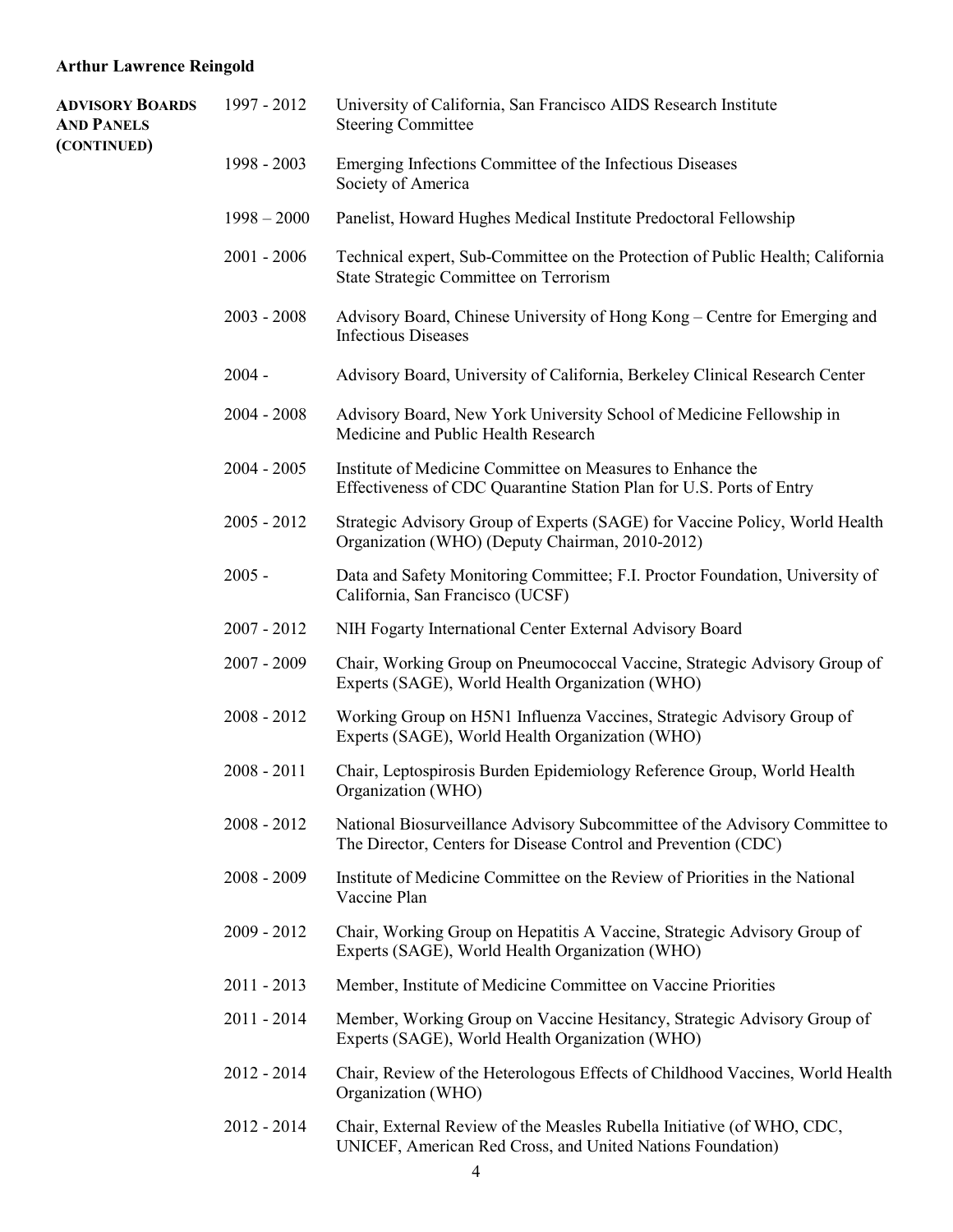**Arthur Lawrence Reingold**

**ADVISORY BOARDS AND PANELS (CONTINUED)**

| | |
|---|---|
| 1997 - 2012 | University of California, San Francisco AIDS Research Institute Steering Committee |
| 1998 - 2003 | Emerging Infections Committee of the Infectious Diseases Society of America |
| 1998 – 2000 | Panelist, Howard Hughes Medical Institute Predoctoral Fellowship |
| 2001 - 2006 | Technical expert, Sub-Committee on the Protection of Public Health; California State Strategic Committee on Terrorism |
| 2003 - 2008 | Advisory Board, Chinese University of Hong Kong – Centre for Emerging and Infectious Diseases |
| 2004 - | Advisory Board, University of California, Berkeley Clinical Research Center |
| 2004 - 2008 | Advisory Board, New York University School of Medicine Fellowship in Medicine and Public Health Research |
| 2004 - 2005 | Institute of Medicine Committee on Measures to Enhance the Effectiveness of CDC Quarantine Station Plan for U.S. Ports of Entry |
| 2005 - 2012 | Strategic Advisory Group of Experts (SAGE) for Vaccine Policy, World Health Organization (WHO) (Deputy Chairman, 2010-2012) |
| 2005 - | Data and Safety Monitoring Committee; F.I. Proctor Foundation, University of California, San Francisco (UCSF) |
| 2007 - 2012 | NIH Fogarty International Center External Advisory Board |
| 2007 - 2009 | Chair, Working Group on Pneumococcal Vaccine, Strategic Advisory Group of Experts (SAGE), World Health Organization (WHO) |
| 2008 - 2012 | Working Group on H5N1 Influenza Vaccines, Strategic Advisory Group of Experts (SAGE), World Health Organization (WHO) |
| 2008 - 2011 | Chair, Leptospirosis Burden Epidemiology Reference Group, World Health Organization (WHO) |
| 2008 - 2012 | National Biosurveillance Advisory Subcommittee of the Advisory Committee to The Director, Centers for Disease Control and Prevention (CDC) |
| 2008 - 2009 | Institute of Medicine Committee on the Review of Priorities in the National Vaccine Plan |
| 2009 - 2012 | Chair, Working Group on Hepatitis A Vaccine, Strategic Advisory Group of Experts (SAGE), World Health Organization (WHO) |
| 2011 - 2013 | Member, Institute of Medicine Committee on Vaccine Priorities |
| 2011 - 2014 | Member, Working Group on Vaccine Hesitancy, Strategic Advisory Group of Experts (SAGE), World Health Organization (WHO) |
| 2012 - 2014 | Chair, Review of the Heterologous Effects of Childhood Vaccines, World Health Organization (WHO) |
| 2012 - 2014 | Chair, External Review of the Measles Rubella Initiative (of WHO, CDC, UNICEF, American Red Cross, and United Nations Foundation) |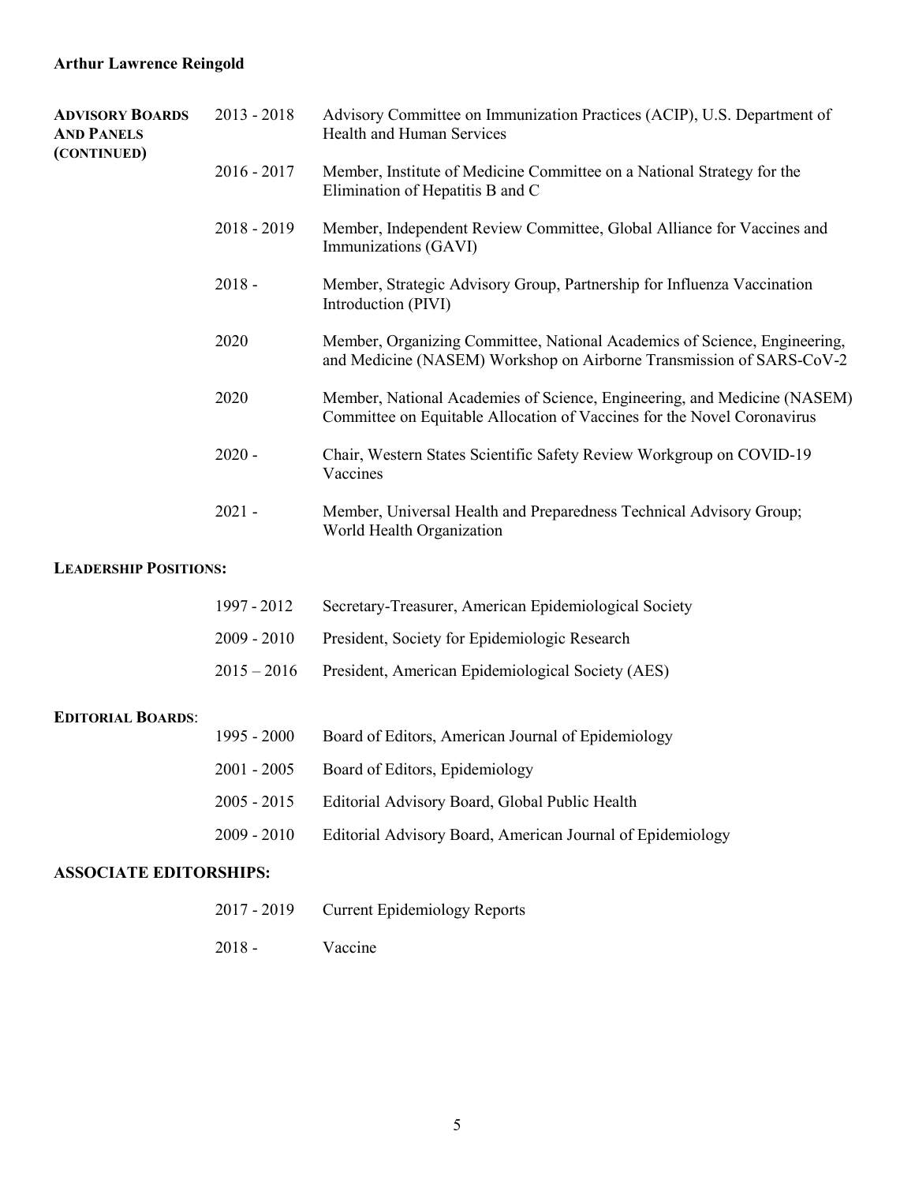**Arthur Lawrence Reingold**

**ADVISORY BOARDS AND PANELS (CONTINUED)**

| | |
|---|---|
| 2013 - 2018 | Advisory Committee on Immunization Practices (ACIP), U.S. Department of Health and Human Services |
| 2016 - 2017 | Member, Institute of Medicine Committee on a National Strategy for the Elimination of Hepatitis B and C |
| 2018 - 2019 | Member, Independent Review Committee, Global Alliance for Vaccines and Immunizations (GAVI) |
| 2018 - | Member, Strategic Advisory Group, Partnership for Influenza Vaccination Introduction (PIVI) |
| 2020 | Member, Organizing Committee, National Academics of Science, Engineering, and Medicine (NASEM) Workshop on Airborne Transmission of SARS-CoV-2 |
| 2020 | Member, National Academies of Science, Engineering, and Medicine (NASEM) Committee on Equitable Allocation of Vaccines for the Novel Coronavirus |
| 2020 - | Chair, Western States Scientific Safety Review Workgroup on COVID-19 Vaccines |
| 2021 - | Member, Universal Health and Preparedness Technical Advisory Group; World Health Organization |

**LEADERSHIP POSITIONS:**

| | |
|---|---|
| 1997 - 2012 | Secretary-Treasurer, American Epidemiological Society |
| 2009 - 2010 | President, Society for Epidemiologic Research |
| 2015 – 2016 | President, American Epidemiological Society (AES) |

**EDITORIAL BOARDS**:

| | |
|---|---|
| 1995 - 2000 | Board of Editors, American Journal of Epidemiology |
| 2001 - 2005 | Board of Editors, Epidemiology |
| 2005 - 2015 | Editorial Advisory Board, Global Public Health |
| 2009 - 2010 | Editorial Advisory Board, American Journal of Epidemiology |

**ASSOCIATE EDITORSHIPS:**

| | |
|---|---|
| 2017 - 2019 | Current Epidemiology Reports |
| 2018 - | Vaccine |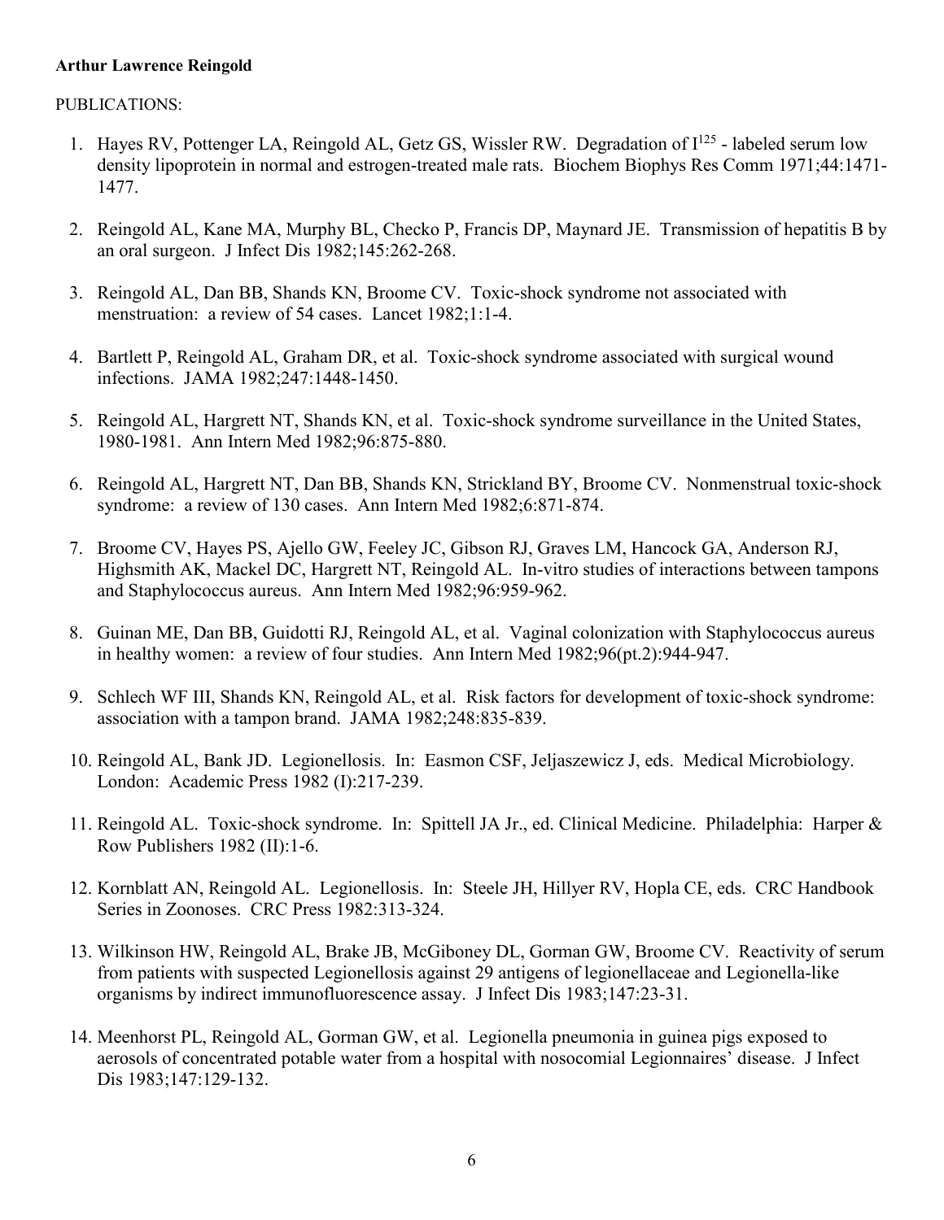**Arthur Lawrence Reingold**

PUBLICATIONS:

1. Hayes RV, Pottenger LA, Reingold AL, Getz GS, Wissler RW. Degradation of $I^{125}$ - labeled serum low density lipoprotein in normal and estrogen-treated male rats. Biochem Biophys Res Comm 1971;44:1471-1477.

2. Reingold AL, Kane MA, Murphy BL, Checko P, Francis DP, Maynard JE. Transmission of hepatitis B by an oral surgeon. J Infect Dis 1982;145:262-268.

3. Reingold AL, Dan BB, Shands KN, Broome CV. Toxic-shock syndrome not associated with menstruation: a review of 54 cases. Lancet 1982;1:1-4.

4. Bartlett P, Reingold AL, Graham DR, et al. Toxic-shock syndrome associated with surgical wound infections. JAMA 1982;247:1448-1450.

5. Reingold AL, Hargrett NT, Shands KN, et al. Toxic-shock syndrome surveillance in the United States, 1980-1981. Ann Intern Med 1982;96:875-880.

6. Reingold AL, Hargrett NT, Dan BB, Shands KN, Strickland BY, Broome CV. Nonmenstrual toxic-shock syndrome: a review of 130 cases. Ann Intern Med 1982;6:871-874.

7. Broome CV, Hayes PS, Ajello GW, Feeley JC, Gibson RJ, Graves LM, Hancock GA, Anderson RJ, Highsmith AK, Mackel DC, Hargrett NT, Reingold AL. In-vitro studies of interactions between tampons and Staphylococcus aureus. Ann Intern Med 1982;96:959-962.

8. Guinan ME, Dan BB, Guidotti RJ, Reingold AL, et al. Vaginal colonization with Staphylococcus aureus in healthy women: a review of four studies. Ann Intern Med 1982;96(pt.2):944-947.

9. Schlech WF III, Shands KN, Reingold AL, et al. Risk factors for development of toxic-shock syndrome: association with a tampon brand. JAMA 1982;248:835-839.

10. Reingold AL, Bank JD. Legionellosis. In: Easmon CSF, Jeljaszewicz J, eds. Medical Microbiology. London: Academic Press 1982 (I):217-239.

11. Reingold AL. Toxic-shock syndrome. In: Spittell JA Jr., ed. Clinical Medicine. Philadelphia: Harper & Row Publishers 1982 (II):1-6.

12. Kornblatt AN, Reingold AL. Legionellosis. In: Steele JH, Hillyer RV, Hopla CE, eds. CRC Handbook Series in Zoonoses. CRC Press 1982:313-324.

13. Wilkinson HW, Reingold AL, Brake JB, McGiboney DL, Gorman GW, Broome CV. Reactivity of serum from patients with suspected Legionellosis against 29 antigens of legionellaceae and Legionella-like organisms by indirect immunofluorescence assay. J Infect Dis 1983;147:23-31.

14. Meenhorst PL, Reingold AL, Gorman GW, et al. Legionella pneumonia in guinea pigs exposed to aerosols of concentrated potable water from a hospital with nosocomial Legionnaires' disease. J Infect Dis 1983;147:129-132.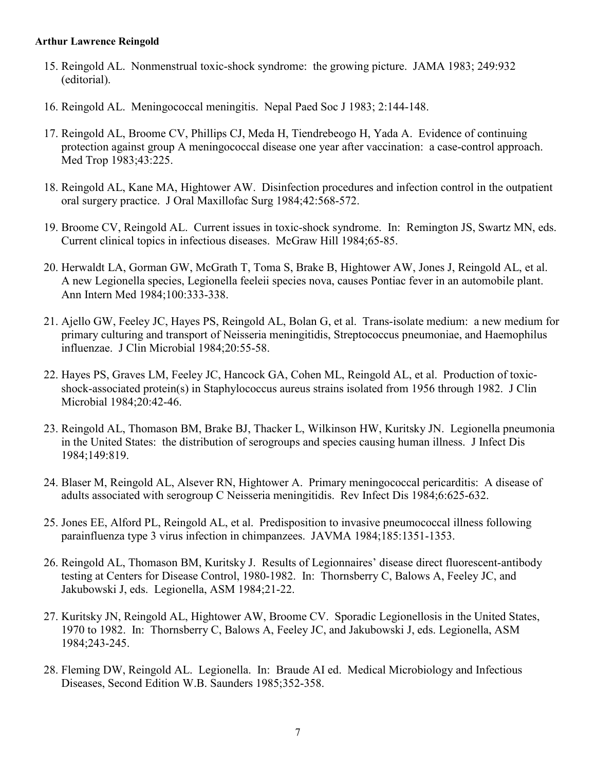15. Reingold AL. Nonmenstrual toxic-shock syndrome: the growing picture. JAMA 1983; 249:932 (editorial).

16. Reingold AL. Meningococcal meningitis. Nepal Paed Soc J 1983; 2:144-148.

17. Reingold AL, Broome CV, Phillips CJ, Meda H, Tiendrebeogo H, Yada A. Evidence of continuing protection against group A meningococcal disease one year after vaccination: a case-control approach. Med Trop 1983;43:225.

18. Reingold AL, Kane MA, Hightower AW. Disinfection procedures and infection control in the outpatient oral surgery practice. J Oral Maxillofac Surg 1984;42:568-572.

19. Broome CV, Reingold AL. Current issues in toxic-shock syndrome. In: Remington JS, Swartz MN, eds. Current clinical topics in infectious diseases. McGraw Hill 1984;65-85.

20. Herwaldt LA, Gorman GW, McGrath T, Toma S, Brake B, Hightower AW, Jones J, Reingold AL, et al. A new Legionella species, Legionella feeleii species nova, causes Pontiac fever in an automobile plant. Ann Intern Med 1984;100:333-338.

21. Ajello GW, Feeley JC, Hayes PS, Reingold AL, Bolan G, et al. Trans-isolate medium: a new medium for primary culturing and transport of Neisseria meningitidis, Streptococcus pneumoniae, and Haemophilus influenzae. J Clin Microbial 1984;20:55-58.

22. Hayes PS, Graves LM, Feeley JC, Hancock GA, Cohen ML, Reingold AL, et al. Production of toxic-shock-associated protein(s) in Staphylococcus aureus strains isolated from 1956 through 1982. J Clin Microbial 1984;20:42-46.

23. Reingold AL, Thomason BM, Brake BJ, Thacker L, Wilkinson HW, Kuritsky JN. Legionella pneumonia in the United States: the distribution of serogroups and species causing human illness. J Infect Dis 1984;149:819.

24. Blaser M, Reingold AL, Alsever RN, Hightower A. Primary meningococcal pericarditis: A disease of adults associated with serogroup C Neisseria meningitidis. Rev Infect Dis 1984;6:625-632.

25. Jones EE, Alford PL, Reingold AL, et al. Predisposition to invasive pneumococcal illness following parainfluenza type 3 virus infection in chimpanzees. JAVMA 1984;185:1351-1353.

26. Reingold AL, Thomason BM, Kuritsky J. Results of Legionnaires' disease direct fluorescent-antibody testing at Centers for Disease Control, 1980-1982. In: Thornsberry C, Balows A, Feeley JC, and Jakubowski J, eds. Legionella, ASM 1984;21-22.

27. Kuritsky JN, Reingold AL, Hightower AW, Broome CV. Sporadic Legionellosis in the United States, 1970 to 1982. In: Thornsberry C, Balows A, Feeley JC, and Jakubowski J, eds. Legionella, ASM 1984;243-245.

28. Fleming DW, Reingold AL. Legionella. In: Braude AI ed. Medical Microbiology and Infectious Diseases, Second Edition W.B. Saunders 1985;352-358.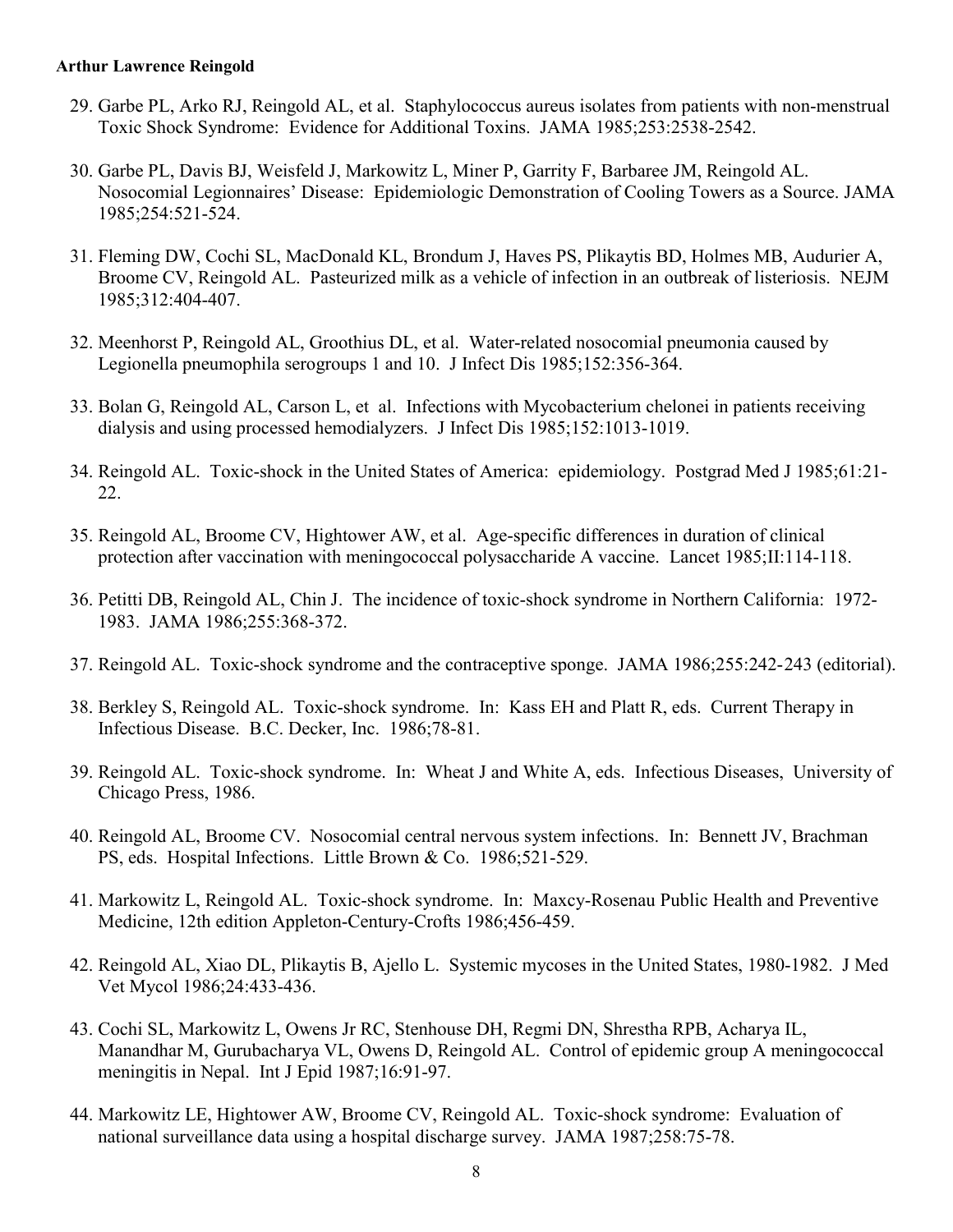29. Garbe PL, Arko RJ, Reingold AL, et al. Staphylococcus aureus isolates from patients with non-menstrual Toxic Shock Syndrome: Evidence for Additional Toxins. JAMA 1985;253:2538-2542.

30. Garbe PL, Davis BJ, Weisfeld J, Markowitz L, Miner P, Garrity F, Barbaree JM, Reingold AL. Nosocomial Legionnaires' Disease: Epidemiologic Demonstration of Cooling Towers as a Source. JAMA 1985;254:521-524.

31. Fleming DW, Cochi SL, MacDonald KL, Brondum J, Haves PS, Plikaytis BD, Holmes MB, Audurier A, Broome CV, Reingold AL. Pasteurized milk as a vehicle of infection in an outbreak of listeriosis. NEJM 1985;312:404-407.

32. Meenhorst P, Reingold AL, Groothius DL, et al. Water-related nosocomial pneumonia caused by Legionella pneumophila serogroups 1 and 10. J Infect Dis 1985;152:356-364.

33. Bolan G, Reingold AL, Carson L, et al. Infections with Mycobacterium chelonei in patients receiving dialysis and using processed hemodialyzers. J Infect Dis 1985;152:1013-1019.

34. Reingold AL. Toxic-shock in the United States of America: epidemiology. Postgrad Med J 1985;61:21-22.

35. Reingold AL, Broome CV, Hightower AW, et al. Age-specific differences in duration of clinical protection after vaccination with meningococcal polysaccharide A vaccine. Lancet 1985;II:114-118.

36. Petitti DB, Reingold AL, Chin J. The incidence of toxic-shock syndrome in Northern California: 1972-1983. JAMA 1986;255:368-372.

37. Reingold AL. Toxic-shock syndrome and the contraceptive sponge. JAMA 1986;255:242-243 (editorial).

38. Berkley S, Reingold AL. Toxic-shock syndrome. In: Kass EH and Platt R, eds. Current Therapy in Infectious Disease. B.C. Decker, Inc. 1986;78-81.

39. Reingold AL. Toxic-shock syndrome. In: Wheat J and White A, eds. Infectious Diseases, University of Chicago Press, 1986.

40. Reingold AL, Broome CV. Nosocomial central nervous system infections. In: Bennett JV, Brachman PS, eds. Hospital Infections. Little Brown & Co. 1986;521-529.

41. Markowitz L, Reingold AL. Toxic-shock syndrome. In: Maxcy-Rosenau Public Health and Preventive Medicine, 12th edition Appleton-Century-Crofts 1986;456-459.

42. Reingold AL, Xiao DL, Plikaytis B, Ajello L. Systemic mycoses in the United States, 1980-1982. J Med Vet Mycol 1986;24:433-436.

43. Cochi SL, Markowitz L, Owens Jr RC, Stenhouse DH, Regmi DN, Shrestha RPB, Acharya IL, Manandhar M, Gurubacharya VL, Owens D, Reingold AL. Control of epidemic group A meningococcal meningitis in Nepal. Int J Epid 1987;16:91-97.

44. Markowitz LE, Hightower AW, Broome CV, Reingold AL. Toxic-shock syndrome: Evaluation of national surveillance data using a hospital discharge survey. JAMA 1987;258:75-78.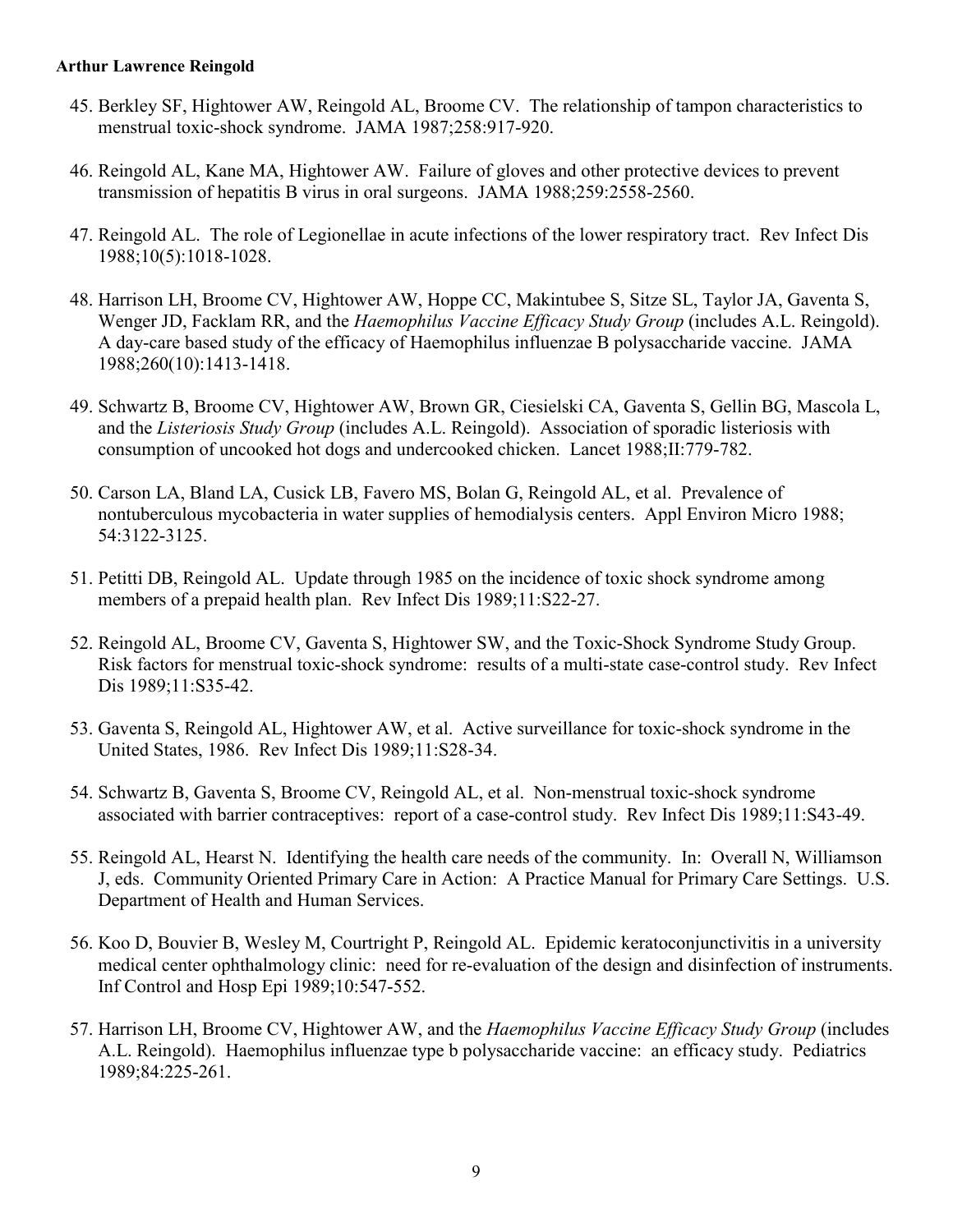45. Berkley SF, Hightower AW, Reingold AL, Broome CV. The relationship of tampon characteristics to menstrual toxic-shock syndrome. JAMA 1987;258:917-920.

46. Reingold AL, Kane MA, Hightower AW. Failure of gloves and other protective devices to prevent transmission of hepatitis B virus in oral surgeons. JAMA 1988;259:2558-2560.

47. Reingold AL. The role of Legionellae in acute infections of the lower respiratory tract. Rev Infect Dis 1988;10(5):1018-1028.

48. Harrison LH, Broome CV, Hightower AW, Hoppe CC, Makintubee S, Sitze SL, Taylor JA, Gaventa S, Wenger JD, Facklam RR, and the *Haemophilus Vaccine Efficacy Study Group* (includes A.L. Reingold). A day-care based study of the efficacy of Haemophilus influenzae B polysaccharide vaccine. JAMA 1988;260(10):1413-1418.

49. Schwartz B, Broome CV, Hightower AW, Brown GR, Ciesielski CA, Gaventa S, Gellin BG, Mascola L, and the *Listeriosis Study Group* (includes A.L. Reingold). Association of sporadic listeriosis with consumption of uncooked hot dogs and undercooked chicken. Lancet 1988;II:779-782.

50. Carson LA, Bland LA, Cusick LB, Favero MS, Bolan G, Reingold AL, et al. Prevalence of nontuberculous mycobacteria in water supplies of hemodialysis centers. Appl Environ Micro 1988; 54:3122-3125.

51. Petitti DB, Reingold AL. Update through 1985 on the incidence of toxic shock syndrome among members of a prepaid health plan. Rev Infect Dis 1989;11:S22-27.

52. Reingold AL, Broome CV, Gaventa S, Hightower SW, and the Toxic-Shock Syndrome Study Group. Risk factors for menstrual toxic-shock syndrome: results of a multi-state case-control study. Rev Infect Dis 1989;11:S35-42.

53. Gaventa S, Reingold AL, Hightower AW, et al. Active surveillance for toxic-shock syndrome in the United States, 1986. Rev Infect Dis 1989;11:S28-34.

54. Schwartz B, Gaventa S, Broome CV, Reingold AL, et al. Non-menstrual toxic-shock syndrome associated with barrier contraceptives: report of a case-control study. Rev Infect Dis 1989;11:S43-49.

55. Reingold AL, Hearst N. Identifying the health care needs of the community. In: Overall N, Williamson J, eds. Community Oriented Primary Care in Action: A Practice Manual for Primary Care Settings. U.S. Department of Health and Human Services.

56. Koo D, Bouvier B, Wesley M, Courtright P, Reingold AL. Epidemic keratoconjunctivitis in a university medical center ophthalmology clinic: need for re-evaluation of the design and disinfection of instruments. Inf Control and Hosp Epi 1989;10:547-552.

57. Harrison LH, Broome CV, Hightower AW, and the *Haemophilus Vaccine Efficacy Study Group* (includes A.L. Reingold). Haemophilus influenzae type b polysaccharide vaccine: an efficacy study. Pediatrics 1989;84:225-261.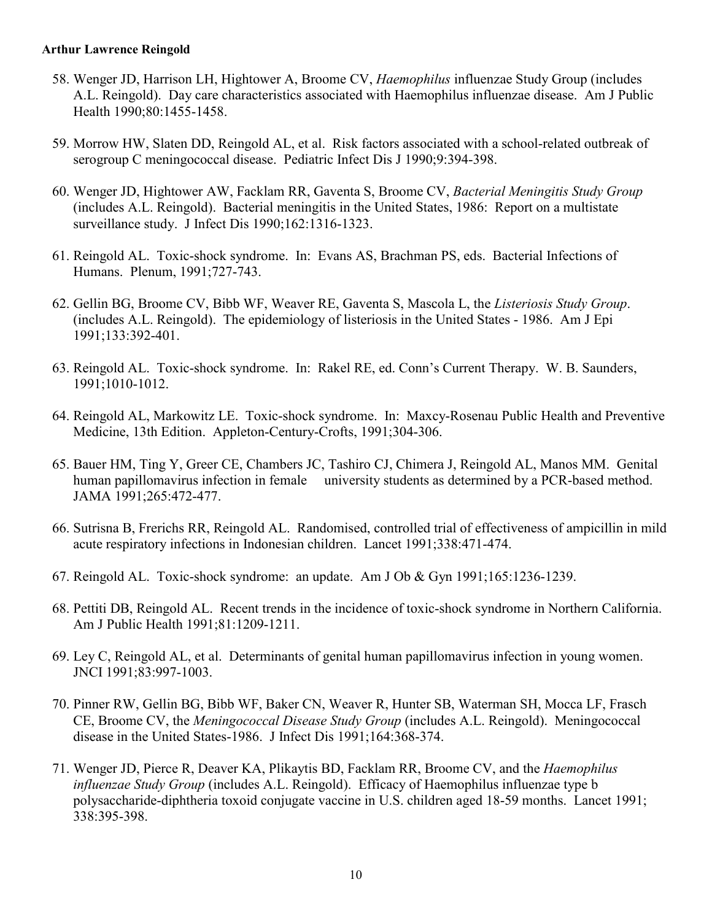58. Wenger JD, Harrison LH, Hightower A, Broome CV, *Haemophilus* influenzae Study Group (includes A.L. Reingold). Day care characteristics associated with Haemophilus influenzae disease. Am J Public Health 1990;80:1455-1458.

59. Morrow HW, Slaten DD, Reingold AL, et al. Risk factors associated with a school-related outbreak of serogroup C meningococcal disease. Pediatric Infect Dis J 1990;9:394-398.

60. Wenger JD, Hightower AW, Facklam RR, Gaventa S, Broome CV, *Bacterial Meningitis Study Group* (includes A.L. Reingold). Bacterial meningitis in the United States, 1986: Report on a multistate surveillance study. J Infect Dis 1990;162:1316-1323.

61. Reingold AL. Toxic-shock syndrome. In: Evans AS, Brachman PS, eds. Bacterial Infections of Humans. Plenum, 1991;727-743.

62. Gellin BG, Broome CV, Bibb WF, Weaver RE, Gaventa S, Mascola L, the *Listeriosis Study Group*. (includes A.L. Reingold). The epidemiology of listeriosis in the United States - 1986. Am J Epi 1991;133:392-401.

63. Reingold AL. Toxic-shock syndrome. In: Rakel RE, ed. Conn's Current Therapy. W. B. Saunders, 1991;1010-1012.

64. Reingold AL, Markowitz LE. Toxic-shock syndrome. In: Maxcy-Rosenau Public Health and Preventive Medicine, 13th Edition. Appleton-Century-Crofts, 1991;304-306.

65. Bauer HM, Ting Y, Greer CE, Chambers JC, Tashiro CJ, Chimera J, Reingold AL, Manos MM. Genital human papillomavirus infection in female university students as determined by a PCR-based method. JAMA 1991;265:472-477.

66. Sutrisna B, Frerichs RR, Reingold AL. Randomised, controlled trial of effectiveness of ampicillin in mild acute respiratory infections in Indonesian children. Lancet 1991;338:471-474.

67. Reingold AL. Toxic-shock syndrome: an update. Am J Ob & Gyn 1991;165:1236-1239.

68. Pettiti DB, Reingold AL. Recent trends in the incidence of toxic-shock syndrome in Northern California. Am J Public Health 1991;81:1209-1211.

69. Ley C, Reingold AL, et al. Determinants of genital human papillomavirus infection in young women. JNCI 1991;83:997-1003.

70. Pinner RW, Gellin BG, Bibb WF, Baker CN, Weaver R, Hunter SB, Waterman SH, Mocca LF, Frasch CE, Broome CV, the *Meningococcal Disease Study Group* (includes A.L. Reingold). Meningococcal disease in the United States-1986. J Infect Dis 1991;164:368-374.

71. Wenger JD, Pierce R, Deaver KA, Plikaytis BD, Facklam RR, Broome CV, and the *Haemophilus influenzae Study Group* (includes A.L. Reingold). Efficacy of Haemophilus influenzae type b polysaccharide-diphtheria toxoid conjugate vaccine in U.S. children aged 18-59 months. Lancet 1991; 338:395-398.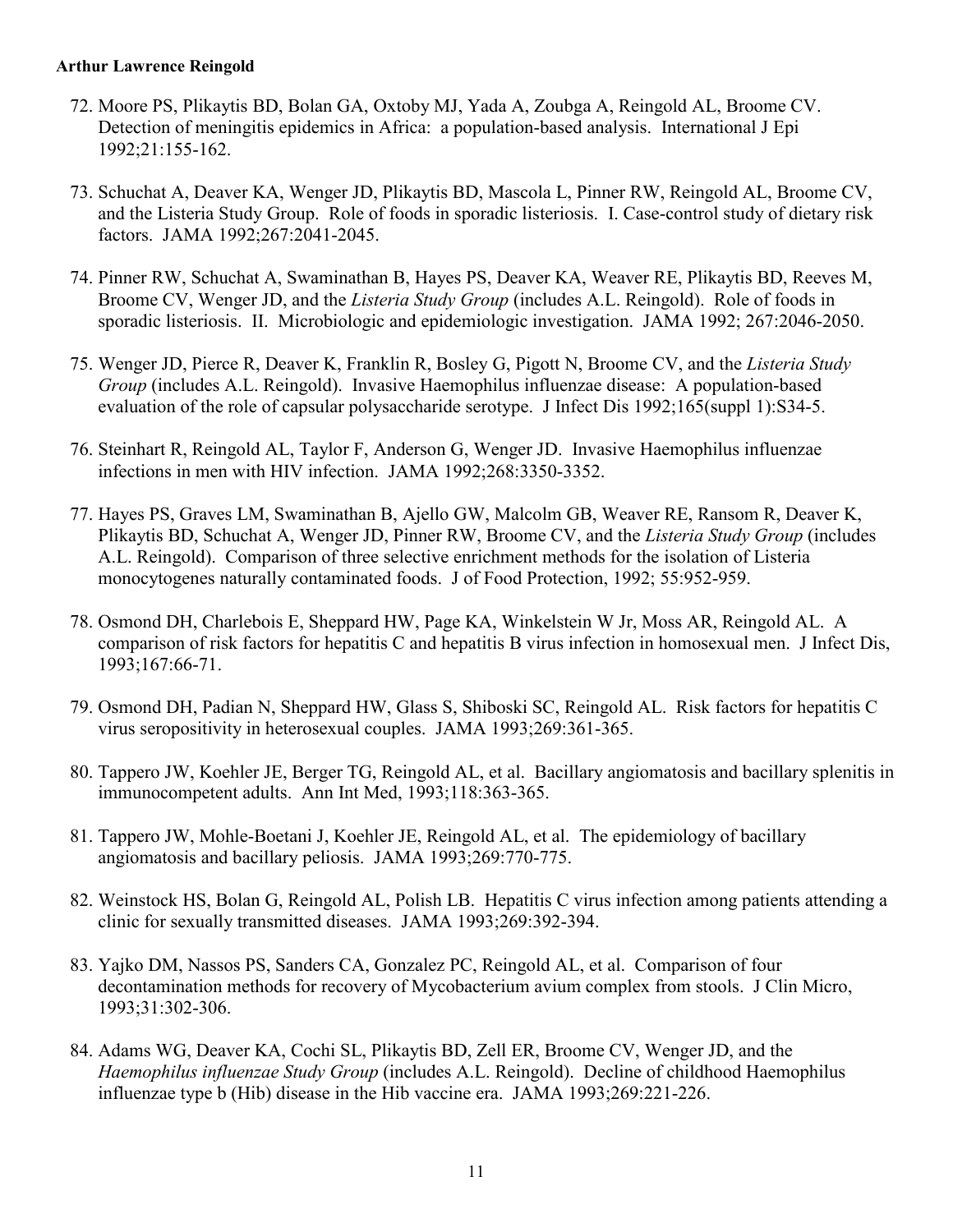**Arthur Lawrence Reingold**

72. Moore PS, Plikaytis BD, Bolan GA, Oxtoby MJ, Yada A, Zoubga A, Reingold AL, Broome CV. Detection of meningitis epidemics in Africa: a population-based analysis. International J Epi 1992;21:155-162.

73. Schuchat A, Deaver KA, Wenger JD, Plikaytis BD, Mascola L, Pinner RW, Reingold AL, Broome CV, and the Listeria Study Group. Role of foods in sporadic listeriosis. I. Case-control study of dietary risk factors. JAMA 1992;267:2041-2045.

74. Pinner RW, Schuchat A, Swaminathan B, Hayes PS, Deaver KA, Weaver RE, Plikaytis BD, Reeves M, Broome CV, Wenger JD, and the *Listeria Study Group* (includes A.L. Reingold). Role of foods in sporadic listeriosis. II. Microbiologic and epidemiologic investigation. JAMA 1992; 267:2046-2050.

75. Wenger JD, Pierce R, Deaver K, Franklin R, Bosley G, Pigott N, Broome CV, and the *Listeria Study Group* (includes A.L. Reingold). Invasive Haemophilus influenzae disease: A population-based evaluation of the role of capsular polysaccharide serotype. J Infect Dis 1992;165(suppl 1):S34-5.

76. Steinhart R, Reingold AL, Taylor F, Anderson G, Wenger JD. Invasive Haemophilus influenzae infections in men with HIV infection. JAMA 1992;268:3350-3352.

77. Hayes PS, Graves LM, Swaminathan B, Ajello GW, Malcolm GB, Weaver RE, Ransom R, Deaver K, Plikaytis BD, Schuchat A, Wenger JD, Pinner RW, Broome CV, and the *Listeria Study Group* (includes A.L. Reingold). Comparison of three selective enrichment methods for the isolation of Listeria monocytogenes naturally contaminated foods. J of Food Protection, 1992; 55:952-959.

78. Osmond DH, Charlebois E, Sheppard HW, Page KA, Winkelstein W Jr, Moss AR, Reingold AL. A comparison of risk factors for hepatitis C and hepatitis B virus infection in homosexual men. J Infect Dis, 1993;167:66-71.

79. Osmond DH, Padian N, Sheppard HW, Glass S, Shiboski SC, Reingold AL. Risk factors for hepatitis C virus seropositivity in heterosexual couples. JAMA 1993;269:361-365.

80. Tappero JW, Koehler JE, Berger TG, Reingold AL, et al. Bacillary angiomatosis and bacillary splenitis in immunocompetent adults. Ann Int Med, 1993;118:363-365.

81. Tappero JW, Mohle-Boetani J, Koehler JE, Reingold AL, et al. The epidemiology of bacillary angiomatosis and bacillary peliosis. JAMA 1993;269:770-775.

82. Weinstock HS, Bolan G, Reingold AL, Polish LB. Hepatitis C virus infection among patients attending a clinic for sexually transmitted diseases. JAMA 1993;269:392-394.

83. Yajko DM, Nassos PS, Sanders CA, Gonzalez PC, Reingold AL, et al. Comparison of four decontamination methods for recovery of Mycobacterium avium complex from stools. J Clin Micro, 1993;31:302-306.

84. Adams WG, Deaver KA, Cochi SL, Plikaytis BD, Zell ER, Broome CV, Wenger JD, and the *Haemophilus influenzae Study Group* (includes A.L. Reingold). Decline of childhood Haemophilus influenzae type b (Hib) disease in the Hib vaccine era. JAMA 1993;269:221-226.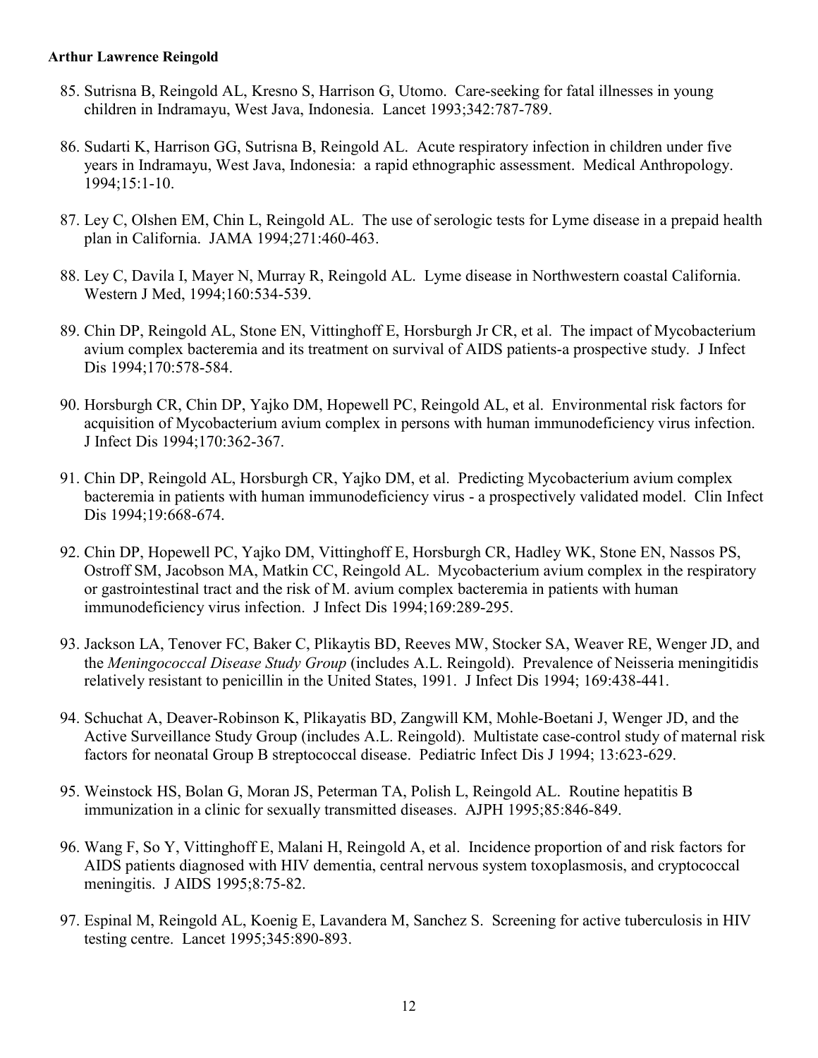85. Sutrisna B, Reingold AL, Kresno S, Harrison G, Utomo. Care-seeking for fatal illnesses in young children in Indramayu, West Java, Indonesia. Lancet 1993;342:787-789.

86. Sudarti K, Harrison GG, Sutrisna B, Reingold AL. Acute respiratory infection in children under five years in Indramayu, West Java, Indonesia: a rapid ethnographic assessment. Medical Anthropology. 1994;15:1-10.

87. Ley C, Olshen EM, Chin L, Reingold AL. The use of serologic tests for Lyme disease in a prepaid health plan in California. JAMA 1994;271:460-463.

88. Ley C, Davila I, Mayer N, Murray R, Reingold AL. Lyme disease in Northwestern coastal California. Western J Med, 1994;160:534-539.

89. Chin DP, Reingold AL, Stone EN, Vittinghoff E, Horsburgh Jr CR, et al. The impact of Mycobacterium avium complex bacteremia and its treatment on survival of AIDS patients-a prospective study. J Infect Dis 1994;170:578-584.

90. Horsburgh CR, Chin DP, Yajko DM, Hopewell PC, Reingold AL, et al. Environmental risk factors for acquisition of Mycobacterium avium complex in persons with human immunodeficiency virus infection. J Infect Dis 1994;170:362-367.

91. Chin DP, Reingold AL, Horsburgh CR, Yajko DM, et al. Predicting Mycobacterium avium complex bacteremia in patients with human immunodeficiency virus - a prospectively validated model. Clin Infect Dis 1994;19:668-674.

92. Chin DP, Hopewell PC, Yajko DM, Vittinghoff E, Horsburgh CR, Hadley WK, Stone EN, Nassos PS, Ostroff SM, Jacobson MA, Matkin CC, Reingold AL. Mycobacterium avium complex in the respiratory or gastrointestinal tract and the risk of M. avium complex bacteremia in patients with human immunodeficiency virus infection. J Infect Dis 1994;169:289-295.

93. Jackson LA, Tenover FC, Baker C, Plikaytis BD, Reeves MW, Stocker SA, Weaver RE, Wenger JD, and the *Meningococcal Disease Study Group* (includes A.L. Reingold). Prevalence of Neisseria meningitidis relatively resistant to penicillin in the United States, 1991. J Infect Dis 1994; 169:438-441.

94. Schuchat A, Deaver-Robinson K, Plikayatis BD, Zangwill KM, Mohle-Boetani J, Wenger JD, and the Active Surveillance Study Group (includes A.L. Reingold). Multistate case-control study of maternal risk factors for neonatal Group B streptococcal disease. Pediatric Infect Dis J 1994; 13:623-629.

95. Weinstock HS, Bolan G, Moran JS, Peterman TA, Polish L, Reingold AL. Routine hepatitis B immunization in a clinic for sexually transmitted diseases. AJPH 1995;85:846-849.

96. Wang F, So Y, Vittinghoff E, Malani H, Reingold A, et al. Incidence proportion of and risk factors for AIDS patients diagnosed with HIV dementia, central nervous system toxoplasmosis, and cryptococcal meningitis. J AIDS 1995;8:75-82.

97. Espinal M, Reingold AL, Koenig E, Lavandera M, Sanchez S. Screening for active tuberculosis in HIV testing centre. Lancet 1995;345:890-893.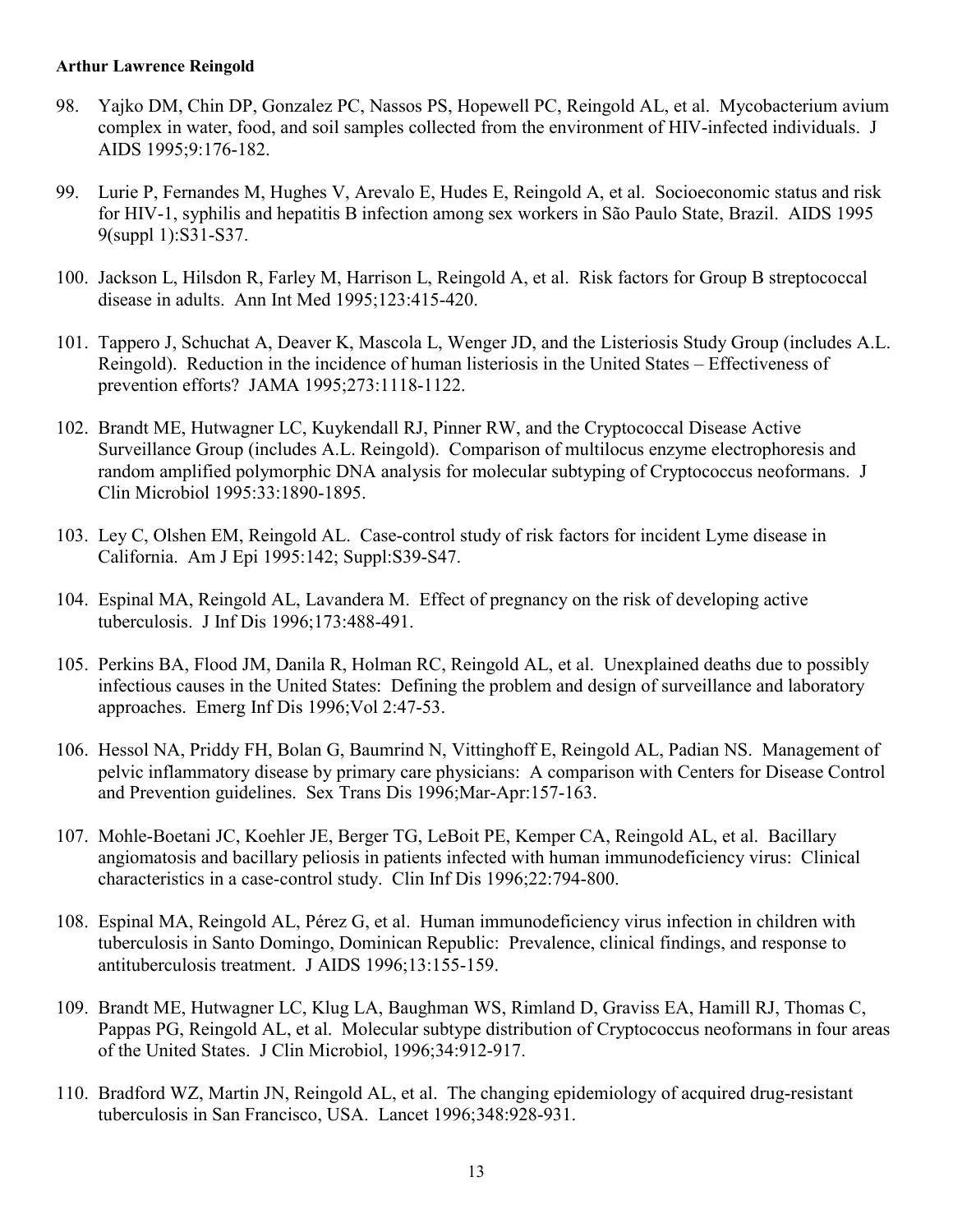98. Yajko DM, Chin DP, Gonzalez PC, Nassos PS, Hopewell PC, Reingold AL, et al. Mycobacterium avium complex in water, food, and soil samples collected from the environment of HIV-infected individuals. J AIDS 1995;9:176-182.

99. Lurie P, Fernandes M, Hughes V, Arevalo E, Hudes E, Reingold A, et al. Socioeconomic status and risk for HIV-1, syphilis and hepatitis B infection among sex workers in São Paulo State, Brazil. AIDS 1995 9(suppl 1):S31-S37.

100. Jackson L, Hilsdon R, Farley M, Harrison L, Reingold A, et al. Risk factors for Group B streptococcal disease in adults. Ann Int Med 1995;123:415-420.

101. Tappero J, Schuchat A, Deaver K, Mascola L, Wenger JD, and the Listeriosis Study Group (includes A.L. Reingold). Reduction in the incidence of human listeriosis in the United States – Effectiveness of prevention efforts? JAMA 1995;273:1118-1122.

102. Brandt ME, Hutwagner LC, Kuykendall RJ, Pinner RW, and the Cryptococcal Disease Active Surveillance Group (includes A.L. Reingold). Comparison of multilocus enzyme electrophoresis and random amplified polymorphic DNA analysis for molecular subtyping of Cryptococcus neoformans. J Clin Microbiol 1995:33:1890-1895.

103. Ley C, Olshen EM, Reingold AL. Case-control study of risk factors for incident Lyme disease in California. Am J Epi 1995:142; Suppl:S39-S47.

104. Espinal MA, Reingold AL, Lavandera M. Effect of pregnancy on the risk of developing active tuberculosis. J Inf Dis 1996;173:488-491.

105. Perkins BA, Flood JM, Danila R, Holman RC, Reingold AL, et al. Unexplained deaths due to possibly infectious causes in the United States: Defining the problem and design of surveillance and laboratory approaches. Emerg Inf Dis 1996;Vol 2:47-53.

106. Hessol NA, Priddy FH, Bolan G, Baumrind N, Vittinghoff E, Reingold AL, Padian NS. Management of pelvic inflammatory disease by primary care physicians: A comparison with Centers for Disease Control and Prevention guidelines. Sex Trans Dis 1996;Mar-Apr:157-163.

107. Mohle-Boetani JC, Koehler JE, Berger TG, LeBoit PE, Kemper CA, Reingold AL, et al. Bacillary angiomatosis and bacillary peliosis in patients infected with human immunodeficiency virus: Clinical characteristics in a case-control study. Clin Inf Dis 1996;22:794-800.

108. Espinal MA, Reingold AL, Pérez G, et al. Human immunodeficiency virus infection in children with tuberculosis in Santo Domingo, Dominican Republic: Prevalence, clinical findings, and response to antituberculosis treatment. J AIDS 1996;13:155-159.

109. Brandt ME, Hutwagner LC, Klug LA, Baughman WS, Rimland D, Graviss EA, Hamill RJ, Thomas C, Pappas PG, Reingold AL, et al. Molecular subtype distribution of Cryptococcus neoformans in four areas of the United States. J Clin Microbiol, 1996;34:912-917.

110. Bradford WZ, Martin JN, Reingold AL, et al. The changing epidemiology of acquired drug-resistant tuberculosis in San Francisco, USA. Lancet 1996;348:928-931.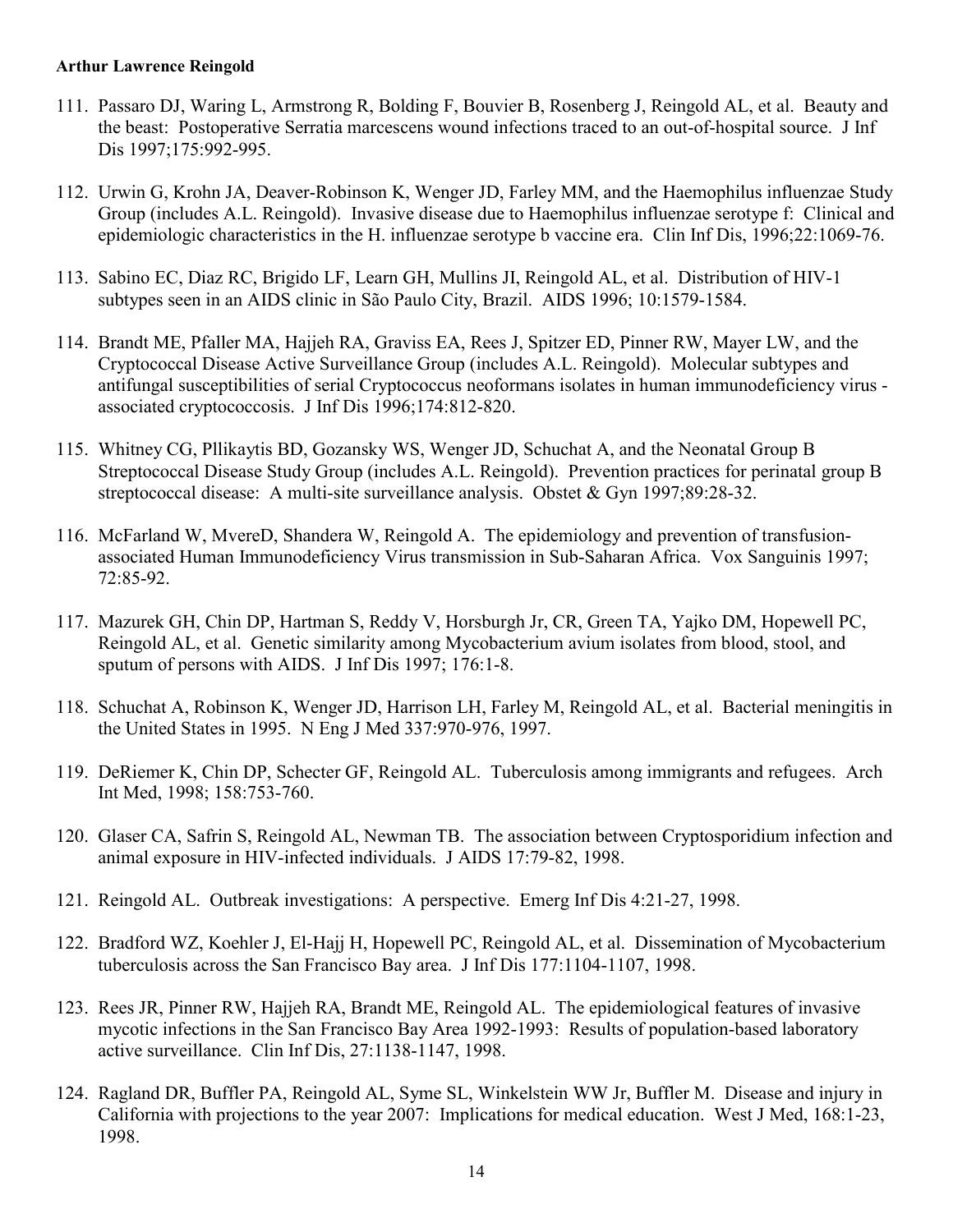111. Passaro DJ, Waring L, Armstrong R, Bolding F, Bouvier B, Rosenberg J, Reingold AL, et al. Beauty and the beast: Postoperative Serratia marcescens wound infections traced to an out-of-hospital source. J Inf Dis 1997;175:992-995.

112. Urwin G, Krohn JA, Deaver-Robinson K, Wenger JD, Farley MM, and the Haemophilus influenzae Study Group (includes A.L. Reingold). Invasive disease due to Haemophilus influenzae serotype f: Clinical and epidemiologic characteristics in the H. influenzae serotype b vaccine era. Clin Inf Dis, 1996;22:1069-76.

113. Sabino EC, Diaz RC, Brigido LF, Learn GH, Mullins JI, Reingold AL, et al. Distribution of HIV-1 subtypes seen in an AIDS clinic in São Paulo City, Brazil. AIDS 1996; 10:1579-1584.

114. Brandt ME, Pfaller MA, Hajjeh RA, Graviss EA, Rees J, Spitzer ED, Pinner RW, Mayer LW, and the Cryptococcal Disease Active Surveillance Group (includes A.L. Reingold). Molecular subtypes and antifungal susceptibilities of serial Cryptococcus neoformans isolates in human immunodeficiency virus - associated cryptococcosis. J Inf Dis 1996;174:812-820.

115. Whitney CG, Pllikaytis BD, Gozansky WS, Wenger JD, Schuchat A, and the Neonatal Group B Streptococcal Disease Study Group (includes A.L. Reingold). Prevention practices for perinatal group B streptococcal disease: A multi-site surveillance analysis. Obstet & Gyn 1997;89:28-32.

116. McFarland W, MvereD, Shandera W, Reingold A. The epidemiology and prevention of transfusion-associated Human Immunodeficiency Virus transmission in Sub-Saharan Africa. Vox Sanguinis 1997; 72:85-92.

117. Mazurek GH, Chin DP, Hartman S, Reddy V, Horsburgh Jr, CR, Green TA, Yajko DM, Hopewell PC, Reingold AL, et al. Genetic similarity among Mycobacterium avium isolates from blood, stool, and sputum of persons with AIDS. J Inf Dis 1997; 176:1-8.

118. Schuchat A, Robinson K, Wenger JD, Harrison LH, Farley M, Reingold AL, et al. Bacterial meningitis in the United States in 1995. N Eng J Med 337:970-976, 1997.

119. DeRiemer K, Chin DP, Schecter GF, Reingold AL. Tuberculosis among immigrants and refugees. Arch Int Med, 1998; 158:753-760.

120. Glaser CA, Safrin S, Reingold AL, Newman TB. The association between Cryptosporidium infection and animal exposure in HIV-infected individuals. J AIDS 17:79-82, 1998.

121. Reingold AL. Outbreak investigations: A perspective. Emerg Inf Dis 4:21-27, 1998.

122. Bradford WZ, Koehler J, El-Hajj H, Hopewell PC, Reingold AL, et al. Dissemination of Mycobacterium tuberculosis across the San Francisco Bay area. J Inf Dis 177:1104-1107, 1998.

123. Rees JR, Pinner RW, Hajjeh RA, Brandt ME, Reingold AL. The epidemiological features of invasive mycotic infections in the San Francisco Bay Area 1992-1993: Results of population-based laboratory active surveillance. Clin Inf Dis, 27:1138-1147, 1998.

124. Ragland DR, Buffler PA, Reingold AL, Syme SL, Winkelstein WW Jr, Buffler M. Disease and injury in California with projections to the year 2007: Implications for medical education. West J Med, 168:1-23, 1998.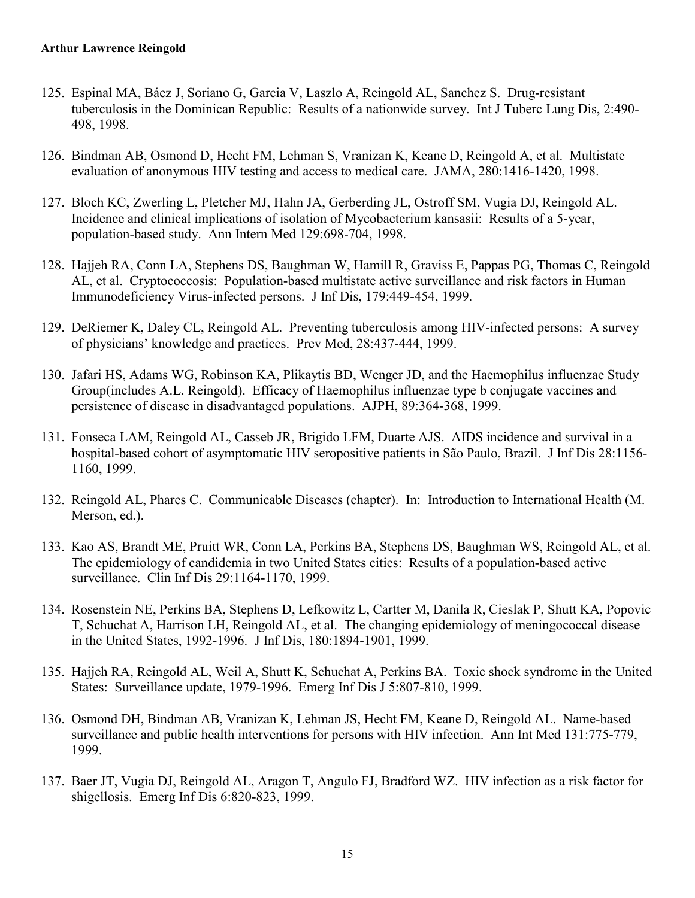125. Espinal MA, Báez J, Soriano G, Garcia V, Laszlo A, Reingold AL, Sanchez S. Drug-resistant tuberculosis in the Dominican Republic: Results of a nationwide survey. Int J Tuberc Lung Dis, 2:490-498, 1998.

126. Bindman AB, Osmond D, Hecht FM, Lehman S, Vranizan K, Keane D, Reingold A, et al. Multistate evaluation of anonymous HIV testing and access to medical care. JAMA, 280:1416-1420, 1998.

127. Bloch KC, Zwerling L, Pletcher MJ, Hahn JA, Gerberding JL, Ostroff SM, Vugia DJ, Reingold AL. Incidence and clinical implications of isolation of Mycobacterium kansasii: Results of a 5-year, population-based study. Ann Intern Med 129:698-704, 1998.

128. Hajjeh RA, Conn LA, Stephens DS, Baughman W, Hamill R, Graviss E, Pappas PG, Thomas C, Reingold AL, et al. Cryptococcosis: Population-based multistate active surveillance and risk factors in Human Immunodeficiency Virus-infected persons. J Inf Dis, 179:449-454, 1999.

129. DeRiemer K, Daley CL, Reingold AL. Preventing tuberculosis among HIV-infected persons: A survey of physicians' knowledge and practices. Prev Med, 28:437-444, 1999.

130. Jafari HS, Adams WG, Robinson KA, Plikaytis BD, Wenger JD, and the Haemophilus influenzae Study Group(includes A.L. Reingold). Efficacy of Haemophilus influenzae type b conjugate vaccines and persistence of disease in disadvantaged populations. AJPH, 89:364-368, 1999.

131. Fonseca LAM, Reingold AL, Casseb JR, Brigido LFM, Duarte AJS. AIDS incidence and survival in a hospital-based cohort of asymptomatic HIV seropositive patients in São Paulo, Brazil. J Inf Dis 28:1156-1160, 1999.

132. Reingold AL, Phares C. Communicable Diseases (chapter). In: Introduction to International Health (M. Merson, ed.).

133. Kao AS, Brandt ME, Pruitt WR, Conn LA, Perkins BA, Stephens DS, Baughman WS, Reingold AL, et al. The epidemiology of candidemia in two United States cities: Results of a population-based active surveillance. Clin Inf Dis 29:1164-1170, 1999.

134. Rosenstein NE, Perkins BA, Stephens D, Lefkowitz L, Cartter M, Danila R, Cieslak P, Shutt KA, Popovic T, Schuchat A, Harrison LH, Reingold AL, et al. The changing epidemiology of meningococcal disease in the United States, 1992-1996. J Inf Dis, 180:1894-1901, 1999.

135. Hajjeh RA, Reingold AL, Weil A, Shutt K, Schuchat A, Perkins BA. Toxic shock syndrome in the United States: Surveillance update, 1979-1996. Emerg Inf Dis J 5:807-810, 1999.

136. Osmond DH, Bindman AB, Vranizan K, Lehman JS, Hecht FM, Keane D, Reingold AL. Name-based surveillance and public health interventions for persons with HIV infection. Ann Int Med 131:775-779, 1999.

137. Baer JT, Vugia DJ, Reingold AL, Aragon T, Angulo FJ, Bradford WZ. HIV infection as a risk factor for shigellosis. Emerg Inf Dis 6:820-823, 1999.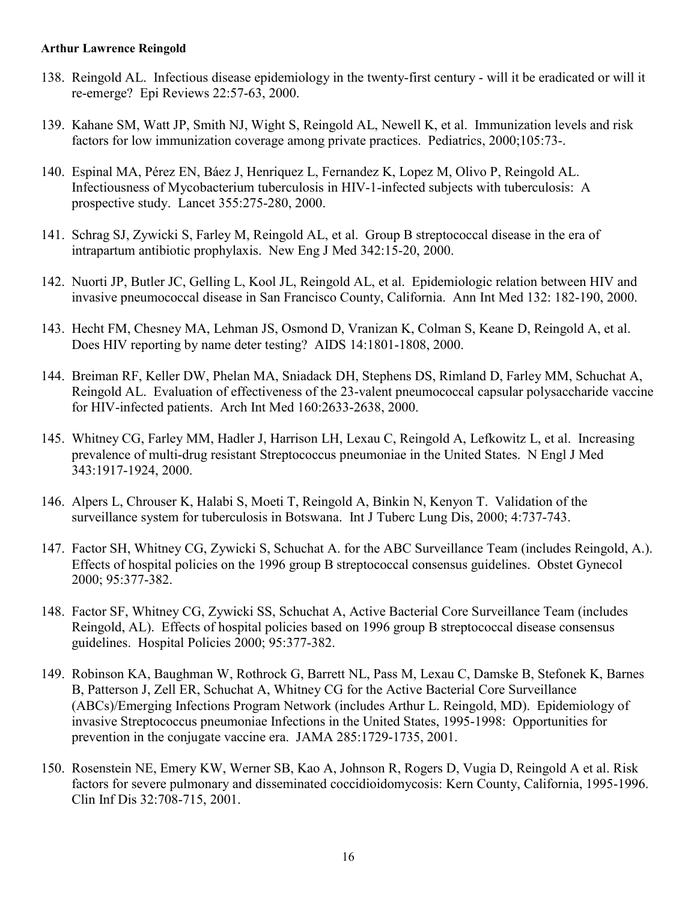138. Reingold AL. Infectious disease epidemiology in the twenty-first century - will it be eradicated or will it re-emerge? Epi Reviews 22:57-63, 2000.

139. Kahane SM, Watt JP, Smith NJ, Wight S, Reingold AL, Newell K, et al. Immunization levels and risk factors for low immunization coverage among private practices. Pediatrics, 2000;105:73-.

140. Espinal MA, Pérez EN, Báez J, Henriquez L, Fernandez K, Lopez M, Olivo P, Reingold AL. Infectiousness of Mycobacterium tuberculosis in HIV-1-infected subjects with tuberculosis: A prospective study. Lancet 355:275-280, 2000.

141. Schrag SJ, Zywicki S, Farley M, Reingold AL, et al. Group B streptococcal disease in the era of intrapartum antibiotic prophylaxis. New Eng J Med 342:15-20, 2000.

142. Nuorti JP, Butler JC, Gelling L, Kool JL, Reingold AL, et al. Epidemiologic relation between HIV and invasive pneumococcal disease in San Francisco County, California. Ann Int Med 132: 182-190, 2000.

143. Hecht FM, Chesney MA, Lehman JS, Osmond D, Vranizan K, Colman S, Keane D, Reingold A, et al. Does HIV reporting by name deter testing? AIDS 14:1801-1808, 2000.

144. Breiman RF, Keller DW, Phelan MA, Sniadack DH, Stephens DS, Rimland D, Farley MM, Schuchat A, Reingold AL. Evaluation of effectiveness of the 23-valent pneumococcal capsular polysaccharide vaccine for HIV-infected patients. Arch Int Med 160:2633-2638, 2000.

145. Whitney CG, Farley MM, Hadler J, Harrison LH, Lexau C, Reingold A, Lefkowitz L, et al. Increasing prevalence of multi-drug resistant Streptococcus pneumoniae in the United States. N Engl J Med 343:1917-1924, 2000.

146. Alpers L, Chrouser K, Halabi S, Moeti T, Reingold A, Binkin N, Kenyon T. Validation of the surveillance system for tuberculosis in Botswana. Int J Tuberc Lung Dis, 2000; 4:737-743.

147. Factor SH, Whitney CG, Zywicki S, Schuchat A. for the ABC Surveillance Team (includes Reingold, A.). Effects of hospital policies on the 1996 group B streptococcal consensus guidelines. Obstet Gynecol 2000; 95:377-382.

148. Factor SF, Whitney CG, Zywicki SS, Schuchat A, Active Bacterial Core Surveillance Team (includes Reingold, AL). Effects of hospital policies based on 1996 group B streptococcal disease consensus guidelines. Hospital Policies 2000; 95:377-382.

149. Robinson KA, Baughman W, Rothrock G, Barrett NL, Pass M, Lexau C, Damske B, Stefonek K, Barnes B, Patterson J, Zell ER, Schuchat A, Whitney CG for the Active Bacterial Core Surveillance (ABCs)/Emerging Infections Program Network (includes Arthur L. Reingold, MD). Epidemiology of invasive Streptococcus pneumoniae Infections in the United States, 1995-1998: Opportunities for prevention in the conjugate vaccine era. JAMA 285:1729-1735, 2001.

150. Rosenstein NE, Emery KW, Werner SB, Kao A, Johnson R, Rogers D, Vugia D, Reingold A et al. Risk factors for severe pulmonary and disseminated coccidioidomycosis: Kern County, California, 1995-1996. Clin Inf Dis 32:708-715, 2001.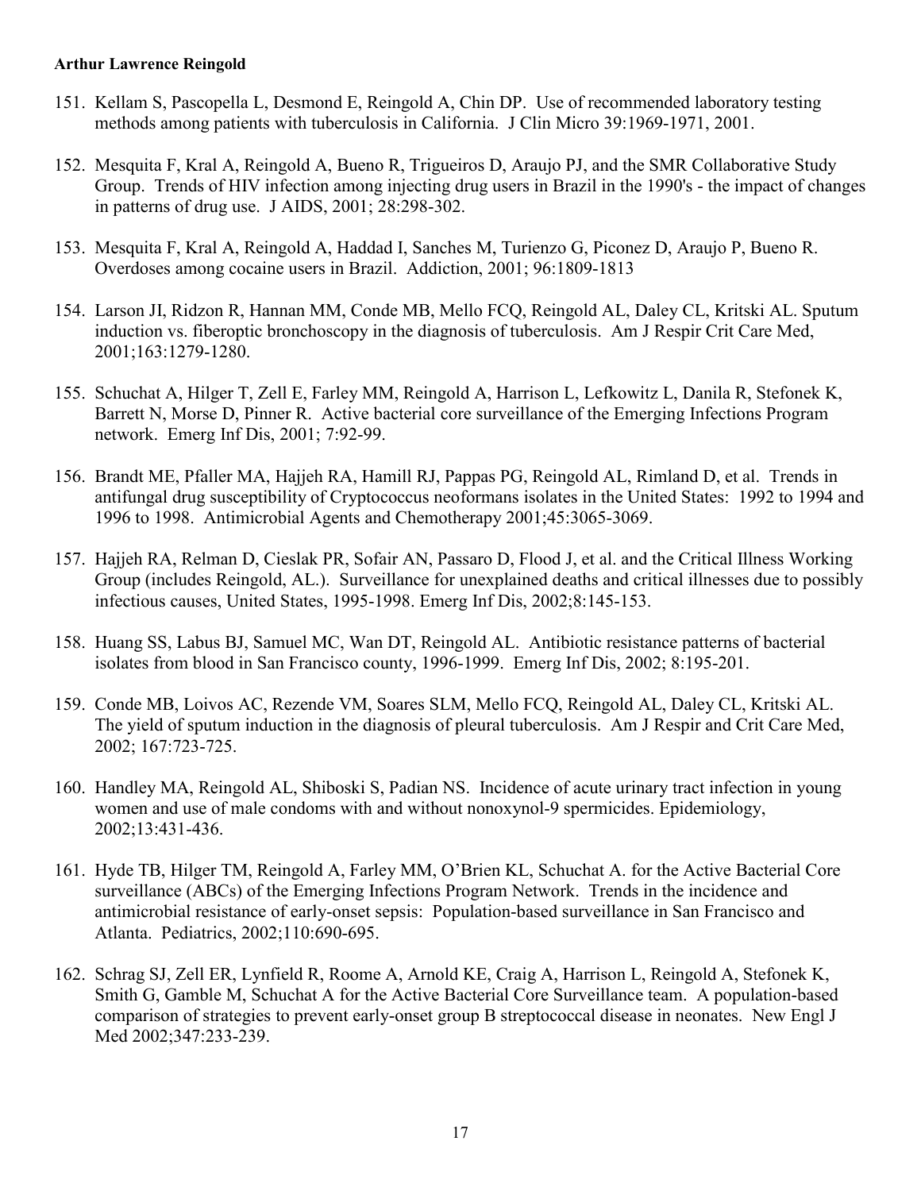151. Kellam S, Pascopella L, Desmond E, Reingold A, Chin DP. Use of recommended laboratory testing methods among patients with tuberculosis in California. J Clin Micro 39:1969-1971, 2001.

152. Mesquita F, Kral A, Reingold A, Bueno R, Trigueiros D, Araujo PJ, and the SMR Collaborative Study Group. Trends of HIV infection among injecting drug users in Brazil in the 1990's - the impact of changes in patterns of drug use. J AIDS, 2001; 28:298-302.

153. Mesquita F, Kral A, Reingold A, Haddad I, Sanches M, Turienzo G, Piconez D, Araujo P, Bueno R. Overdoses among cocaine users in Brazil. Addiction, 2001; 96:1809-1813

154. Larson JI, Ridzon R, Hannan MM, Conde MB, Mello FCQ, Reingold AL, Daley CL, Kritski AL. Sputum induction vs. fiberoptic bronchoscopy in the diagnosis of tuberculosis. Am J Respir Crit Care Med, 2001;163:1279-1280.

155. Schuchat A, Hilger T, Zell E, Farley MM, Reingold A, Harrison L, Lefkowitz L, Danila R, Stefonek K, Barrett N, Morse D, Pinner R. Active bacterial core surveillance of the Emerging Infections Program network. Emerg Inf Dis, 2001; 7:92-99.

156. Brandt ME, Pfaller MA, Hajjeh RA, Hamill RJ, Pappas PG, Reingold AL, Rimland D, et al. Trends in antifungal drug susceptibility of Cryptococcus neoformans isolates in the United States: 1992 to 1994 and 1996 to 1998. Antimicrobial Agents and Chemotherapy 2001;45:3065-3069.

157. Hajjeh RA, Relman D, Cieslak PR, Sofair AN, Passaro D, Flood J, et al. and the Critical Illness Working Group (includes Reingold, AL.). Surveillance for unexplained deaths and critical illnesses due to possibly infectious causes, United States, 1995-1998. Emerg Inf Dis, 2002;8:145-153.

158. Huang SS, Labus BJ, Samuel MC, Wan DT, Reingold AL. Antibiotic resistance patterns of bacterial isolates from blood in San Francisco county, 1996-1999. Emerg Inf Dis, 2002; 8:195-201.

159. Conde MB, Loivos AC, Rezende VM, Soares SLM, Mello FCQ, Reingold AL, Daley CL, Kritski AL. The yield of sputum induction in the diagnosis of pleural tuberculosis. Am J Respir and Crit Care Med, 2002; 167:723-725.

160. Handley MA, Reingold AL, Shiboski S, Padian NS. Incidence of acute urinary tract infection in young women and use of male condoms with and without nonoxynol-9 spermicides. Epidemiology, 2002;13:431-436.

161. Hyde TB, Hilger TM, Reingold A, Farley MM, O'Brien KL, Schuchat A. for the Active Bacterial Core surveillance (ABCs) of the Emerging Infections Program Network. Trends in the incidence and antimicrobial resistance of early-onset sepsis: Population-based surveillance in San Francisco and Atlanta. Pediatrics, 2002;110:690-695.

162. Schrag SJ, Zell ER, Lynfield R, Roome A, Arnold KE, Craig A, Harrison L, Reingold A, Stefonek K, Smith G, Gamble M, Schuchat A for the Active Bacterial Core Surveillance team. A population-based comparison of strategies to prevent early-onset group B streptococcal disease in neonates. New Engl J Med 2002;347:233-239.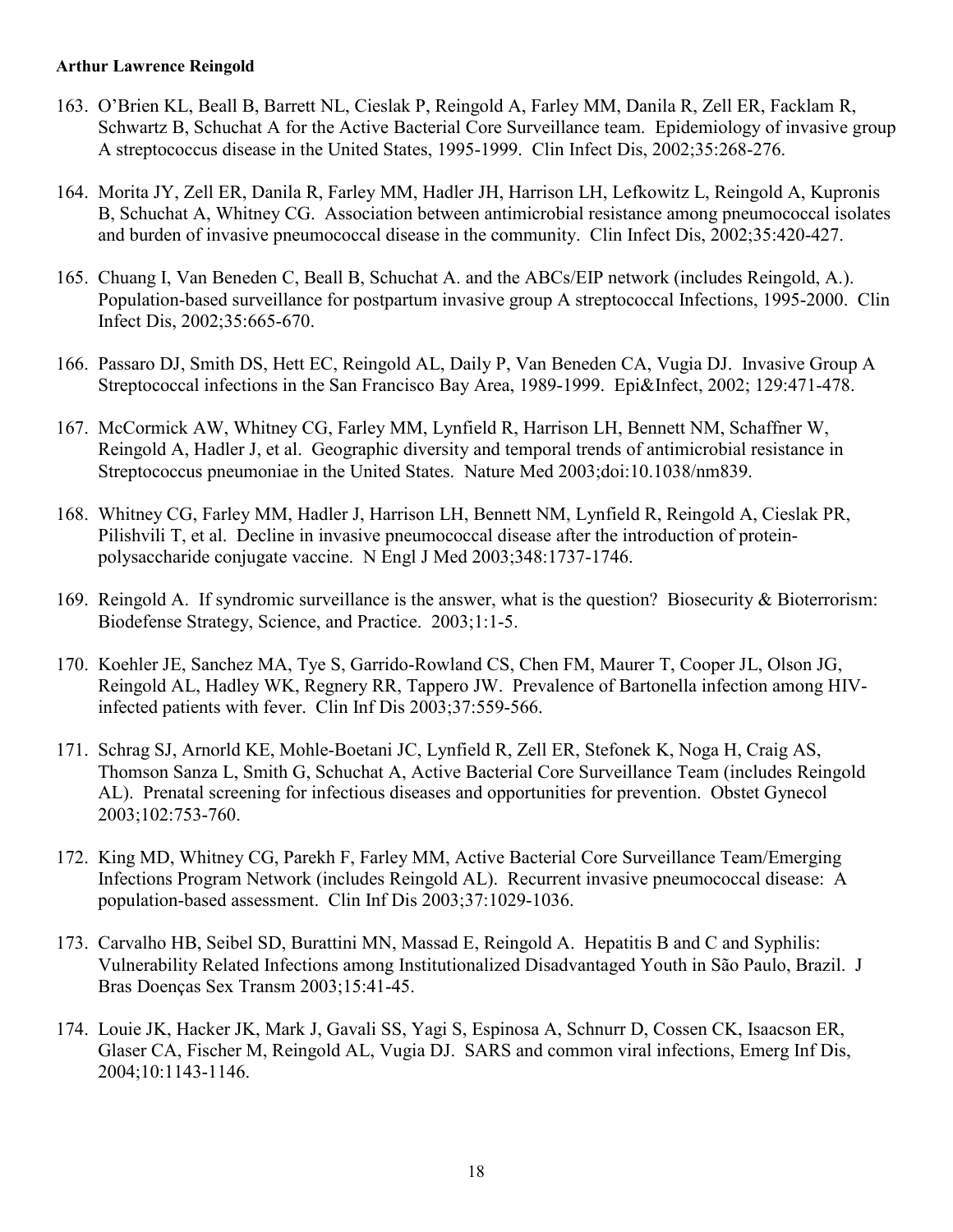163. O'Brien KL, Beall B, Barrett NL, Cieslak P, Reingold A, Farley MM, Danila R, Zell ER, Facklam R, Schwartz B, Schuchat A for the Active Bacterial Core Surveillance team. Epidemiology of invasive group A streptococcus disease in the United States, 1995-1999. Clin Infect Dis, 2002;35:268-276.

164. Morita JY, Zell ER, Danila R, Farley MM, Hadler JH, Harrison LH, Lefkowitz L, Reingold A, Kupronis B, Schuchat A, Whitney CG. Association between antimicrobial resistance among pneumococcal isolates and burden of invasive pneumococcal disease in the community. Clin Infect Dis, 2002;35:420-427.

165. Chuang I, Van Beneden C, Beall B, Schuchat A. and the ABCs/EIP network (includes Reingold, A.). Population-based surveillance for postpartum invasive group A streptococcal Infections, 1995-2000. Clin Infect Dis, 2002;35:665-670.

166. Passaro DJ, Smith DS, Hett EC, Reingold AL, Daily P, Van Beneden CA, Vugia DJ. Invasive Group A Streptococcal infections in the San Francisco Bay Area, 1989-1999. Epi&Infect, 2002; 129:471-478.

167. McCormick AW, Whitney CG, Farley MM, Lynfield R, Harrison LH, Bennett NM, Schaffner W, Reingold A, Hadler J, et al. Geographic diversity and temporal trends of antimicrobial resistance in Streptococcus pneumoniae in the United States. Nature Med 2003;doi:10.1038/nm839.

168. Whitney CG, Farley MM, Hadler J, Harrison LH, Bennett NM, Lynfield R, Reingold A, Cieslak PR, Pilishvili T, et al. Decline in invasive pneumococcal disease after the introduction of protein-polysaccharide conjugate vaccine. N Engl J Med 2003;348:1737-1746.

169. Reingold A. If syndromic surveillance is the answer, what is the question? Biosecurity & Bioterrorism: Biodefense Strategy, Science, and Practice. 2003;1:1-5.

170. Koehler JE, Sanchez MA, Tye S, Garrido-Rowland CS, Chen FM, Maurer T, Cooper JL, Olson JG, Reingold AL, Hadley WK, Regnery RR, Tappero JW. Prevalence of Bartonella infection among HIV-infected patients with fever. Clin Inf Dis 2003;37:559-566.

171. Schrag SJ, Arnorld KE, Mohle-Boetani JC, Lynfield R, Zell ER, Stefonek K, Noga H, Craig AS, Thomson Sanza L, Smith G, Schuchat A, Active Bacterial Core Surveillance Team (includes Reingold AL). Prenatal screening for infectious diseases and opportunities for prevention. Obstet Gynecol 2003;102:753-760.

172. King MD, Whitney CG, Parekh F, Farley MM, Active Bacterial Core Surveillance Team/Emerging Infections Program Network (includes Reingold AL). Recurrent invasive pneumococcal disease: A population-based assessment. Clin Inf Dis 2003;37:1029-1036.

173. Carvalho HB, Seibel SD, Burattini MN, Massad E, Reingold A. Hepatitis B and C and Syphilis: Vulnerability Related Infections among Institutionalized Disadvantaged Youth in São Paulo, Brazil. J Bras Doenças Sex Transm 2003;15:41-45.

174. Louie JK, Hacker JK, Mark J, Gavali SS, Yagi S, Espinosa A, Schnurr D, Cossen CK, Isaacson ER, Glaser CA, Fischer M, Reingold AL, Vugia DJ. SARS and common viral infections, Emerg Inf Dis, 2004;10:1143-1146.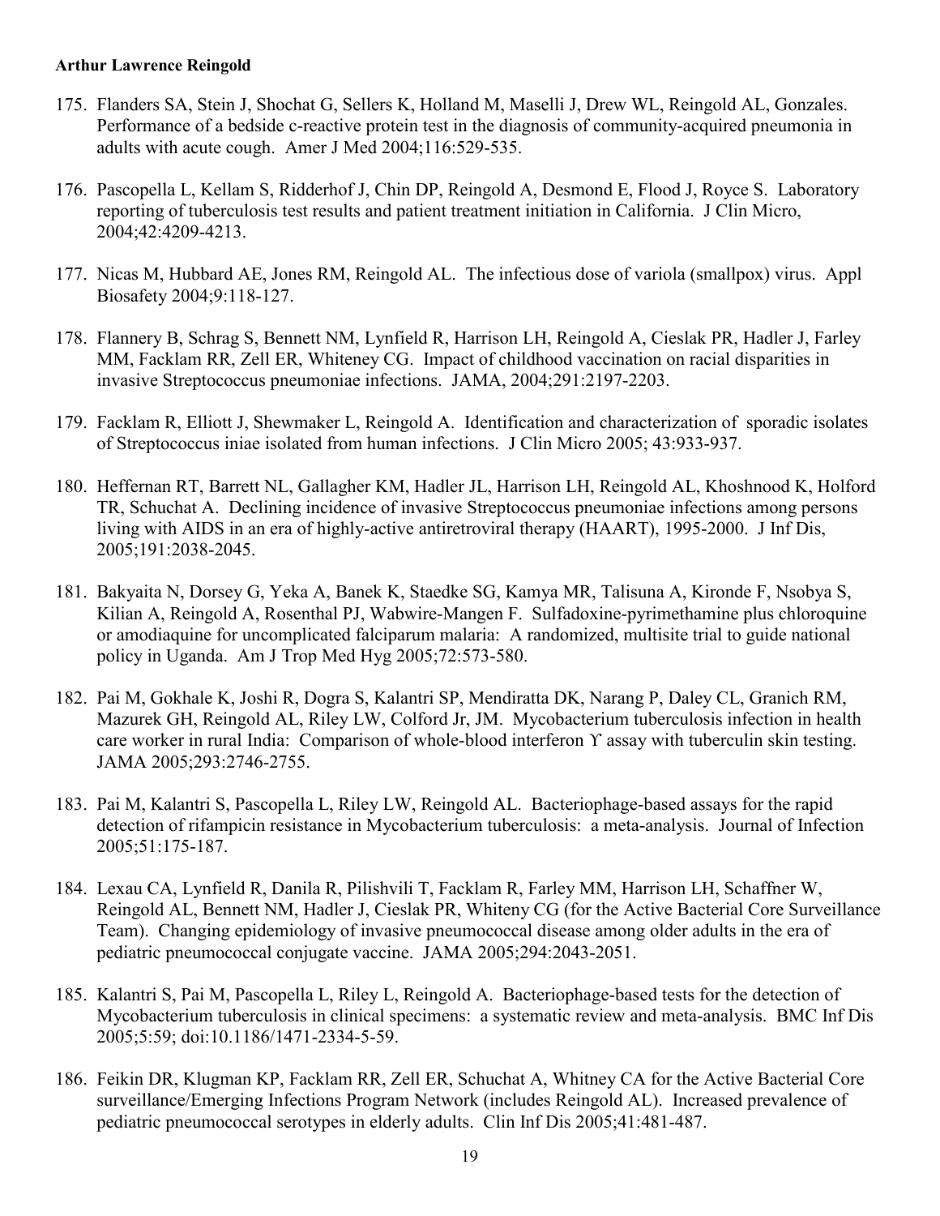175. Flanders SA, Stein J, Shochat G, Sellers K, Holland M, Maselli J, Drew WL, Reingold AL, Gonzales. Performance of a bedside c-reactive protein test in the diagnosis of community-acquired pneumonia in adults with acute cough. Amer J Med 2004;116:529-535.

176. Pascopella L, Kellam S, Ridderhof J, Chin DP, Reingold A, Desmond E, Flood J, Royce S. Laboratory reporting of tuberculosis test results and patient treatment initiation in California. J Clin Micro, 2004;42:4209-4213.

177. Nicas M, Hubbard AE, Jones RM, Reingold AL. The infectious dose of variola (smallpox) virus. Appl Biosafety 2004;9:118-127.

178. Flannery B, Schrag S, Bennett NM, Lynfield R, Harrison LH, Reingold A, Cieslak PR, Hadler J, Farley MM, Facklam RR, Zell ER, Whiteney CG. Impact of childhood vaccination on racial disparities in invasive Streptococcus pneumoniae infections. JAMA, 2004;291:2197-2203.

179. Facklam R, Elliott J, Shewmaker L, Reingold A. Identification and characterization of sporadic isolates of Streptococcus iniae isolated from human infections. J Clin Micro 2005; 43:933-937.

180. Heffernan RT, Barrett NL, Gallagher KM, Hadler JL, Harrison LH, Reingold AL, Khoshnood K, Holford TR, Schuchat A. Declining incidence of invasive Streptococcus pneumoniae infections among persons living with AIDS in an era of highly-active antiretroviral therapy (HAART), 1995-2000. J Inf Dis, 2005;191:2038-2045.

181. Bakyaita N, Dorsey G, Yeka A, Banek K, Staedke SG, Kamya MR, Talisuna A, Kironde F, Nsobya S, Kilian A, Reingold A, Rosenthal PJ, Wabwire-Mangen F. Sulfadoxine-pyrimethamine plus chloroquine or amodiaquine for uncomplicated falciparum malaria: A randomized, multisite trial to guide national policy in Uganda. Am J Trop Med Hyg 2005;72:573-580.

182. Pai M, Gokhale K, Joshi R, Dogra S, Kalantri SP, Mendiratta DK, Narang P, Daley CL, Granich RM, Mazurek GH, Reingold AL, Riley LW, Colford Jr, JM. Mycobacterium tuberculosis infection in health care worker in rural India: Comparison of whole-blood interferon ϒ assay with tuberculin skin testing. JAMA 2005;293:2746-2755.

183. Pai M, Kalantri S, Pascopella L, Riley LW, Reingold AL. Bacteriophage-based assays for the rapid detection of rifampicin resistance in Mycobacterium tuberculosis: a meta-analysis. Journal of Infection 2005;51:175-187.

184. Lexau CA, Lynfield R, Danila R, Pilishvili T, Facklam R, Farley MM, Harrison LH, Schaffner W, Reingold AL, Bennett NM, Hadler J, Cieslak PR, Whiteny CG (for the Active Bacterial Core Surveillance Team). Changing epidemiology of invasive pneumococcal disease among older adults in the era of pediatric pneumococcal conjugate vaccine. JAMA 2005;294:2043-2051.

185. Kalantri S, Pai M, Pascopella L, Riley L, Reingold A. Bacteriophage-based tests for the detection of Mycobacterium tuberculosis in clinical specimens: a systematic review and meta-analysis. BMC Inf Dis 2005;5:59; doi:10.1186/1471-2334-5-59.

186. Feikin DR, Klugman KP, Facklam RR, Zell ER, Schuchat A, Whitney CA for the Active Bacterial Core surveillance/Emerging Infections Program Network (includes Reingold AL). Increased prevalence of pediatric pneumococcal serotypes in elderly adults. Clin Inf Dis 2005;41:481-487.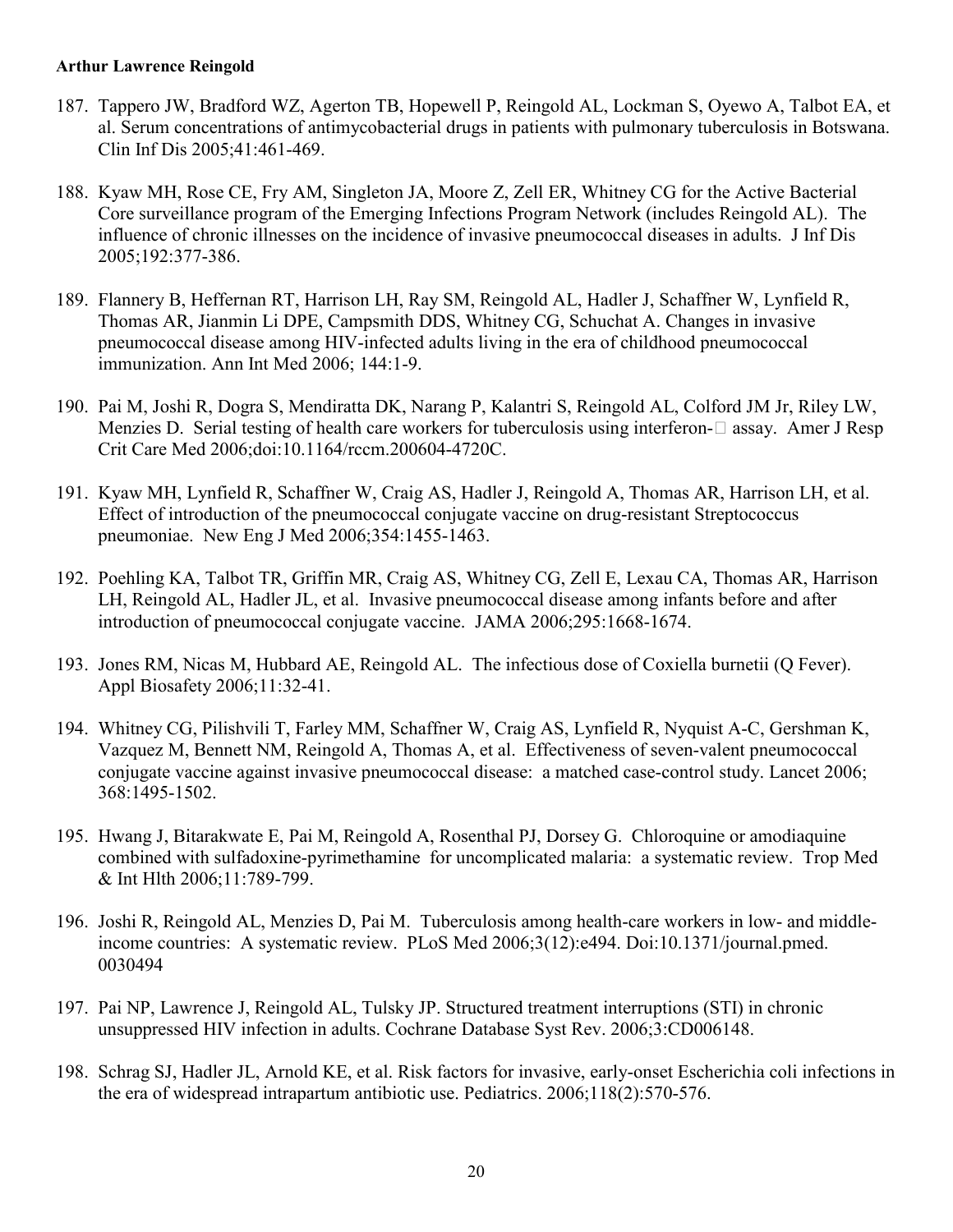187. Tappero JW, Bradford WZ, Agerton TB, Hopewell P, Reingold AL, Lockman S, Oyewo A, Talbot EA, et al. Serum concentrations of antimycobacterial drugs in patients with pulmonary tuberculosis in Botswana. Clin Inf Dis 2005;41:461-469.

188. Kyaw MH, Rose CE, Fry AM, Singleton JA, Moore Z, Zell ER, Whitney CG for the Active Bacterial Core surveillance program of the Emerging Infections Program Network (includes Reingold AL). The influence of chronic illnesses on the incidence of invasive pneumococcal diseases in adults. J Inf Dis 2005;192:377-386.

189. Flannery B, Heffernan RT, Harrison LH, Ray SM, Reingold AL, Hadler J, Schaffner W, Lynfield R, Thomas AR, Jianmin Li DPE, Campsmith DDS, Whitney CG, Schuchat A. Changes in invasive pneumococcal disease among HIV-infected adults living in the era of childhood pneumococcal immunization. Ann Int Med 2006; 144:1-9.

190. Pai M, Joshi R, Dogra S, Mendiratta DK, Narang P, Kalantri S, Reingold AL, Colford JM Jr, Riley LW, Menzies D. Serial testing of health care workers for tuberculosis using interferon-□ assay. Amer J Resp Crit Care Med 2006;doi:10.1164/rccm.200604-4720C.

191. Kyaw MH, Lynfield R, Schaffner W, Craig AS, Hadler J, Reingold A, Thomas AR, Harrison LH, et al. Effect of introduction of the pneumococcal conjugate vaccine on drug-resistant Streptococcus pneumoniae. New Eng J Med 2006;354:1455-1463.

192. Poehling KA, Talbot TR, Griffin MR, Craig AS, Whitney CG, Zell E, Lexau CA, Thomas AR, Harrison LH, Reingold AL, Hadler JL, et al. Invasive pneumococcal disease among infants before and after introduction of pneumococcal conjugate vaccine. JAMA 2006;295:1668-1674.

193. Jones RM, Nicas M, Hubbard AE, Reingold AL. The infectious dose of Coxiella burnetii (Q Fever). Appl Biosafety 2006;11:32-41.

194. Whitney CG, Pilishvili T, Farley MM, Schaffner W, Craig AS, Lynfield R, Nyquist A-C, Gershman K, Vazquez M, Bennett NM, Reingold A, Thomas A, et al. Effectiveness of seven-valent pneumococcal conjugate vaccine against invasive pneumococcal disease: a matched case-control study. Lancet 2006; 368:1495-1502.

195. Hwang J, Bitarakwate E, Pai M, Reingold A, Rosenthal PJ, Dorsey G. Chloroquine or amodiaquine combined with sulfadoxine-pyrimethamine for uncomplicated malaria: a systematic review. Trop Med & Int Hlth 2006;11:789-799.

196. Joshi R, Reingold AL, Menzies D, Pai M. Tuberculosis among health-care workers in low- and middle-income countries: A systematic review. PLoS Med 2006;3(12):e494. Doi:10.1371/journal.pmed. 0030494

197. Pai NP, Lawrence J, Reingold AL, Tulsky JP. Structured treatment interruptions (STI) in chronic unsuppressed HIV infection in adults. Cochrane Database Syst Rev. 2006;3:CD006148.

198. Schrag SJ, Hadler JL, Arnold KE, et al. Risk factors for invasive, early-onset Escherichia coli infections in the era of widespread intrapartum antibiotic use. Pediatrics. 2006;118(2):570-576.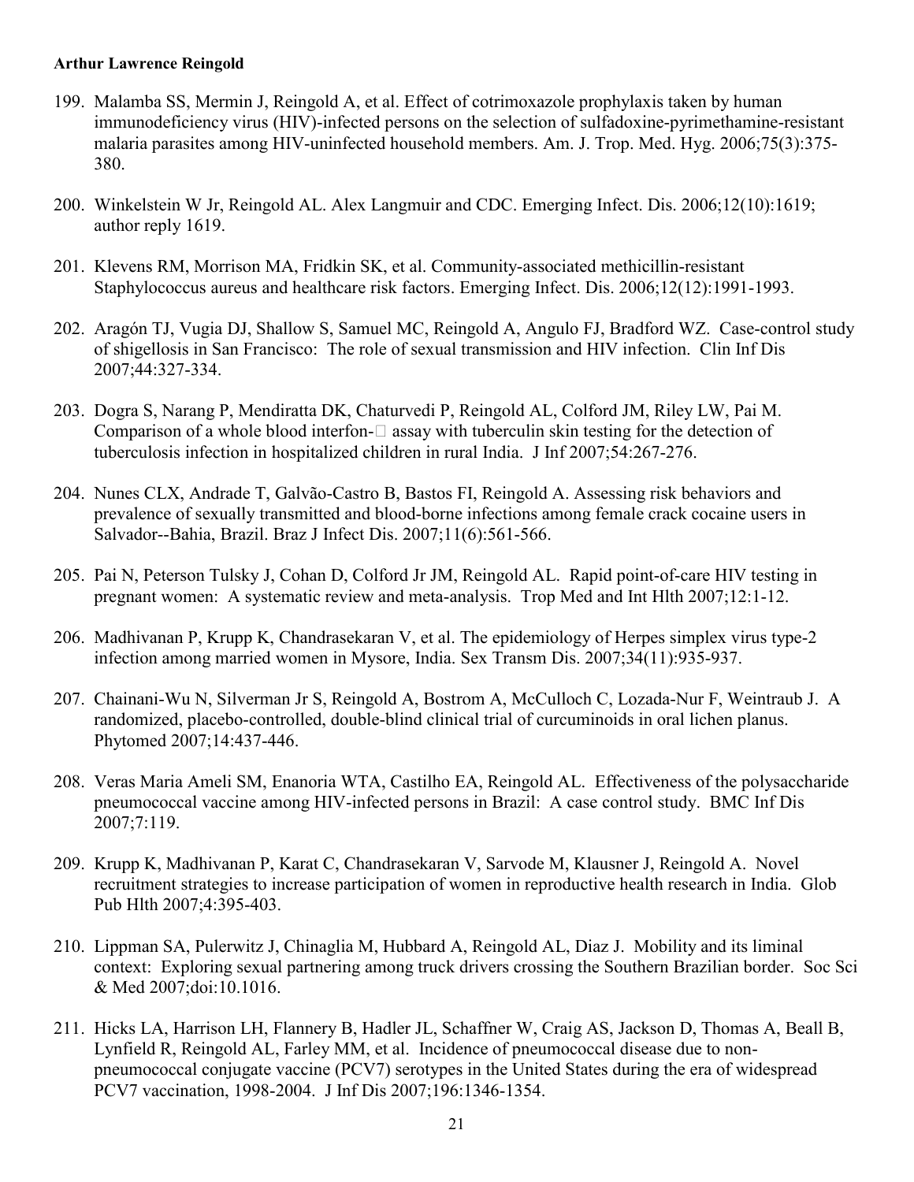199. Malamba SS, Mermin J, Reingold A, et al. Effect of cotrimoxazole prophylaxis taken by human immunodeficiency virus (HIV)-infected persons on the selection of sulfadoxine-pyrimethamine-resistant malaria parasites among HIV-uninfected household members. Am. J. Trop. Med. Hyg. 2006;75(3):375-380.

200. Winkelstein W Jr, Reingold AL. Alex Langmuir and CDC. Emerging Infect. Dis. 2006;12(10):1619; author reply 1619.

201. Klevens RM, Morrison MA, Fridkin SK, et al. Community-associated methicillin-resistant Staphylococcus aureus and healthcare risk factors. Emerging Infect. Dis. 2006;12(12):1991-1993.

202. Aragón TJ, Vugia DJ, Shallow S, Samuel MC, Reingold A, Angulo FJ, Bradford WZ. Case-control study of shigellosis in San Francisco: The role of sexual transmission and HIV infection. Clin Inf Dis 2007;44:327-334.

203. Dogra S, Narang P, Mendiratta DK, Chaturvedi P, Reingold AL, Colford JM, Riley LW, Pai M. Comparison of a whole blood interfon-□ assay with tuberculin skin testing for the detection of tuberculosis infection in hospitalized children in rural India. J Inf 2007;54:267-276.

204. Nunes CLX, Andrade T, Galvão-Castro B, Bastos FI, Reingold A. Assessing risk behaviors and prevalence of sexually transmitted and blood-borne infections among female crack cocaine users in Salvador--Bahia, Brazil. Braz J Infect Dis. 2007;11(6):561-566.

205. Pai N, Peterson Tulsky J, Cohan D, Colford Jr JM, Reingold AL. Rapid point-of-care HIV testing in pregnant women: A systematic review and meta-analysis. Trop Med and Int Hlth 2007;12:1-12.

206. Madhivanan P, Krupp K, Chandrasekaran V, et al. The epidemiology of Herpes simplex virus type-2 infection among married women in Mysore, India. Sex Transm Dis. 2007;34(11):935-937.

207. Chainani-Wu N, Silverman Jr S, Reingold A, Bostrom A, McCulloch C, Lozada-Nur F, Weintraub J. A randomized, placebo-controlled, double-blind clinical trial of curcuminoids in oral lichen planus. Phytomed 2007;14:437-446.

208. Veras Maria Ameli SM, Enanoria WTA, Castilho EA, Reingold AL. Effectiveness of the polysaccharide pneumococcal vaccine among HIV-infected persons in Brazil: A case control study. BMC Inf Dis 2007;7:119.

209. Krupp K, Madhivanan P, Karat C, Chandrasekaran V, Sarvode M, Klausner J, Reingold A. Novel recruitment strategies to increase participation of women in reproductive health research in India. Glob Pub Hlth 2007;4:395-403.

210. Lippman SA, Pulerwitz J, Chinaglia M, Hubbard A, Reingold AL, Diaz J. Mobility and its liminal context: Exploring sexual partnering among truck drivers crossing the Southern Brazilian border. Soc Sci & Med 2007;doi:10.1016.

211. Hicks LA, Harrison LH, Flannery B, Hadler JL, Schaffner W, Craig AS, Jackson D, Thomas A, Beall B, Lynfield R, Reingold AL, Farley MM, et al. Incidence of pneumococcal disease due to non-pneumococcal conjugate vaccine (PCV7) serotypes in the United States during the era of widespread PCV7 vaccination, 1998-2004. J Inf Dis 2007;196:1346-1354.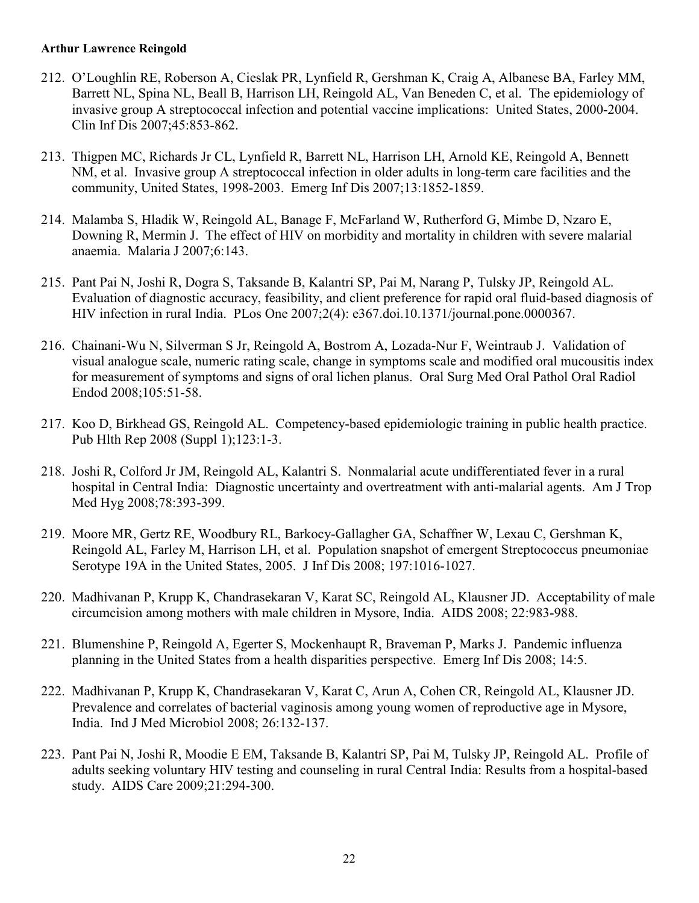212. O'Loughlin RE, Roberson A, Cieslak PR, Lynfield R, Gershman K, Craig A, Albanese BA, Farley MM, Barrett NL, Spina NL, Beall B, Harrison LH, Reingold AL, Van Beneden C, et al. The epidemiology of invasive group A streptococcal infection and potential vaccine implications: United States, 2000-2004. Clin Inf Dis 2007;45:853-862.

213. Thigpen MC, Richards Jr CL, Lynfield R, Barrett NL, Harrison LH, Arnold KE, Reingold A, Bennett NM, et al. Invasive group A streptococcal infection in older adults in long-term care facilities and the community, United States, 1998-2003. Emerg Inf Dis 2007;13:1852-1859.

214. Malamba S, Hladik W, Reingold AL, Banage F, McFarland W, Rutherford G, Mimbe D, Nzaro E, Downing R, Mermin J. The effect of HIV on morbidity and mortality in children with severe malarial anaemia. Malaria J 2007;6:143.

215. Pant Pai N, Joshi R, Dogra S, Taksande B, Kalantri SP, Pai M, Narang P, Tulsky JP, Reingold AL. Evaluation of diagnostic accuracy, feasibility, and client preference for rapid oral fluid-based diagnosis of HIV infection in rural India. PLos One 2007;2(4): e367.doi.10.1371/journal.pone.0000367.

216. Chainani-Wu N, Silverman S Jr, Reingold A, Bostrom A, Lozada-Nur F, Weintraub J. Validation of visual analogue scale, numeric rating scale, change in symptoms scale and modified oral mucousitis index for measurement of symptoms and signs of oral lichen planus. Oral Surg Med Oral Pathol Oral Radiol Endod 2008;105:51-58.

217. Koo D, Birkhead GS, Reingold AL. Competency-based epidemiologic training in public health practice. Pub Hlth Rep 2008 (Suppl 1);123:1-3.

218. Joshi R, Colford Jr JM, Reingold AL, Kalantri S. Nonmalarial acute undifferentiated fever in a rural hospital in Central India: Diagnostic uncertainty and overtreatment with anti-malarial agents. Am J Trop Med Hyg 2008;78:393-399.

219. Moore MR, Gertz RE, Woodbury RL, Barkocy-Gallagher GA, Schaffner W, Lexau C, Gershman K, Reingold AL, Farley M, Harrison LH, et al. Population snapshot of emergent Streptococcus pneumoniae Serotype 19A in the United States, 2005. J Inf Dis 2008; 197:1016-1027.

220. Madhivanan P, Krupp K, Chandrasekaran V, Karat SC, Reingold AL, Klausner JD. Acceptability of male circumcision among mothers with male children in Mysore, India. AIDS 2008; 22:983-988.

221. Blumenshine P, Reingold A, Egerter S, Mockenhaupt R, Braveman P, Marks J. Pandemic influenza planning in the United States from a health disparities perspective. Emerg Inf Dis 2008; 14:5.

222. Madhivanan P, Krupp K, Chandrasekaran V, Karat C, Arun A, Cohen CR, Reingold AL, Klausner JD. Prevalence and correlates of bacterial vaginosis among young women of reproductive age in Mysore, India. Ind J Med Microbiol 2008; 26:132-137.

223. Pant Pai N, Joshi R, Moodie E EM, Taksande B, Kalantri SP, Pai M, Tulsky JP, Reingold AL. Profile of adults seeking voluntary HIV testing and counseling in rural Central India: Results from a hospital-based study. AIDS Care 2009;21:294-300.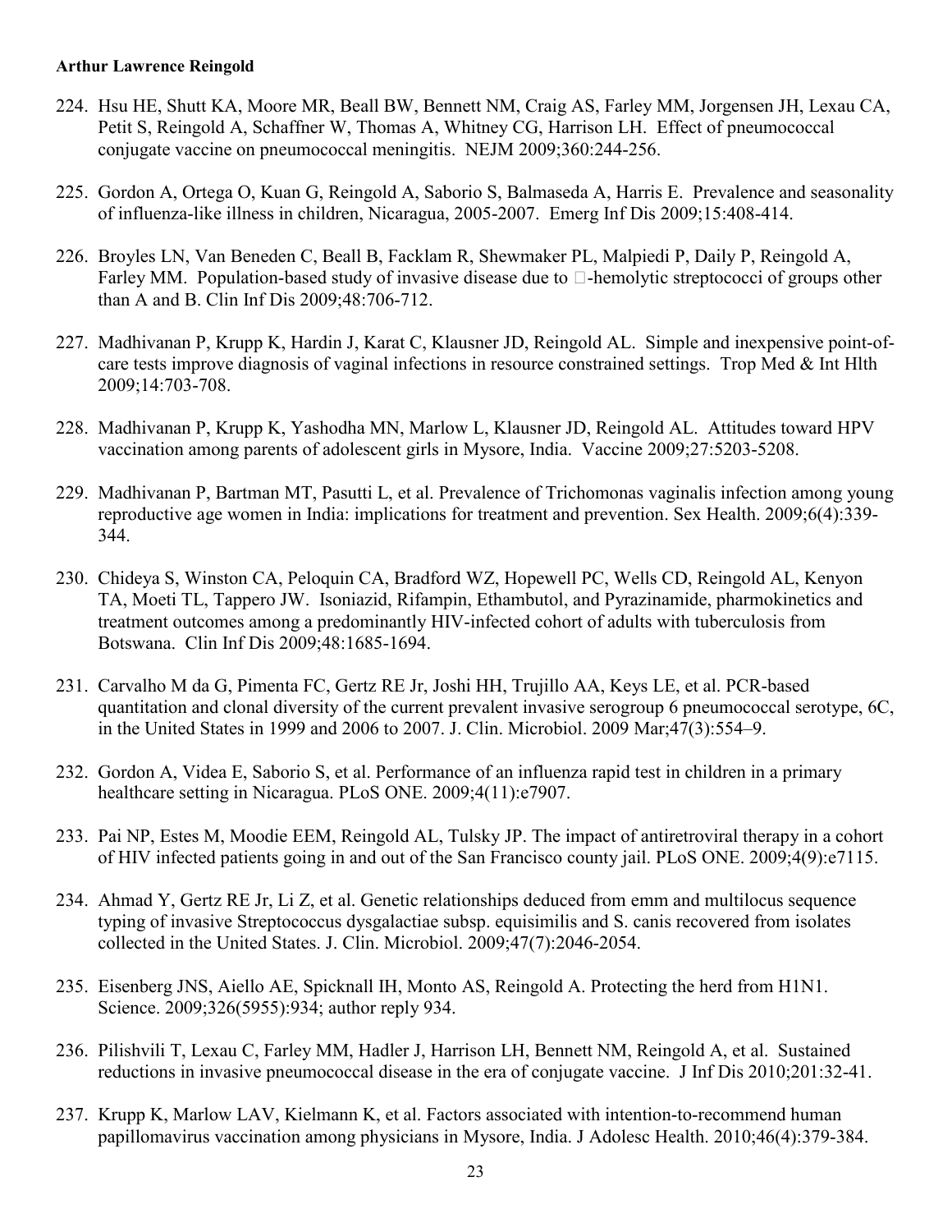224. Hsu HE, Shutt KA, Moore MR, Beall BW, Bennett NM, Craig AS, Farley MM, Jorgensen JH, Lexau CA, Petit S, Reingold A, Schaffner W, Thomas A, Whitney CG, Harrison LH. Effect of pneumococcal conjugate vaccine on pneumococcal meningitis. NEJM 2009;360:244-256.

225. Gordon A, Ortega O, Kuan G, Reingold A, Saborio S, Balmaseda A, Harris E. Prevalence and seasonality of influenza-like illness in children, Nicaragua, 2005-2007. Emerg Inf Dis 2009;15:408-414.

226. Broyles LN, Van Beneden C, Beall B, Facklam R, Shewmaker PL, Malpiedi P, Daily P, Reingold A, Farley MM. Population-based study of invasive disease due to β-hemolytic streptococci of groups other than A and B. Clin Inf Dis 2009;48:706-712.

227. Madhivanan P, Krupp K, Hardin J, Karat C, Klausner JD, Reingold AL. Simple and inexpensive point-of-care tests improve diagnosis of vaginal infections in resource constrained settings. Trop Med & Int Hlth 2009;14:703-708.

228. Madhivanan P, Krupp K, Yashodha MN, Marlow L, Klausner JD, Reingold AL. Attitudes toward HPV vaccination among parents of adolescent girls in Mysore, India. Vaccine 2009;27:5203-5208.

229. Madhivanan P, Bartman MT, Pasutti L, et al. Prevalence of Trichomonas vaginalis infection among young reproductive age women in India: implications for treatment and prevention. Sex Health. 2009;6(4):339-344.

230. Chideya S, Winston CA, Peloquin CA, Bradford WZ, Hopewell PC, Wells CD, Reingold AL, Kenyon TA, Moeti TL, Tappero JW. Isoniazid, Rifampin, Ethambutol, and Pyrazinamide, pharmokinetics and treatment outcomes among a predominantly HIV-infected cohort of adults with tuberculosis from Botswana. Clin Inf Dis 2009;48:1685-1694.

231. Carvalho M da G, Pimenta FC, Gertz RE Jr, Joshi HH, Trujillo AA, Keys LE, et al. PCR-based quantitation and clonal diversity of the current prevalent invasive serogroup 6 pneumococcal serotype, 6C, in the United States in 1999 and 2006 to 2007. J. Clin. Microbiol. 2009 Mar;47(3):554–9.

232. Gordon A, Videa E, Saborio S, et al. Performance of an influenza rapid test in children in a primary healthcare setting in Nicaragua. PLoS ONE. 2009;4(11):e7907.

233. Pai NP, Estes M, Moodie EEM, Reingold AL, Tulsky JP. The impact of antiretroviral therapy in a cohort of HIV infected patients going in and out of the San Francisco county jail. PLoS ONE. 2009;4(9):e7115.

234. Ahmad Y, Gertz RE Jr, Li Z, et al. Genetic relationships deduced from emm and multilocus sequence typing of invasive Streptococcus dysgalactiae subsp. equisimilis and S. canis recovered from isolates collected in the United States. J. Clin. Microbiol. 2009;47(7):2046-2054.

235. Eisenberg JNS, Aiello AE, Spicknall IH, Monto AS, Reingold A. Protecting the herd from H1N1. Science. 2009;326(5955):934; author reply 934.

236. Pilishvili T, Lexau C, Farley MM, Hadler J, Harrison LH, Bennett NM, Reingold A, et al. Sustained reductions in invasive pneumococcal disease in the era of conjugate vaccine. J Inf Dis 2010;201:32-41.

237. Krupp K, Marlow LAV, Kielmann K, et al. Factors associated with intention-to-recommend human papillomavirus vaccination among physicians in Mysore, India. J Adolesc Health. 2010;46(4):379-384.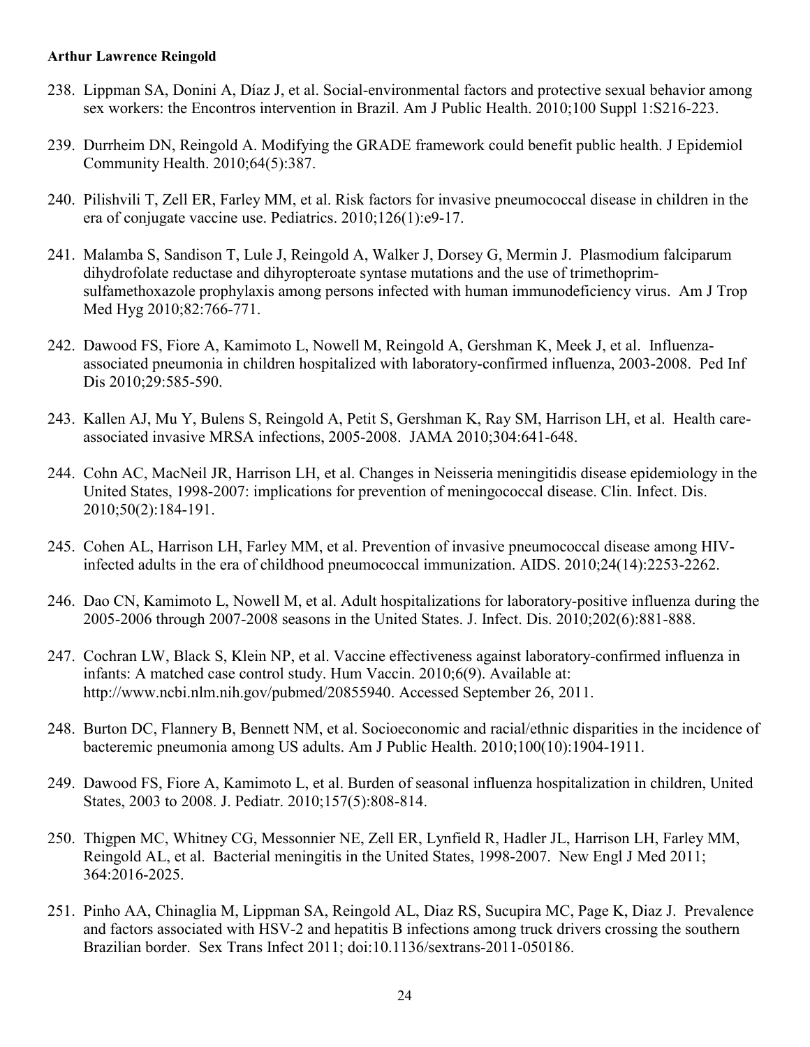238. Lippman SA, Donini A, Díaz J, et al. Social-environmental factors and protective sexual behavior among sex workers: the Encontros intervention in Brazil. Am J Public Health. 2010;100 Suppl 1:S216-223.

239. Durrheim DN, Reingold A. Modifying the GRADE framework could benefit public health. J Epidemiol Community Health. 2010;64(5):387.

240. Pilishvili T, Zell ER, Farley MM, et al. Risk factors for invasive pneumococcal disease in children in the era of conjugate vaccine use. Pediatrics. 2010;126(1):e9-17.

241. Malamba S, Sandison T, Lule J, Reingold A, Walker J, Dorsey G, Mermin J. Plasmodium falciparum dihydrofolate reductase and dihyropteroate syntase mutations and the use of trimethoprim-sulfamethoxazole prophylaxis among persons infected with human immunodeficiency virus. Am J Trop Med Hyg 2010;82:766-771.

242. Dawood FS, Fiore A, Kamimoto L, Nowell M, Reingold A, Gershman K, Meek J, et al. Influenza-associated pneumonia in children hospitalized with laboratory-confirmed influenza, 2003-2008. Ped Inf Dis 2010;29:585-590.

243. Kallen AJ, Mu Y, Bulens S, Reingold A, Petit S, Gershman K, Ray SM, Harrison LH, et al. Health care-associated invasive MRSA infections, 2005-2008. JAMA 2010;304:641-648.

244. Cohn AC, MacNeil JR, Harrison LH, et al. Changes in Neisseria meningitidis disease epidemiology in the United States, 1998-2007: implications for prevention of meningococcal disease. Clin. Infect. Dis. 2010;50(2):184-191.

245. Cohen AL, Harrison LH, Farley MM, et al. Prevention of invasive pneumococcal disease among HIV-infected adults in the era of childhood pneumococcal immunization. AIDS. 2010;24(14):2253-2262.

246. Dao CN, Kamimoto L, Nowell M, et al. Adult hospitalizations for laboratory-positive influenza during the 2005-2006 through 2007-2008 seasons in the United States. J. Infect. Dis. 2010;202(6):881-888.

247. Cochran LW, Black S, Klein NP, et al. Vaccine effectiveness against laboratory-confirmed influenza in infants: A matched case control study. Hum Vaccin. 2010;6(9). Available at: http://www.ncbi.nlm.nih.gov/pubmed/20855940. Accessed September 26, 2011.

248. Burton DC, Flannery B, Bennett NM, et al. Socioeconomic and racial/ethnic disparities in the incidence of bacteremic pneumonia among US adults. Am J Public Health. 2010;100(10):1904-1911.

249. Dawood FS, Fiore A, Kamimoto L, et al. Burden of seasonal influenza hospitalization in children, United States, 2003 to 2008. J. Pediatr. 2010;157(5):808-814.

250. Thigpen MC, Whitney CG, Messonnier NE, Zell ER, Lynfield R, Hadler JL, Harrison LH, Farley MM, Reingold AL, et al. Bacterial meningitis in the United States, 1998-2007. New Engl J Med 2011; 364:2016-2025.

251. Pinho AA, Chinaglia M, Lippman SA, Reingold AL, Diaz RS, Sucupira MC, Page K, Diaz J. Prevalence and factors associated with HSV-2 and hepatitis B infections among truck drivers crossing the southern Brazilian border. Sex Trans Infect 2011; doi:10.1136/sextrans-2011-050186.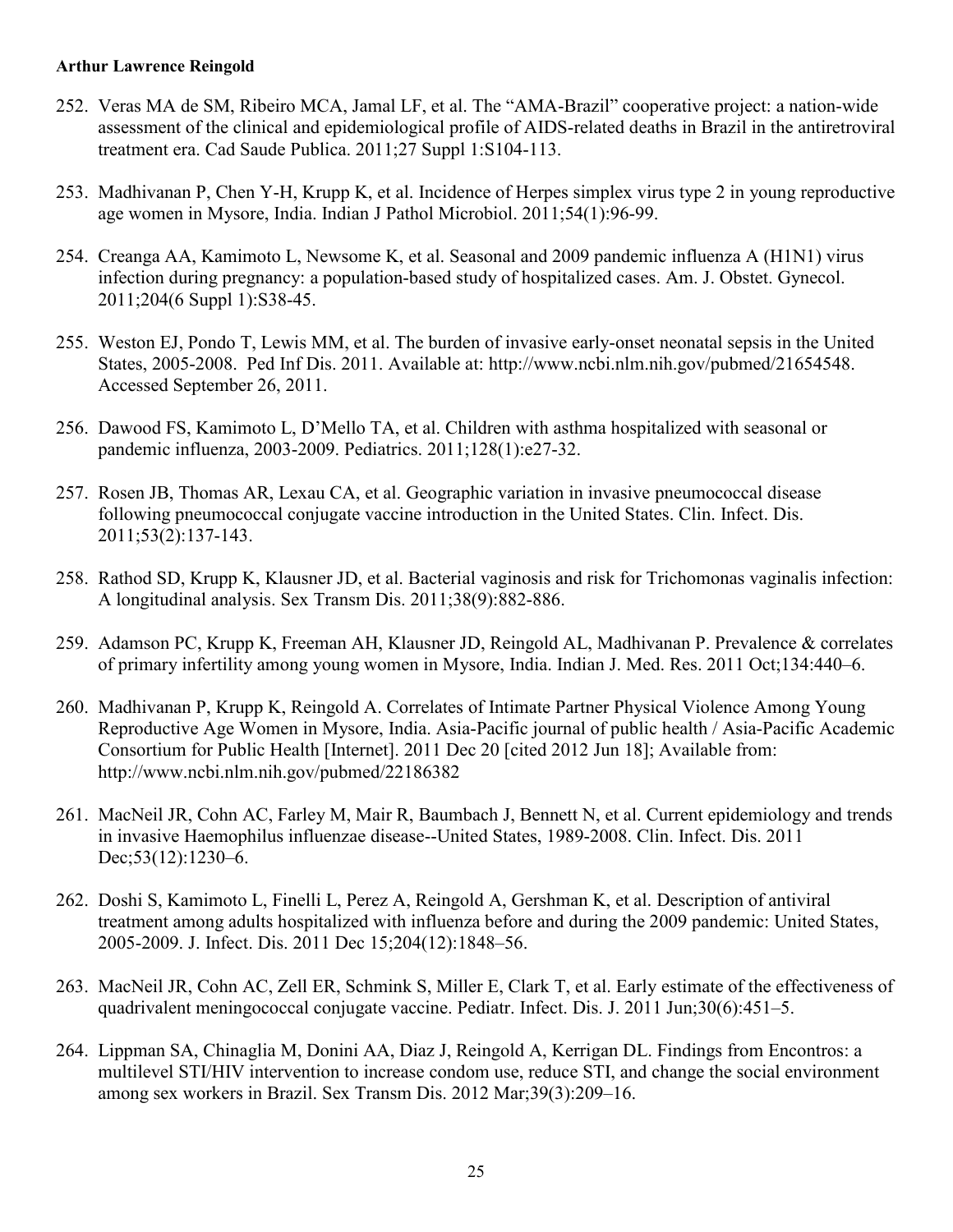252. Veras MA de SM, Ribeiro MCA, Jamal LF, et al. The "AMA-Brazil" cooperative project: a nation-wide assessment of the clinical and epidemiological profile of AIDS-related deaths in Brazil in the antiretroviral treatment era. Cad Saude Publica. 2011;27 Suppl 1:S104-113.

253. Madhivanan P, Chen Y-H, Krupp K, et al. Incidence of Herpes simplex virus type 2 in young reproductive age women in Mysore, India. Indian J Pathol Microbiol. 2011;54(1):96-99.

254. Creanga AA, Kamimoto L, Newsome K, et al. Seasonal and 2009 pandemic influenza A (H1N1) virus infection during pregnancy: a population-based study of hospitalized cases. Am. J. Obstet. Gynecol. 2011;204(6 Suppl 1):S38-45.

255. Weston EJ, Pondo T, Lewis MM, et al. The burden of invasive early-onset neonatal sepsis in the United States, 2005-2008. Ped Inf Dis. 2011. Available at: http://www.ncbi.nlm.nih.gov/pubmed/21654548. Accessed September 26, 2011.

256. Dawood FS, Kamimoto L, D'Mello TA, et al. Children with asthma hospitalized with seasonal or pandemic influenza, 2003-2009. Pediatrics. 2011;128(1):e27-32.

257. Rosen JB, Thomas AR, Lexau CA, et al. Geographic variation in invasive pneumococcal disease following pneumococcal conjugate vaccine introduction in the United States. Clin. Infect. Dis. 2011;53(2):137-143.

258. Rathod SD, Krupp K, Klausner JD, et al. Bacterial vaginosis and risk for Trichomonas vaginalis infection: A longitudinal analysis. Sex Transm Dis. 2011;38(9):882-886.

259. Adamson PC, Krupp K, Freeman AH, Klausner JD, Reingold AL, Madhivanan P. Prevalence & correlates of primary infertility among young women in Mysore, India. Indian J. Med. Res. 2011 Oct;134:440–6.

260. Madhivanan P, Krupp K, Reingold A. Correlates of Intimate Partner Physical Violence Among Young Reproductive Age Women in Mysore, India. Asia-Pacific journal of public health / Asia-Pacific Academic Consortium for Public Health [Internet]. 2011 Dec 20 [cited 2012 Jun 18]; Available from: http://www.ncbi.nlm.nih.gov/pubmed/22186382

261. MacNeil JR, Cohn AC, Farley M, Mair R, Baumbach J, Bennett N, et al. Current epidemiology and trends in invasive Haemophilus influenzae disease--United States, 1989-2008. Clin. Infect. Dis. 2011 Dec;53(12):1230–6.

262. Doshi S, Kamimoto L, Finelli L, Perez A, Reingold A, Gershman K, et al. Description of antiviral treatment among adults hospitalized with influenza before and during the 2009 pandemic: United States, 2005-2009. J. Infect. Dis. 2011 Dec 15;204(12):1848–56.

263. MacNeil JR, Cohn AC, Zell ER, Schmink S, Miller E, Clark T, et al. Early estimate of the effectiveness of quadrivalent meningococcal conjugate vaccine. Pediatr. Infect. Dis. J. 2011 Jun;30(6):451–5.

264. Lippman SA, Chinaglia M, Donini AA, Diaz J, Reingold A, Kerrigan DL. Findings from Encontros: a multilevel STI/HIV intervention to increase condom use, reduce STI, and change the social environment among sex workers in Brazil. Sex Transm Dis. 2012 Mar;39(3):209–16.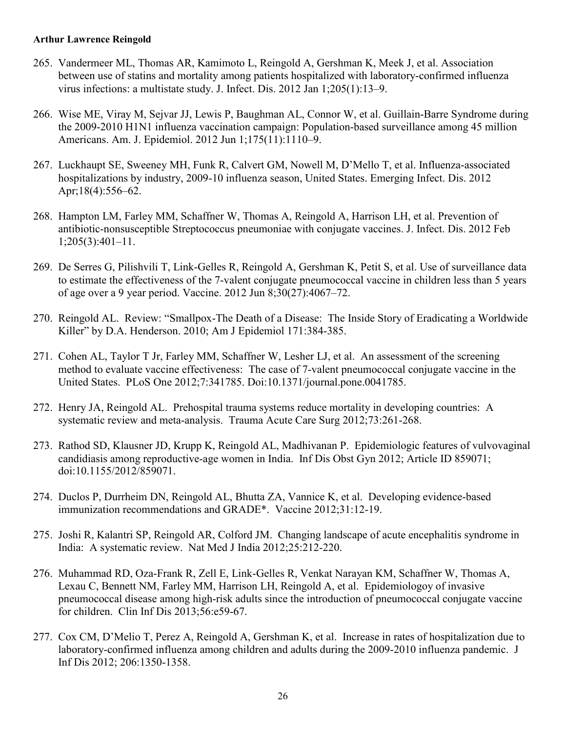265. Vandermeer ML, Thomas AR, Kamimoto L, Reingold A, Gershman K, Meek J, et al. Association between use of statins and mortality among patients hospitalized with laboratory-confirmed influenza virus infections: a multistate study. J. Infect. Dis. 2012 Jan 1;205(1):13–9.

266. Wise ME, Viray M, Sejvar JJ, Lewis P, Baughman AL, Connor W, et al. Guillain-Barre Syndrome during the 2009-2010 H1N1 influenza vaccination campaign: Population-based surveillance among 45 million Americans. Am. J. Epidemiol. 2012 Jun 1;175(11):1110–9.

267. Luckhaupt SE, Sweeney MH, Funk R, Calvert GM, Nowell M, D'Mello T, et al. Influenza-associated hospitalizations by industry, 2009-10 influenza season, United States. Emerging Infect. Dis. 2012 Apr;18(4):556–62.

268. Hampton LM, Farley MM, Schaffner W, Thomas A, Reingold A, Harrison LH, et al. Prevention of antibiotic-nonsusceptible Streptococcus pneumoniae with conjugate vaccines. J. Infect. Dis. 2012 Feb 1;205(3):401–11.

269. De Serres G, Pilishvili T, Link-Gelles R, Reingold A, Gershman K, Petit S, et al. Use of surveillance data to estimate the effectiveness of the 7-valent conjugate pneumococcal vaccine in children less than 5 years of age over a 9 year period. Vaccine. 2012 Jun 8;30(27):4067–72.

270. Reingold AL. Review: "Smallpox-The Death of a Disease: The Inside Story of Eradicating a Worldwide Killer" by D.A. Henderson. 2010; Am J Epidemiol 171:384-385.

271. Cohen AL, Taylor T Jr, Farley MM, Schaffner W, Lesher LJ, et al. An assessment of the screening method to evaluate vaccine effectiveness: The case of 7-valent pneumococcal conjugate vaccine in the United States. PLoS One 2012;7:341785. Doi:10.1371/journal.pone.0041785.

272. Henry JA, Reingold AL. Prehospital trauma systems reduce mortality in developing countries: A systematic review and meta-analysis. Trauma Acute Care Surg 2012;73:261-268.

273. Rathod SD, Klausner JD, Krupp K, Reingold AL, Madhivanan P. Epidemiologic features of vulvovaginal candidiasis among reproductive-age women in India. Inf Dis Obst Gyn 2012; Article ID 859071; doi:10.1155/2012/859071.

274. Duclos P, Durrheim DN, Reingold AL, Bhutta ZA, Vannice K, et al. Developing evidence-based immunization recommendations and GRADE*. Vaccine 2012;31:12-19.

275. Joshi R, Kalantri SP, Reingold AR, Colford JM. Changing landscape of acute encephalitis syndrome in India: A systematic review. Nat Med J India 2012;25:212-220.

276. Muhammad RD, Oza-Frank R, Zell E, Link-Gelles R, Venkat Narayan KM, Schaffner W, Thomas A, Lexau C, Bennett NM, Farley MM, Harrison LH, Reingold A, et al. Epidemiologoy of invasive pneumococcal disease among high-risk adults since the introduction of pneumococcal conjugate vaccine for children. Clin Inf Dis 2013;56:e59-67.

277. Cox CM, D'Melio T, Perez A, Reingold A, Gershman K, et al. Increase in rates of hospitalization due to laboratory-confirmed influenza among children and adults during the 2009-2010 influenza pandemic. J Inf Dis 2012; 206:1350-1358.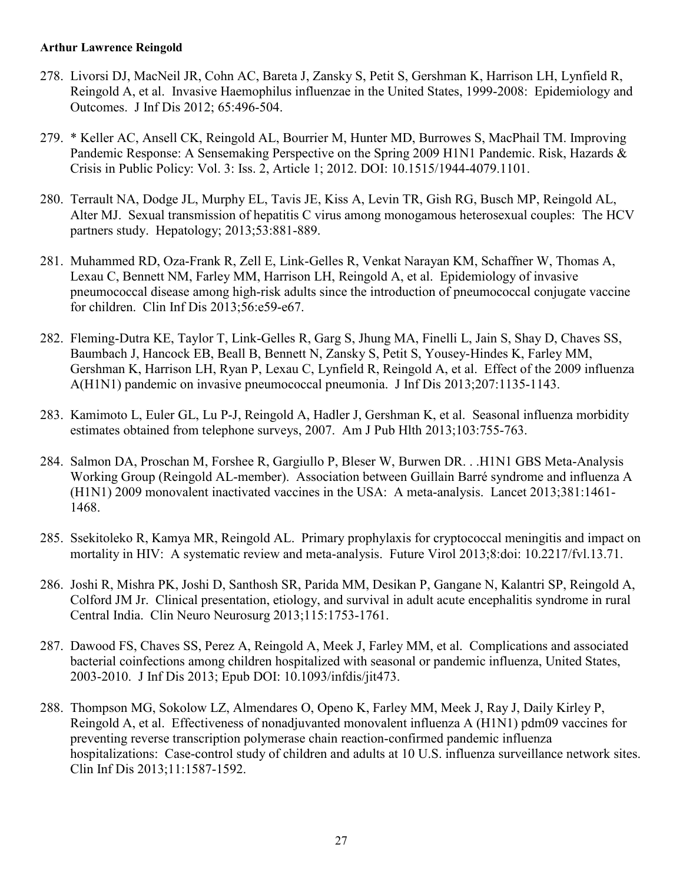278. Livorsi DJ, MacNeil JR, Cohn AC, Bareta J, Zansky S, Petit S, Gershman K, Harrison LH, Lynfield R, Reingold A, et al. Invasive Haemophilus influenzae in the United States, 1999-2008: Epidemiology and Outcomes. J Inf Dis 2012; 65:496-504.

279. * Keller AC, Ansell CK, Reingold AL, Bourrier M, Hunter MD, Burrowes S, MacPhail TM. Improving Pandemic Response: A Sensemaking Perspective on the Spring 2009 H1N1 Pandemic. Risk, Hazards & Crisis in Public Policy: Vol. 3: Iss. 2, Article 1; 2012. DOI: 10.1515/1944-4079.1101.

280. Terrault NA, Dodge JL, Murphy EL, Tavis JE, Kiss A, Levin TR, Gish RG, Busch MP, Reingold AL, Alter MJ. Sexual transmission of hepatitis C virus among monogamous heterosexual couples: The HCV partners study. Hepatology; 2013;53:881-889.

281. Muhammed RD, Oza-Frank R, Zell E, Link-Gelles R, Venkat Narayan KM, Schaffner W, Thomas A, Lexau C, Bennett NM, Farley MM, Harrison LH, Reingold A, et al. Epidemiology of invasive pneumococcal disease among high-risk adults since the introduction of pneumococcal conjugate vaccine for children. Clin Inf Dis 2013;56:e59-e67.

282. Fleming-Dutra KE, Taylor T, Link-Gelles R, Garg S, Jhung MA, Finelli L, Jain S, Shay D, Chaves SS, Baumbach J, Hancock EB, Beall B, Bennett N, Zansky S, Petit S, Yousey-Hindes K, Farley MM, Gershman K, Harrison LH, Ryan P, Lexau C, Lynfield R, Reingold A, et al. Effect of the 2009 influenza A(H1N1) pandemic on invasive pneumococcal pneumonia. J Inf Dis 2013;207:1135-1143.

283. Kamimoto L, Euler GL, Lu P-J, Reingold A, Hadler J, Gershman K, et al. Seasonal influenza morbidity estimates obtained from telephone surveys, 2007. Am J Pub Hlth 2013;103:755-763.

284. Salmon DA, Proschan M, Forshee R, Gargiullo P, Bleser W, Burwen DR. . .H1N1 GBS Meta-Analysis Working Group (Reingold AL-member). Association between Guillain Barré syndrome and influenza A (H1N1) 2009 monovalent inactivated vaccines in the USA: A meta-analysis. Lancet 2013;381:1461-1468.

285. Ssekitoleko R, Kamya MR, Reingold AL. Primary prophylaxis for cryptococcal meningitis and impact on mortality in HIV: A systematic review and meta-analysis. Future Virol 2013;8:doi: 10.2217/fvl.13.71.

286. Joshi R, Mishra PK, Joshi D, Santhosh SR, Parida MM, Desikan P, Gangane N, Kalantri SP, Reingold A, Colford JM Jr. Clinical presentation, etiology, and survival in adult acute encephalitis syndrome in rural Central India. Clin Neuro Neurosurg 2013;115:1753-1761.

287. Dawood FS, Chaves SS, Perez A, Reingold A, Meek J, Farley MM, et al. Complications and associated bacterial coinfections among children hospitalized with seasonal or pandemic influenza, United States, 2003-2010. J Inf Dis 2013; Epub DOI: 10.1093/infdis/jit473.

288. Thompson MG, Sokolow LZ, Almendares O, Openo K, Farley MM, Meek J, Ray J, Daily Kirley P, Reingold A, et al. Effectiveness of nonadjuvanted monovalent influenza A (H1N1) pdm09 vaccines for preventing reverse transcription polymerase chain reaction-confirmed pandemic influenza hospitalizations: Case-control study of children and adults at 10 U.S. influenza surveillance network sites. Clin Inf Dis 2013;11:1587-1592.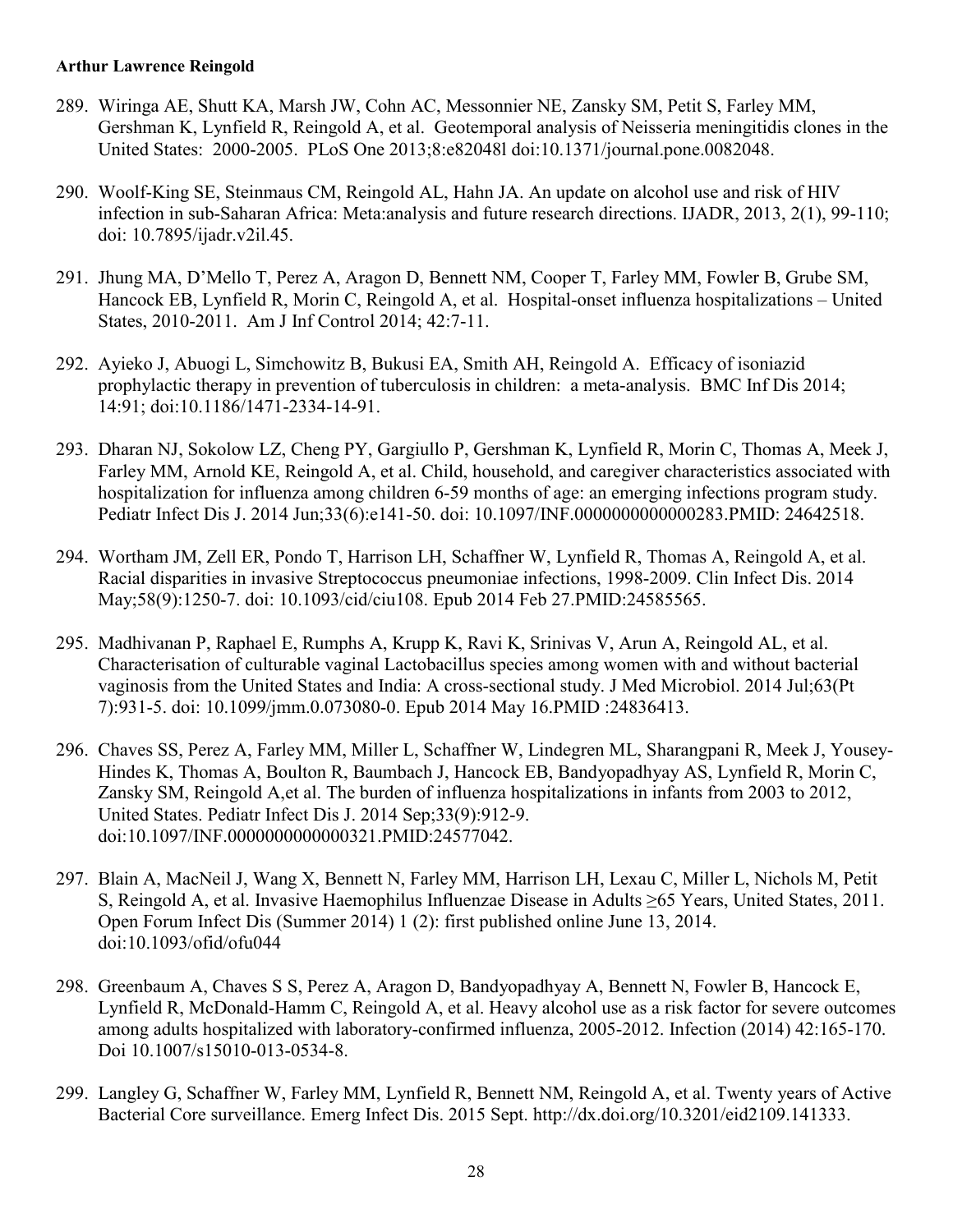289. Wiringa AE, Shutt KA, Marsh JW, Cohn AC, Messonnier NE, Zansky SM, Petit S, Farley MM, Gershman K, Lynfield R, Reingold A, et al. Geotemporal analysis of Neisseria meningitidis clones in the United States: 2000-2005. PLoS One 2013;8:e82048l doi:10.1371/journal.pone.0082048.

290. Woolf-King SE, Steinmaus CM, Reingold AL, Hahn JA. An update on alcohol use and risk of HIV infection in sub-Saharan Africa: Meta:analysis and future research directions. IJADR, 2013, 2(1), 99-110; doi: 10.7895/ijadr.v2il.45.

291. Jhung MA, D'Mello T, Perez A, Aragon D, Bennett NM, Cooper T, Farley MM, Fowler B, Grube SM, Hancock EB, Lynfield R, Morin C, Reingold A, et al. Hospital-onset influenza hospitalizations – United States, 2010-2011. Am J Inf Control 2014; 42:7-11.

292. Ayieko J, Abuogi L, Simchowitz B, Bukusi EA, Smith AH, Reingold A. Efficacy of isoniazid prophylactic therapy in prevention of tuberculosis in children: a meta-analysis. BMC Inf Dis 2014; 14:91; doi:10.1186/1471-2334-14-91.

293. Dharan NJ, Sokolow LZ, Cheng PY, Gargiullo P, Gershman K, Lynfield R, Morin C, Thomas A, Meek J, Farley MM, Arnold KE, Reingold A, et al. Child, household, and caregiver characteristics associated with hospitalization for influenza among children 6-59 months of age: an emerging infections program study. Pediatr Infect Dis J. 2014 Jun;33(6):e141-50. doi: 10.1097/INF.0000000000000283.PMID: 24642518.

294. Wortham JM, Zell ER, Pondo T, Harrison LH, Schaffner W, Lynfield R, Thomas A, Reingold A, et al. Racial disparities in invasive Streptococcus pneumoniae infections, 1998-2009. Clin Infect Dis. 2014 May;58(9):1250-7. doi: 10.1093/cid/ciu108. Epub 2014 Feb 27.PMID:24585565.

295. Madhivanan P, Raphael E, Rumphs A, Krupp K, Ravi K, Srinivas V, Arun A, Reingold AL, et al. Characterisation of culturable vaginal Lactobacillus species among women with and without bacterial vaginosis from the United States and India: A cross-sectional study. J Med Microbiol. 2014 Jul;63(Pt 7):931-5. doi: 10.1099/jmm.0.073080-0. Epub 2014 May 16.PMID :24836413.

296. Chaves SS, Perez A, Farley MM, Miller L, Schaffner W, Lindegren ML, Sharangpani R, Meek J, Yousey-Hindes K, Thomas A, Boulton R, Baumbach J, Hancock EB, Bandyopadhyay AS, Lynfield R, Morin C, Zansky SM, Reingold A,et al. The burden of influenza hospitalizations in infants from 2003 to 2012, United States. Pediatr Infect Dis J. 2014 Sep;33(9):912-9. doi:10.1097/INF.0000000000000321.PMID:24577042.

297. Blain A, MacNeil J, Wang X, Bennett N, Farley MM, Harrison LH, Lexau C, Miller L, Nichols M, Petit S, Reingold A, et al. Invasive Haemophilus Influenzae Disease in Adults ≥65 Years, United States, 2011. Open Forum Infect Dis (Summer 2014) 1 (2): first published online June 13, 2014. doi:10.1093/ofid/ofu044

298. Greenbaum A, Chaves S S, Perez A, Aragon D, Bandyopadhyay A, Bennett N, Fowler B, Hancock E, Lynfield R, McDonald-Hamm C, Reingold A, et al. Heavy alcohol use as a risk factor for severe outcomes among adults hospitalized with laboratory-confirmed influenza, 2005-2012. Infection (2014) 42:165-170. Doi 10.1007/s15010-013-0534-8.

299. Langley G, Schaffner W, Farley MM, Lynfield R, Bennett NM, Reingold A, et al. Twenty years of Active Bacterial Core surveillance. Emerg Infect Dis. 2015 Sept. http://dx.doi.org/10.3201/eid2109.141333.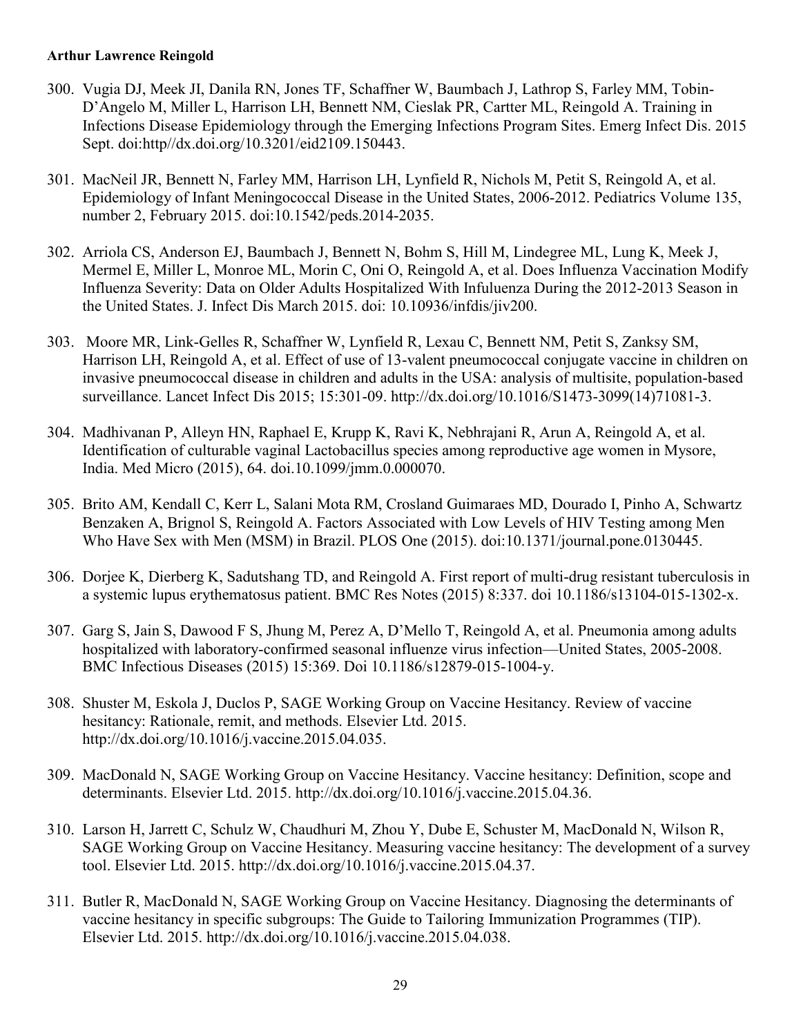300. Vugia DJ, Meek JI, Danila RN, Jones TF, Schaffner W, Baumbach J, Lathrop S, Farley MM, Tobin-D'Angelo M, Miller L, Harrison LH, Bennett NM, Cieslak PR, Cartter ML, Reingold A. Training in Infections Disease Epidemiology through the Emerging Infections Program Sites. Emerg Infect Dis. 2015 Sept. doi:http//dx.doi.org/10.3201/eid2109.150443.

301. MacNeil JR, Bennett N, Farley MM, Harrison LH, Lynfield R, Nichols M, Petit S, Reingold A, et al. Epidemiology of Infant Meningococcal Disease in the United States, 2006-2012. Pediatrics Volume 135, number 2, February 2015. doi:10.1542/peds.2014-2035.

302. Arriola CS, Anderson EJ, Baumbach J, Bennett N, Bohm S, Hill M, Lindegree ML, Lung K, Meek J, Mermel E, Miller L, Monroe ML, Morin C, Oni O, Reingold A, et al. Does Influenza Vaccination Modify Influenza Severity: Data on Older Adults Hospitalized With Infuluenza During the 2012-2013 Season in the United States. J. Infect Dis March 2015. doi: 10.10936/infdis/jiv200.

303. Moore MR, Link-Gelles R, Schaffner W, Lynfield R, Lexau C, Bennett NM, Petit S, Zanksy SM, Harrison LH, Reingold A, et al. Effect of use of 13-valent pneumococcal conjugate vaccine in children on invasive pneumococcal disease in children and adults in the USA: analysis of multisite, population-based surveillance. Lancet Infect Dis 2015; 15:301-09. http://dx.doi.org/10.1016/S1473-3099(14)71081-3.

304. Madhivanan P, Alleyn HN, Raphael E, Krupp K, Ravi K, Nebhrajani R, Arun A, Reingold A, et al. Identification of culturable vaginal Lactobacillus species among reproductive age women in Mysore, India. Med Micro (2015), 64. doi.10.1099/jmm.0.000070.

305. Brito AM, Kendall C, Kerr L, Salani Mota RM, Crosland Guimaraes MD, Dourado I, Pinho A, Schwartz Benzaken A, Brignol S, Reingold A. Factors Associated with Low Levels of HIV Testing among Men Who Have Sex with Men (MSM) in Brazil. PLOS One (2015). doi:10.1371/journal.pone.0130445.

306. Dorjee K, Dierberg K, Sadutshang TD, and Reingold A. First report of multi-drug resistant tuberculosis in a systemic lupus erythematosus patient. BMC Res Notes (2015) 8:337. doi 10.1186/s13104-015-1302-x.

307. Garg S, Jain S, Dawood F S, Jhung M, Perez A, D'Mello T, Reingold A, et al. Pneumonia among adults hospitalized with laboratory-confirmed seasonal influenze virus infection—United States, 2005-2008. BMC Infectious Diseases (2015) 15:369. Doi 10.1186/s12879-015-1004-y.

308. Shuster M, Eskola J, Duclos P, SAGE Working Group on Vaccine Hesitancy. Review of vaccine hesitancy: Rationale, remit, and methods. Elsevier Ltd. 2015. http://dx.doi.org/10.1016/j.vaccine.2015.04.035.

309. MacDonald N, SAGE Working Group on Vaccine Hesitancy. Vaccine hesitancy: Definition, scope and determinants. Elsevier Ltd. 2015. http://dx.doi.org/10.1016/j.vaccine.2015.04.36.

310. Larson H, Jarrett C, Schulz W, Chaudhuri M, Zhou Y, Dube E, Schuster M, MacDonald N, Wilson R, SAGE Working Group on Vaccine Hesitancy. Measuring vaccine hesitancy: The development of a survey tool. Elsevier Ltd. 2015. http://dx.doi.org/10.1016/j.vaccine.2015.04.37.

311. Butler R, MacDonald N, SAGE Working Group on Vaccine Hesitancy. Diagnosing the determinants of vaccine hesitancy in specific subgroups: The Guide to Tailoring Immunization Programmes (TIP). Elsevier Ltd. 2015. http://dx.doi.org/10.1016/j.vaccine.2015.04.038.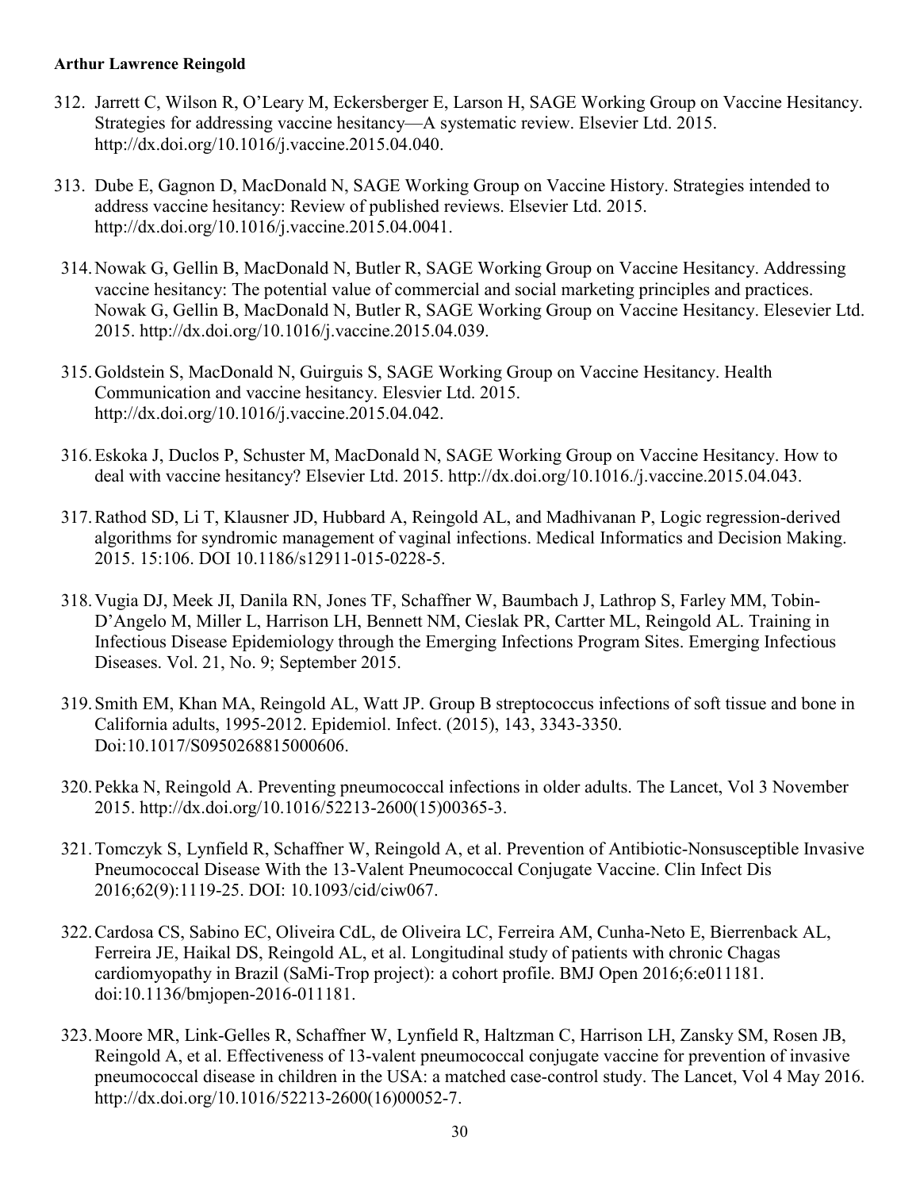**Arthur Lawrence Reingold**

312. Jarrett C, Wilson R, O'Leary M, Eckersberger E, Larson H, SAGE Working Group on Vaccine Hesitancy. Strategies for addressing vaccine hesitancy—A systematic review. Elsevier Ltd. 2015. http://dx.doi.org/10.1016/j.vaccine.2015.04.040.

313. Dube E, Gagnon D, MacDonald N, SAGE Working Group on Vaccine History. Strategies intended to address vaccine hesitancy: Review of published reviews. Elsevier Ltd. 2015. http://dx.doi.org/10.1016/j.vaccine.2015.04.0041.

314. Nowak G, Gellin B, MacDonald N, Butler R, SAGE Working Group on Vaccine Hesitancy. Addressing vaccine hesitancy: The potential value of commercial and social marketing principles and practices. Nowak G, Gellin B, MacDonald N, Butler R, SAGE Working Group on Vaccine Hesitancy. Elesevier Ltd. 2015. http://dx.doi.org/10.1016/j.vaccine.2015.04.039.

315. Goldstein S, MacDonald N, Guirguis S, SAGE Working Group on Vaccine Hesitancy. Health Communication and vaccine hesitancy. Elesvier Ltd. 2015. http://dx.doi.org/10.1016/j.vaccine.2015.04.042.

316. Eskoka J, Duclos P, Schuster M, MacDonald N, SAGE Working Group on Vaccine Hesitancy. How to deal with vaccine hesitancy? Elsevier Ltd. 2015. http://dx.doi.org/10.1016./j.vaccine.2015.04.043.

317. Rathod SD, Li T, Klausner JD, Hubbard A, Reingold AL, and Madhivanan P, Logic regression-derived algorithms for syndromic management of vaginal infections. Medical Informatics and Decision Making. 2015. 15:106. DOI 10.1186/s12911-015-0228-5.

318. Vugia DJ, Meek JI, Danila RN, Jones TF, Schaffner W, Baumbach J, Lathrop S, Farley MM, Tobin-D'Angelo M, Miller L, Harrison LH, Bennett NM, Cieslak PR, Cartter ML, Reingold AL. Training in Infectious Disease Epidemiology through the Emerging Infections Program Sites. Emerging Infectious Diseases. Vol. 21, No. 9; September 2015.

319. Smith EM, Khan MA, Reingold AL, Watt JP. Group B streptococcus infections of soft tissue and bone in California adults, 1995-2012. Epidemiol. Infect. (2015), 143, 3343-3350. Doi:10.1017/S0950268815000606.

320. Pekka N, Reingold A. Preventing pneumococcal infections in older adults. The Lancet, Vol 3 November 2015. http://dx.doi.org/10.1016/52213-2600(15)00365-3.

321. Tomczyk S, Lynfield R, Schaffner W, Reingold A, et al. Prevention of Antibiotic-Nonsusceptible Invasive Pneumococcal Disease With the 13-Valent Pneumococcal Conjugate Vaccine. Clin Infect Dis 2016;62(9):1119-25. DOI: 10.1093/cid/ciw067.

322. Cardosa CS, Sabino EC, Oliveira CdL, de Oliveira LC, Ferreira AM, Cunha-Neto E, Bierrenback AL, Ferreira JE, Haikal DS, Reingold AL, et al. Longitudinal study of patients with chronic Chagas cardiomyopathy in Brazil (SaMi-Trop project): a cohort profile. BMJ Open 2016;6:e011181. doi:10.1136/bmjopen-2016-011181.

323. Moore MR, Link-Gelles R, Schaffner W, Lynfield R, Haltzman C, Harrison LH, Zansky SM, Rosen JB, Reingold A, et al. Effectiveness of 13-valent pneumococcal conjugate vaccine for prevention of invasive pneumococcal disease in children in the USA: a matched case-control study. The Lancet, Vol 4 May 2016. http://dx.doi.org/10.1016/52213-2600(16)00052-7.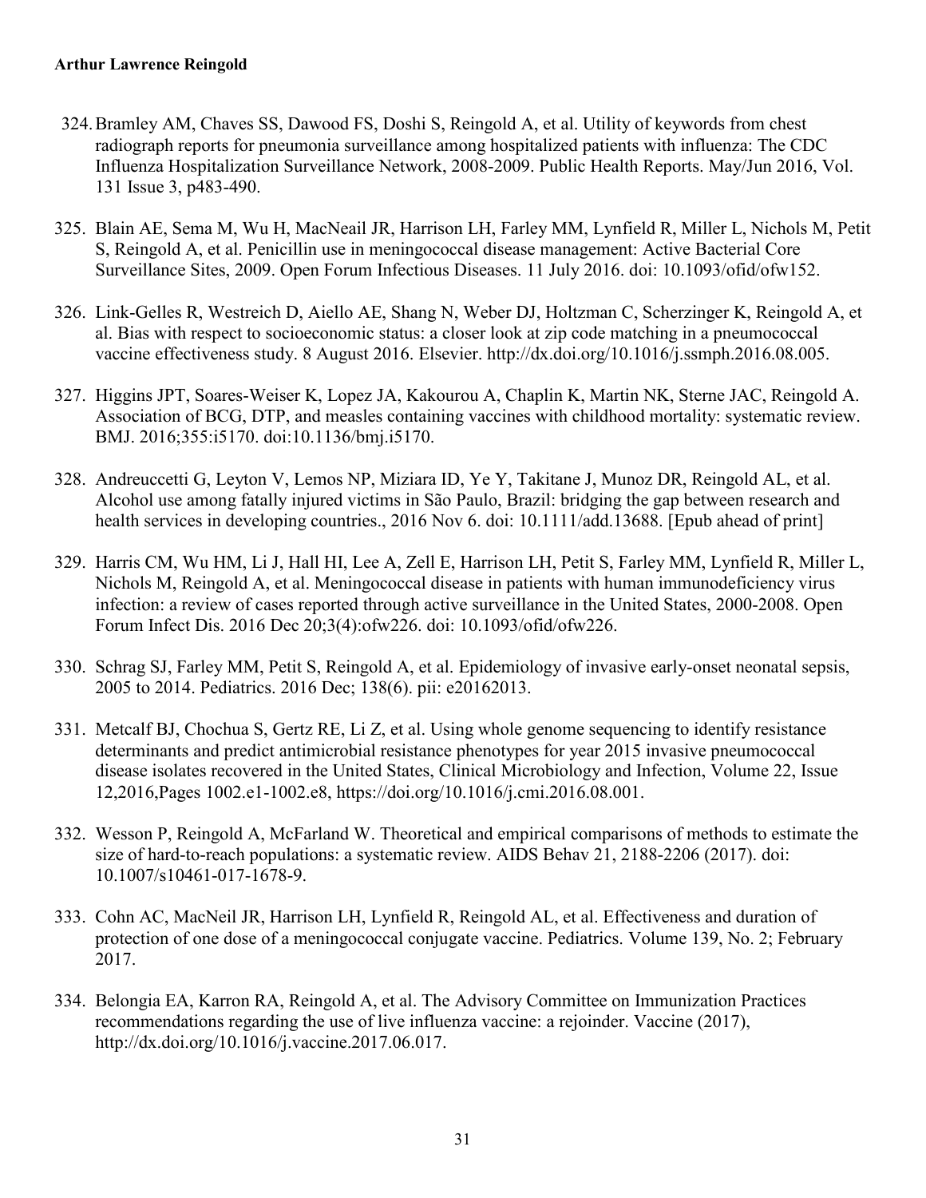324. Bramley AM, Chaves SS, Dawood FS, Doshi S, Reingold A, et al. Utility of keywords from chest radiograph reports for pneumonia surveillance among hospitalized patients with influenza: The CDC Influenza Hospitalization Surveillance Network, 2008-2009. Public Health Reports. May/Jun 2016, Vol. 131 Issue 3, p483-490.

325. Blain AE, Sema M, Wu H, MacNeail JR, Harrison LH, Farley MM, Lynfield R, Miller L, Nichols M, Petit S, Reingold A, et al. Penicillin use in meningococcal disease management: Active Bacterial Core Surveillance Sites, 2009. Open Forum Infectious Diseases. 11 July 2016. doi: 10.1093/ofid/ofw152.

326. Link-Gelles R, Westreich D, Aiello AE, Shang N, Weber DJ, Holtzman C, Scherzinger K, Reingold A, et al. Bias with respect to socioeconomic status: a closer look at zip code matching in a pneumococcal vaccine effectiveness study. 8 August 2016. Elsevier. http://dx.doi.org/10.1016/j.ssmph.2016.08.005.

327. Higgins JPT, Soares-Weiser K, Lopez JA, Kakourou A, Chaplin K, Martin NK, Sterne JAC, Reingold A. Association of BCG, DTP, and measles containing vaccines with childhood mortality: systematic review. BMJ. 2016;355:i5170. doi:10.1136/bmj.i5170.

328. Andreuccetti G, Leyton V, Lemos NP, Miziara ID, Ye Y, Takitane J, Munoz DR, Reingold AL, et al. Alcohol use among fatally injured victims in São Paulo, Brazil: bridging the gap between research and health services in developing countries., 2016 Nov 6. doi: 10.1111/add.13688. [Epub ahead of print]

329. Harris CM, Wu HM, Li J, Hall HI, Lee A, Zell E, Harrison LH, Petit S, Farley MM, Lynfield R, Miller L, Nichols M, Reingold A, et al. Meningococcal disease in patients with human immunodeficiency virus infection: a review of cases reported through active surveillance in the United States, 2000-2008. Open Forum Infect Dis. 2016 Dec 20;3(4):ofw226. doi: 10.1093/ofid/ofw226.

330. Schrag SJ, Farley MM, Petit S, Reingold A, et al. Epidemiology of invasive early-onset neonatal sepsis, 2005 to 2014. Pediatrics. 2016 Dec; 138(6). pii: e20162013.

331. Metcalf BJ, Chochua S, Gertz RE, Li Z, et al. Using whole genome sequencing to identify resistance determinants and predict antimicrobial resistance phenotypes for year 2015 invasive pneumococcal disease isolates recovered in the United States, Clinical Microbiology and Infection, Volume 22, Issue 12,2016,Pages 1002.e1-1002.e8, https://doi.org/10.1016/j.cmi.2016.08.001.

332. Wesson P, Reingold A, McFarland W. Theoretical and empirical comparisons of methods to estimate the size of hard-to-reach populations: a systematic review. AIDS Behav 21, 2188-2206 (2017). doi: 10.1007/s10461-017-1678-9.

333. Cohn AC, MacNeil JR, Harrison LH, Lynfield R, Reingold AL, et al. Effectiveness and duration of protection of one dose of a meningococcal conjugate vaccine. Pediatrics. Volume 139, No. 2; February 2017.

334. Belongia EA, Karron RA, Reingold A, et al. The Advisory Committee on Immunization Practices recommendations regarding the use of live influenza vaccine: a rejoinder. Vaccine (2017), http://dx.doi.org/10.1016/j.vaccine.2017.06.017.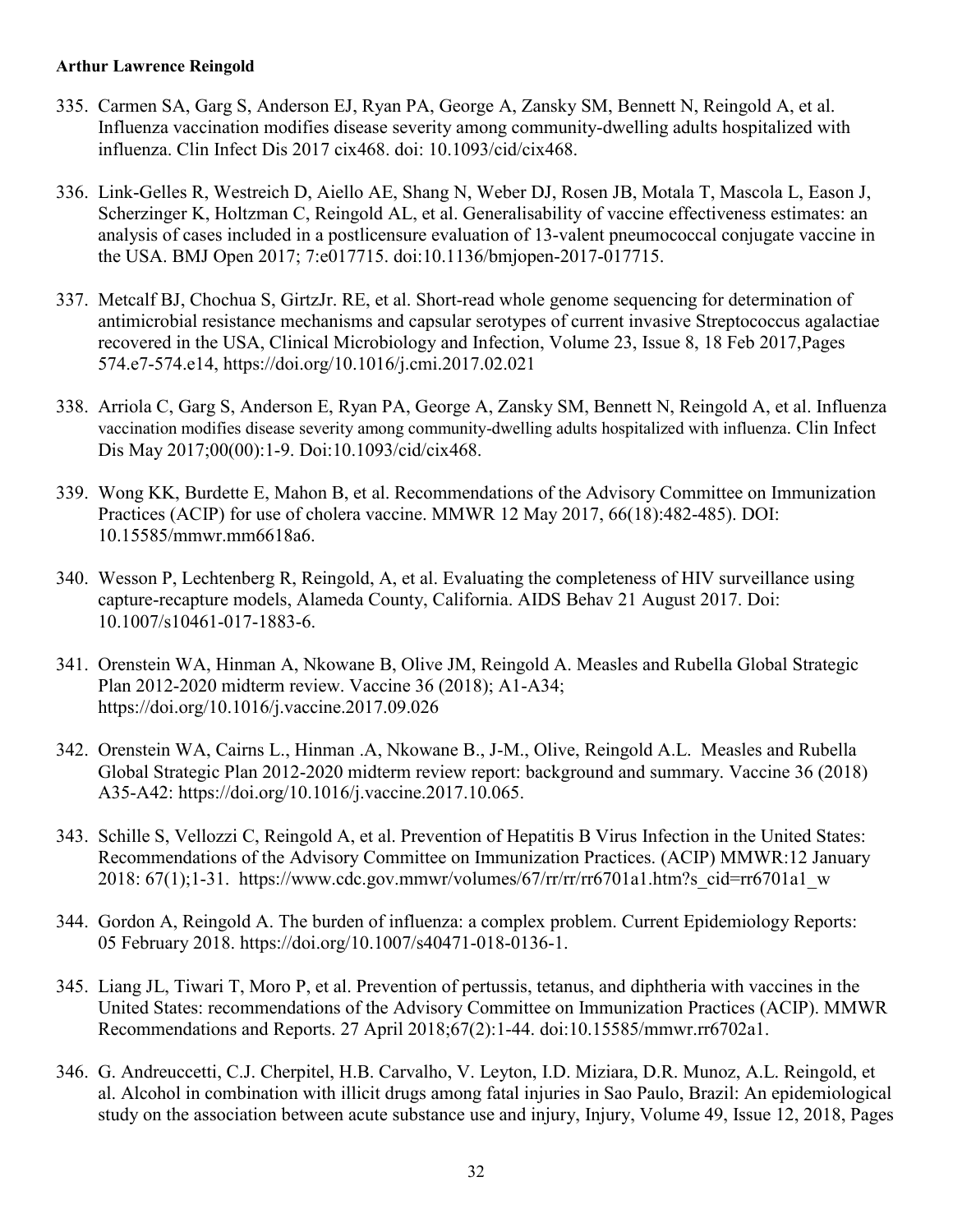**Arthur Lawrence Reingold**

335. Carmen SA, Garg S, Anderson EJ, Ryan PA, George A, Zansky SM, Bennett N, Reingold A, et al. Influenza vaccination modifies disease severity among community-dwelling adults hospitalized with influenza. Clin Infect Dis 2017 cix468. doi: 10.1093/cid/cix468.

336. Link-Gelles R, Westreich D, Aiello AE, Shang N, Weber DJ, Rosen JB, Motala T, Mascola L, Eason J, Scherzinger K, Holtzman C, Reingold AL, et al. Generalisability of vaccine effectiveness estimates: an analysis of cases included in a postlicensure evaluation of 13-valent pneumococcal conjugate vaccine in the USA. BMJ Open 2017; 7:e017715. doi:10.1136/bmjopen-2017-017715.

337. Metcalf BJ, Chochua S, GirtzJr. RE, et al. Short-read whole genome sequencing for determination of antimicrobial resistance mechanisms and capsular serotypes of current invasive Streptococcus agalactiae recovered in the USA, Clinical Microbiology and Infection, Volume 23, Issue 8, 18 Feb 2017,Pages 574.e7-574.e14, https://doi.org/10.1016/j.cmi.2017.02.021

338. Arriola C, Garg S, Anderson E, Ryan PA, George A, Zansky SM, Bennett N, Reingold A, et al. Influenza vaccination modifies disease severity among community-dwelling adults hospitalized with influenza. Clin Infect Dis May 2017;00(00):1-9. Doi:10.1093/cid/cix468.

339. Wong KK, Burdette E, Mahon B, et al. Recommendations of the Advisory Committee on Immunization Practices (ACIP) for use of cholera vaccine. MMWR 12 May 2017, 66(18):482-485). DOI: 10.15585/mmwr.mm6618a6.

340. Wesson P, Lechtenberg R, Reingold, A, et al. Evaluating the completeness of HIV surveillance using capture-recapture models, Alameda County, California. AIDS Behav 21 August 2017. Doi: 10.1007/s10461-017-1883-6.

341. Orenstein WA, Hinman A, Nkowane B, Olive JM, Reingold A. Measles and Rubella Global Strategic Plan 2012-2020 midterm review. Vaccine 36 (2018); A1-A34; https://doi.org/10.1016/j.vaccine.2017.09.026

342. Orenstein WA, Cairns L., Hinman .A, Nkowane B., J-M., Olive, Reingold A.L. Measles and Rubella Global Strategic Plan 2012-2020 midterm review report: background and summary. Vaccine 36 (2018) A35-A42: https://doi.org/10.1016/j.vaccine.2017.10.065.

343. Schille S, Vellozzi C, Reingold A, et al. Prevention of Hepatitis B Virus Infection in the United States: Recommendations of the Advisory Committee on Immunization Practices. (ACIP) MMWR:12 January 2018: 67(1);1-31. https://www.cdc.gov.mmwr/volumes/67/rr/rr/rr6701a1.htm?s_cid=rr6701a1_w

344. Gordon A, Reingold A. The burden of influenza: a complex problem. Current Epidemiology Reports: 05 February 2018. https://doi.org/10.1007/s40471-018-0136-1.

345. Liang JL, Tiwari T, Moro P, et al. Prevention of pertussis, tetanus, and diphtheria with vaccines in the United States: recommendations of the Advisory Committee on Immunization Practices (ACIP). MMWR Recommendations and Reports. 27 April 2018;67(2):1-44. doi:10.15585/mmwr.rr6702a1.

346. G. Andreuccetti, C.J. Cherpitel, H.B. Carvalho, V. Leyton, I.D. Miziara, D.R. Munoz, A.L. Reingold, et al. Alcohol in combination with illicit drugs among fatal injuries in Sao Paulo, Brazil: An epidemiological study on the association between acute substance use and injury, Injury, Volume 49, Issue 12, 2018, Pages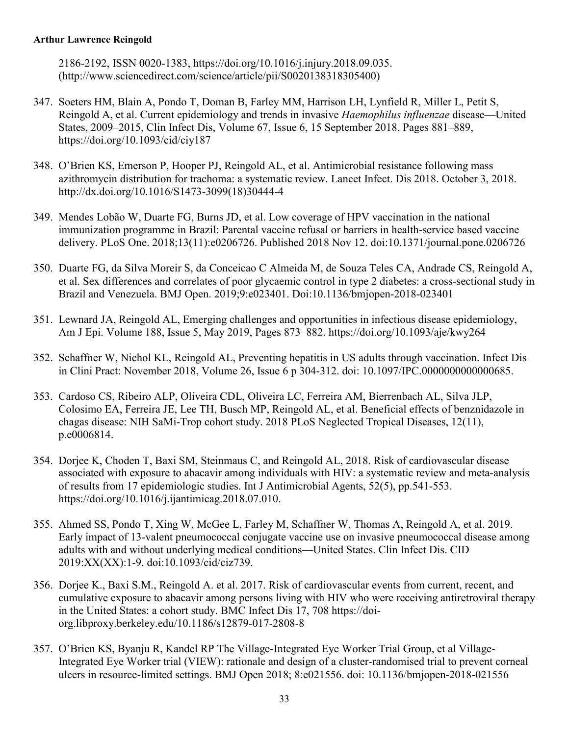2186-2192, ISSN 0020-1383, https://doi.org/10.1016/j.injury.2018.09.035. (http://www.sciencedirect.com/science/article/pii/S0020138318305400)

347. Soeters HM, Blain A, Pondo T, Doman B, Farley MM, Harrison LH, Lynfield R, Miller L, Petit S, Reingold A, et al. Current epidemiology and trends in invasive *Haemophilus influenzae* disease—United States, 2009–2015, Clin Infect Dis, Volume 67, Issue 6, 15 September 2018, Pages 881–889, https://doi.org/10.1093/cid/ciy187

348. O'Brien KS, Emerson P, Hooper PJ, Reingold AL, et al. Antimicrobial resistance following mass azithromycin distribution for trachoma: a systematic review. Lancet Infect. Dis 2018. October 3, 2018. http://dx.doi.org/10.1016/S1473-3099(18)30444-4

349. Mendes Lobão W, Duarte FG, Burns JD, et al. Low coverage of HPV vaccination in the national immunization programme in Brazil: Parental vaccine refusal or barriers in health-service based vaccine delivery. PLoS One. 2018;13(11):e0206726. Published 2018 Nov 12. doi:10.1371/journal.pone.0206726

350. Duarte FG, da Silva Moreir S, da Conceicao C Almeida M, de Souza Teles CA, Andrade CS, Reingold A, et al. Sex differences and correlates of poor glycaemic control in type 2 diabetes: a cross-sectional study in Brazil and Venezuela. BMJ Open. 2019;9:e023401. Doi:10.1136/bmjopen-2018-023401

351. Lewnard JA, Reingold AL, Emerging challenges and opportunities in infectious disease epidemiology, Am J Epi. Volume 188, Issue 5, May 2019, Pages 873–882. https://doi.org/10.1093/aje/kwy264

352. Schaffner W, Nichol KL, Reingold AL, Preventing hepatitis in US adults through vaccination. Infect Dis in Clini Pract: November 2018, Volume 26, Issue 6 p 304-312. doi: 10.1097/IPC.0000000000000685.

353. Cardoso CS, Ribeiro ALP, Oliveira CDL, Oliveira LC, Ferreira AM, Bierrenbach AL, Silva JLP, Colosimo EA, Ferreira JE, Lee TH, Busch MP, Reingold AL, et al. Beneficial effects of benznidazole in chagas disease: NIH SaMi-Trop cohort study. 2018 PLoS Neglected Tropical Diseases, 12(11), p.e0006814.

354. Dorjee K, Choden T, Baxi SM, Steinmaus C, and Reingold AL, 2018. Risk of cardiovascular disease associated with exposure to abacavir among individuals with HIV: a systematic review and meta-analysis of results from 17 epidemiologic studies. Int J Antimicrobial Agents, 52(5), pp.541-553. https://doi.org/10.1016/j.ijantimicag.2018.07.010.

355. Ahmed SS, Pondo T, Xing W, McGee L, Farley M, Schaffner W, Thomas A, Reingold A, et al. 2019. Early impact of 13-valent pneumococcal conjugate vaccine use on invasive pneumococcal disease among adults with and without underlying medical conditions—United States. Clin Infect Dis. CID 2019:XX(XX):1-9. doi:10.1093/cid/ciz739.

356. Dorjee K., Baxi S.M., Reingold A. et al. 2017. Risk of cardiovascular events from current, recent, and cumulative exposure to abacavir among persons living with HIV who were receiving antiretroviral therapy in the United States: a cohort study. BMC Infect Dis 17, 708 https://doi-org.libproxy.berkeley.edu/10.1186/s12879-017-2808-8

357. O'Brien KS, Byanju R, Kandel RP The Village-Integrated Eye Worker Trial Group, et al Village-Integrated Eye Worker trial (VIEW): rationale and design of a cluster-randomised trial to prevent corneal ulcers in resource-limited settings. BMJ Open 2018; 8:e021556. doi: 10.1136/bmjopen-2018-021556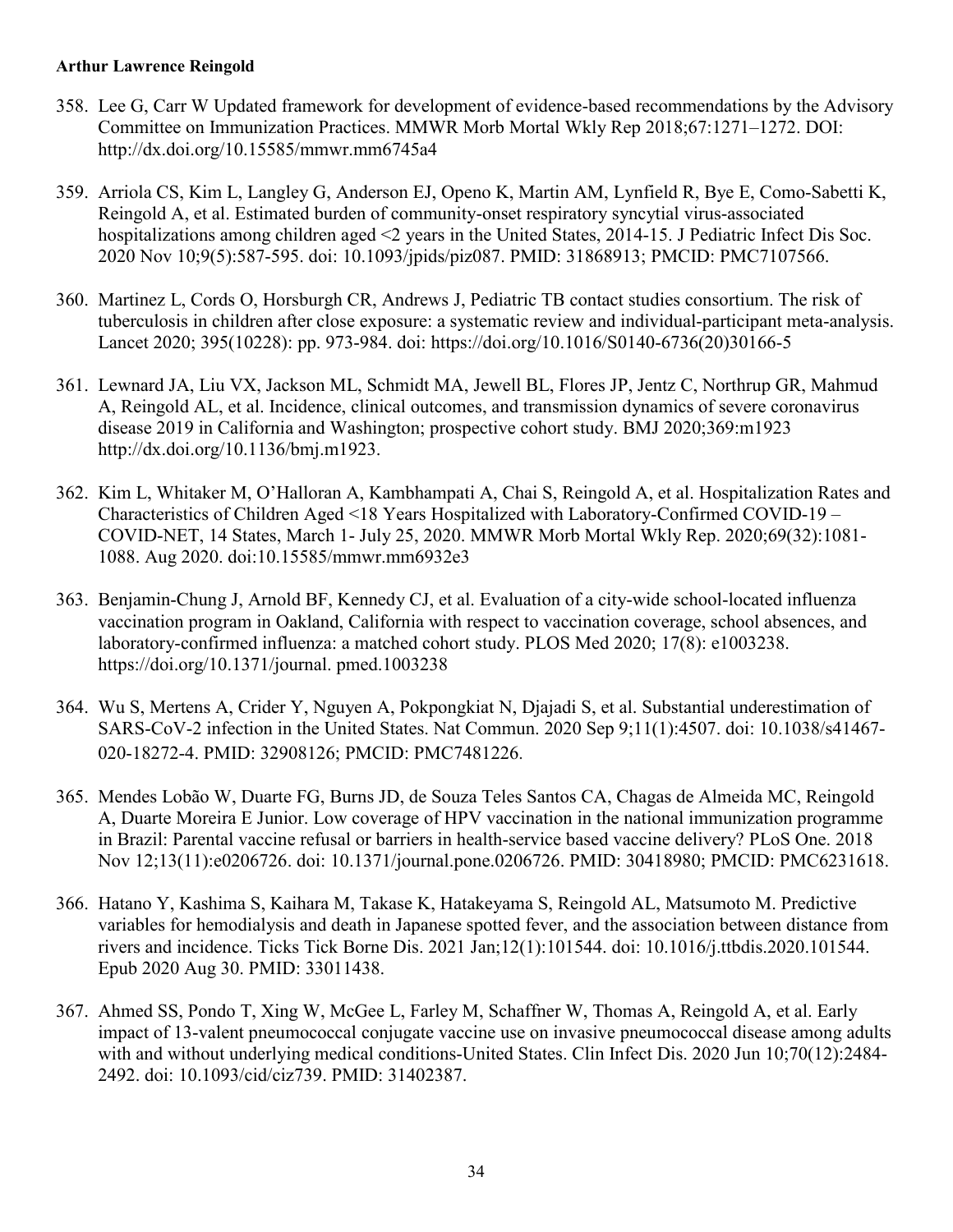**Arthur Lawrence Reingold**

358. Lee G, Carr W Updated framework for development of evidence-based recommendations by the Advisory Committee on Immunization Practices. MMWR Morb Mortal Wkly Rep 2018;67:1271–1272. DOI: http://dx.doi.org/10.15585/mmwr.mm6745a4

359. Arriola CS, Kim L, Langley G, Anderson EJ, Openo K, Martin AM, Lynfield R, Bye E, Como-Sabetti K, Reingold A, et al. Estimated burden of community-onset respiratory syncytial virus-associated hospitalizations among children aged <2 years in the United States, 2014-15. J Pediatric Infect Dis Soc. 2020 Nov 10;9(5):587-595. doi: 10.1093/jpids/piz087. PMID: 31868913; PMCID: PMC7107566.

360. Martinez L, Cords O, Horsburgh CR, Andrews J, Pediatric TB contact studies consortium. The risk of tuberculosis in children after close exposure: a systematic review and individual-participant meta-analysis. Lancet 2020; 395(10228): pp. 973-984. doi: https://doi.org/10.1016/S0140-6736(20)30166-5

361. Lewnard JA, Liu VX, Jackson ML, Schmidt MA, Jewell BL, Flores JP, Jentz C, Northrup GR, Mahmud A, Reingold AL, et al. Incidence, clinical outcomes, and transmission dynamics of severe coronavirus disease 2019 in California and Washington; prospective cohort study. BMJ 2020;369:m1923 http://dx.doi.org/10.1136/bmj.m1923.

362. Kim L, Whitaker M, O'Halloran A, Kambhampati A, Chai S, Reingold A, et al. Hospitalization Rates and Characteristics of Children Aged <18 Years Hospitalized with Laboratory-Confirmed COVID-19 – COVID-NET, 14 States, March 1- July 25, 2020. MMWR Morb Mortal Wkly Rep. 2020;69(32):1081-1088. Aug 2020. doi:10.15585/mmwr.mm6932e3

363. Benjamin-Chung J, Arnold BF, Kennedy CJ, et al. Evaluation of a city-wide school-located influenza vaccination program in Oakland, California with respect to vaccination coverage, school absences, and laboratory-confirmed influenza: a matched cohort study. PLOS Med 2020; 17(8): e1003238. https://doi.org/10.1371/journal. pmed.1003238

364. Wu S, Mertens A, Crider Y, Nguyen A, Pokpongkiat N, Djajadi S, et al. Substantial underestimation of SARS-CoV-2 infection in the United States. Nat Commun. 2020 Sep 9;11(1):4507. doi: 10.1038/s41467-020-18272-4. PMID: 32908126; PMCID: PMC7481226.

365. Mendes Lobão W, Duarte FG, Burns JD, de Souza Teles Santos CA, Chagas de Almeida MC, Reingold A, Duarte Moreira E Junior. Low coverage of HPV vaccination in the national immunization programme in Brazil: Parental vaccine refusal or barriers in health-service based vaccine delivery? PLoS One. 2018 Nov 12;13(11):e0206726. doi: 10.1371/journal.pone.0206726. PMID: 30418980; PMCID: PMC6231618.

366. Hatano Y, Kashima S, Kaihara M, Takase K, Hatakeyama S, Reingold AL, Matsumoto M. Predictive variables for hemodialysis and death in Japanese spotted fever, and the association between distance from rivers and incidence. Ticks Tick Borne Dis. 2021 Jan;12(1):101544. doi: 10.1016/j.ttbdis.2020.101544. Epub 2020 Aug 30. PMID: 33011438.

367. Ahmed SS, Pondo T, Xing W, McGee L, Farley M, Schaffner W, Thomas A, Reingold A, et al. Early impact of 13-valent pneumococcal conjugate vaccine use on invasive pneumococcal disease among adults with and without underlying medical conditions-United States. Clin Infect Dis. 2020 Jun 10;70(12):2484-2492. doi: 10.1093/cid/ciz739. PMID: 31402387.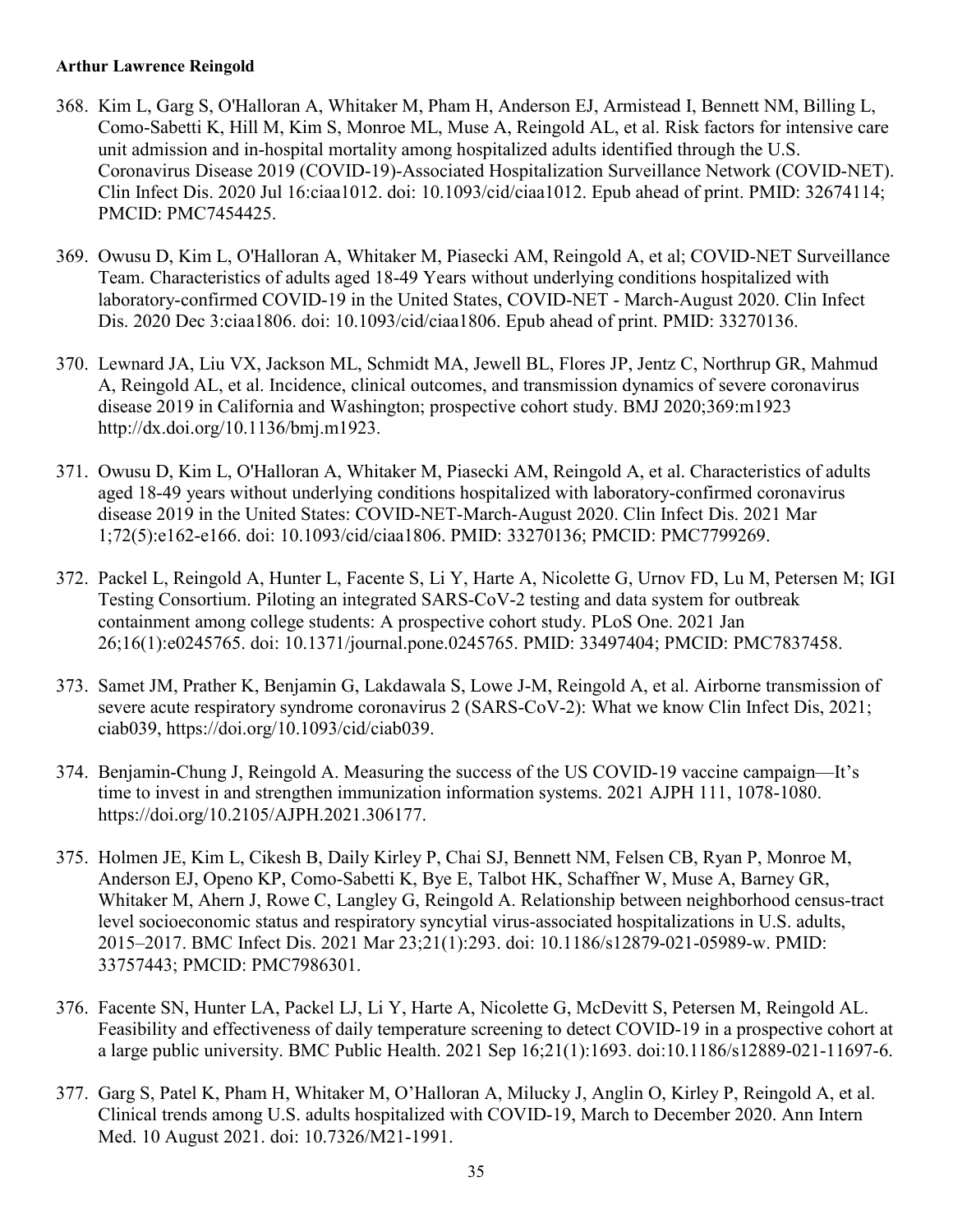368. Kim L, Garg S, O'Halloran A, Whitaker M, Pham H, Anderson EJ, Armistead I, Bennett NM, Billing L, Como-Sabetti K, Hill M, Kim S, Monroe ML, Muse A, Reingold AL, et al. Risk factors for intensive care unit admission and in-hospital mortality among hospitalized adults identified through the U.S. Coronavirus Disease 2019 (COVID-19)-Associated Hospitalization Surveillance Network (COVID-NET). Clin Infect Dis. 2020 Jul 16:ciaa1012. doi: 10.1093/cid/ciaa1012. Epub ahead of print. PMID: 32674114; PMCID: PMC7454425.

369. Owusu D, Kim L, O'Halloran A, Whitaker M, Piasecki AM, Reingold A, et al; COVID-NET Surveillance Team. Characteristics of adults aged 18-49 Years without underlying conditions hospitalized with laboratory-confirmed COVID-19 in the United States, COVID-NET - March-August 2020. Clin Infect Dis. 2020 Dec 3:ciaa1806. doi: 10.1093/cid/ciaa1806. Epub ahead of print. PMID: 33270136.

370. Lewnard JA, Liu VX, Jackson ML, Schmidt MA, Jewell BL, Flores JP, Jentz C, Northrup GR, Mahmud A, Reingold AL, et al. Incidence, clinical outcomes, and transmission dynamics of severe coronavirus disease 2019 in California and Washington; prospective cohort study. BMJ 2020;369:m1923 http://dx.doi.org/10.1136/bmj.m1923.

371. Owusu D, Kim L, O'Halloran A, Whitaker M, Piasecki AM, Reingold A, et al. Characteristics of adults aged 18-49 years without underlying conditions hospitalized with laboratory-confirmed coronavirus disease 2019 in the United States: COVID-NET-March-August 2020. Clin Infect Dis. 2021 Mar 1;72(5):e162-e166. doi: 10.1093/cid/ciaa1806. PMID: 33270136; PMCID: PMC7799269.

372. Packel L, Reingold A, Hunter L, Facente S, Li Y, Harte A, Nicolette G, Urnov FD, Lu M, Petersen M; IGI Testing Consortium. Piloting an integrated SARS-CoV-2 testing and data system for outbreak containment among college students: A prospective cohort study. PLoS One. 2021 Jan 26;16(1):e0245765. doi: 10.1371/journal.pone.0245765. PMID: 33497404; PMCID: PMC7837458.

373. Samet JM, Prather K, Benjamin G, Lakdawala S, Lowe J-M, Reingold A, et al. Airborne transmission of severe acute respiratory syndrome coronavirus 2 (SARS-CoV-2): What we know Clin Infect Dis, 2021; ciab039, https://doi.org/10.1093/cid/ciab039.

374. Benjamin-Chung J, Reingold A. Measuring the success of the US COVID-19 vaccine campaign—It's time to invest in and strengthen immunization information systems. 2021 AJPH 111, 1078-1080. https://doi.org/10.2105/AJPH.2021.306177.

375. Holmen JE, Kim L, Cikesh B, Daily Kirley P, Chai SJ, Bennett NM, Felsen CB, Ryan P, Monroe M, Anderson EJ, Openo KP, Como-Sabetti K, Bye E, Talbot HK, Schaffner W, Muse A, Barney GR, Whitaker M, Ahern J, Rowe C, Langley G, Reingold A. Relationship between neighborhood census-tract level socioeconomic status and respiratory syncytial virus-associated hospitalizations in U.S. adults, 2015–2017. BMC Infect Dis. 2021 Mar 23;21(1):293. doi: 10.1186/s12879-021-05989-w. PMID: 33757443; PMCID: PMC7986301.

376. Facente SN, Hunter LA, Packel LJ, Li Y, Harte A, Nicolette G, McDevitt S, Petersen M, Reingold AL. Feasibility and effectiveness of daily temperature screening to detect COVID-19 in a prospective cohort at a large public university. BMC Public Health. 2021 Sep 16;21(1):1693. doi:10.1186/s12889-021-11697-6.

377. Garg S, Patel K, Pham H, Whitaker M, O'Halloran A, Milucky J, Anglin O, Kirley P, Reingold A, et al. Clinical trends among U.S. adults hospitalized with COVID-19, March to December 2020. Ann Intern Med. 10 August 2021. doi: 10.7326/M21-1991.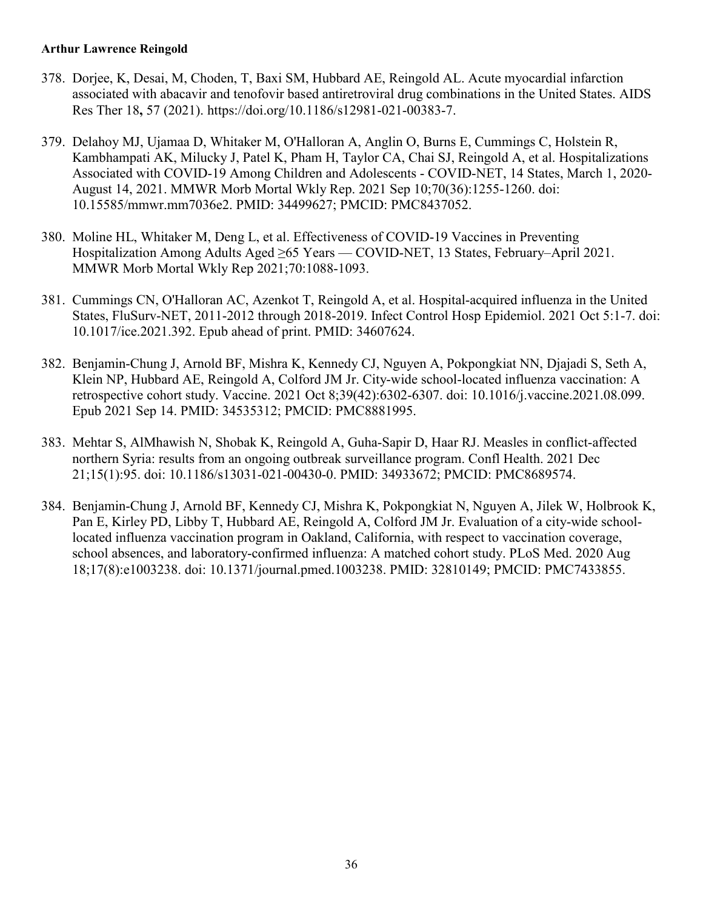378. Dorjee, K, Desai, M, Choden, T, Baxi SM, Hubbard AE, Reingold AL. Acute myocardial infarction associated with abacavir and tenofovir based antiretroviral drug combinations in the United States. AIDS Res Ther 18**,** 57 (2021). https://doi.org/10.1186/s12981-021-00383-7.

379. Delahoy MJ, Ujamaa D, Whitaker M, O'Halloran A, Anglin O, Burns E, Cummings C, Holstein R, Kambhampati AK, Milucky J, Patel K, Pham H, Taylor CA, Chai SJ, Reingold A, et al. Hospitalizations Associated with COVID-19 Among Children and Adolescents - COVID-NET, 14 States, March 1, 2020-August 14, 2021. MMWR Morb Mortal Wkly Rep. 2021 Sep 10;70(36):1255-1260. doi: 10.15585/mmwr.mm7036e2. PMID: 34499627; PMCID: PMC8437052.

380. Moline HL, Whitaker M, Deng L, et al. Effectiveness of COVID-19 Vaccines in Preventing Hospitalization Among Adults Aged ≥65 Years — COVID-NET, 13 States, February–April 2021. MMWR Morb Mortal Wkly Rep 2021;70:1088-1093.

381. Cummings CN, O'Halloran AC, Azenkot T, Reingold A, et al. Hospital-acquired influenza in the United States, FluSurv-NET, 2011-2012 through 2018-2019. Infect Control Hosp Epidemiol. 2021 Oct 5:1-7. doi: 10.1017/ice.2021.392. Epub ahead of print. PMID: 34607624.

382. Benjamin-Chung J, Arnold BF, Mishra K, Kennedy CJ, Nguyen A, Pokpongkiat NN, Djajadi S, Seth A, Klein NP, Hubbard AE, Reingold A, Colford JM Jr. City-wide school-located influenza vaccination: A retrospective cohort study. Vaccine. 2021 Oct 8;39(42):6302-6307. doi: 10.1016/j.vaccine.2021.08.099. Epub 2021 Sep 14. PMID: 34535312; PMCID: PMC8881995.

383. Mehtar S, AlMhawish N, Shobak K, Reingold A, Guha-Sapir D, Haar RJ. Measles in conflict-affected northern Syria: results from an ongoing outbreak surveillance program. Confl Health. 2021 Dec 21;15(1):95. doi: 10.1186/s13031-021-00430-0. PMID: 34933672; PMCID: PMC8689574.

384. Benjamin-Chung J, Arnold BF, Kennedy CJ, Mishra K, Pokpongkiat N, Nguyen A, Jilek W, Holbrook K, Pan E, Kirley PD, Libby T, Hubbard AE, Reingold A, Colford JM Jr. Evaluation of a city-wide school-located influenza vaccination program in Oakland, California, with respect to vaccination coverage, school absences, and laboratory-confirmed influenza: A matched cohort study. PLoS Med. 2020 Aug 18;17(8):e1003238. doi: 10.1371/journal.pmed.1003238. PMID: 32810149; PMCID: PMC7433855.